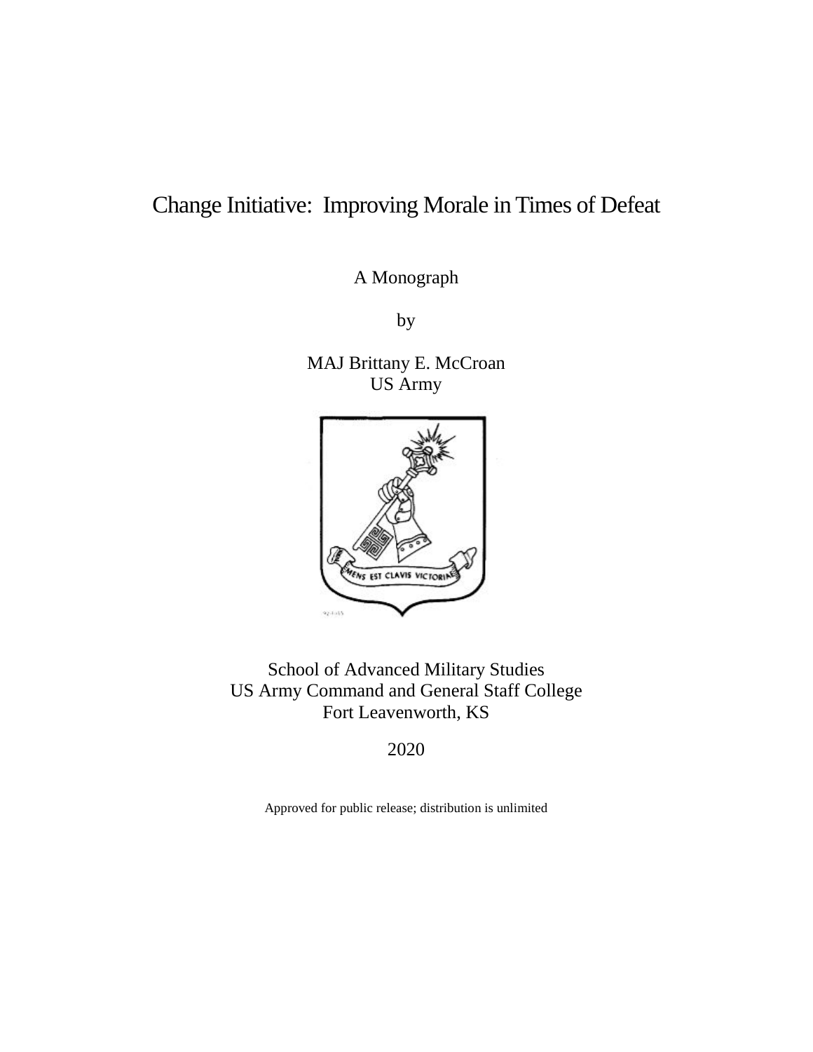# Change Initiative: Improving Morale in Times of Defeat

A Monograph

by

MAJ Brittany E. McCroan
US Army

School of Advanced Military Studies
US Army Command and General Staff College
Fort Leavenworth, KS

2020

Approved for public release; distribution is unlimited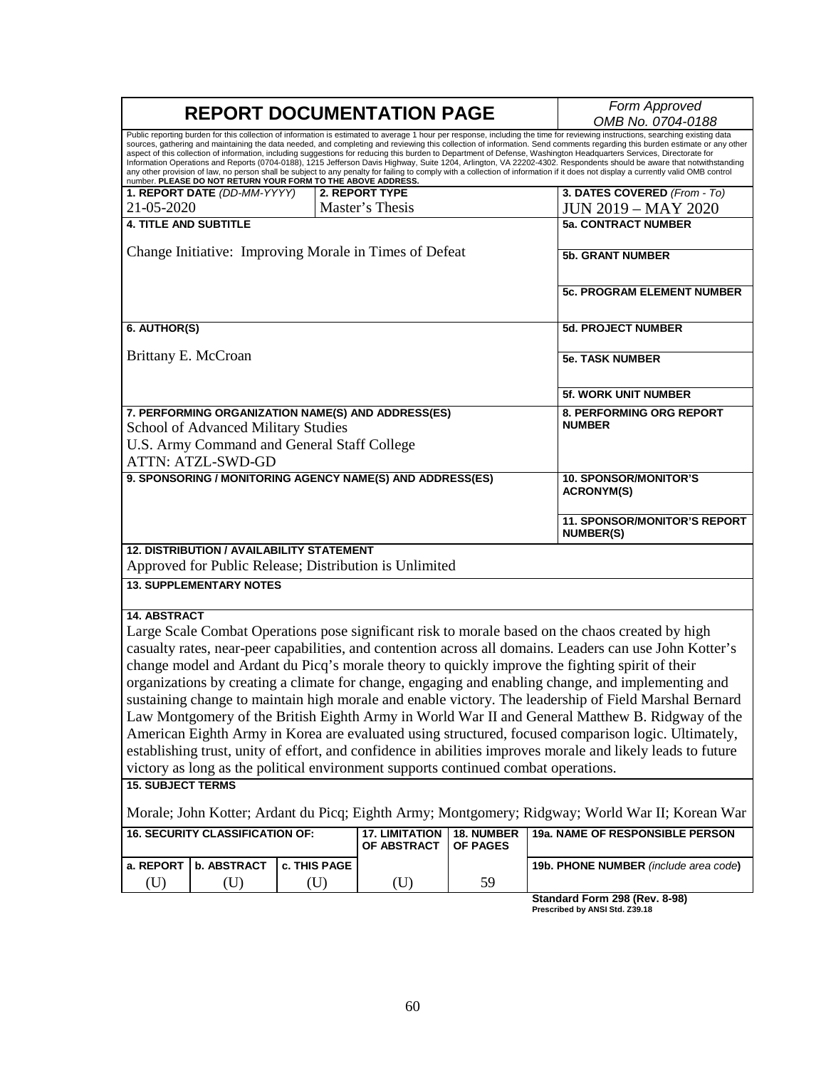# REPORT DOCUMENTATION PAGE

*Form Approved*
*OMB No. 0704-0188*

Public reporting burden for this collection of information is estimated to average 1 hour per response, including the time for reviewing instructions, searching existing data sources, gathering and maintaining the data needed, and completing and reviewing this collection of information. Send comments regarding this burden estimate or any other aspect of this collection of information, including suggestions for reducing this burden to Department of Defense, Washington Headquarters Services, Directorate for Information Operations and Reports (0704-0188), 1215 Jefferson Davis Highway, Suite 1204, Arlington, VA 22202-4302. Respondents should be aware that notwithstanding any other provision of law, no person shall be subject to any penalty for failing to comply with a collection of information if it does not display a currently valid OMB control number. **PLEASE DO NOT RETURN YOUR FORM TO THE ABOVE ADDRESS.**

| **1. REPORT DATE** *(DD-MM-YYYY)* | **2. REPORT TYPE** | **3. DATES COVERED** *(From - To)* |
|---|---|---|
| 21-05-2020 | Master's Thesis | JUN 2019 – MAY 2020 |

**4. TITLE AND SUBTITLE**

Change Initiative: Improving Morale in Times of Defeat

**5a. CONTRACT NUMBER**

**5b. GRANT NUMBER**

**5c. PROGRAM ELEMENT NUMBER**

**6. AUTHOR(S)**

Brittany E. McCroan

**5d. PROJECT NUMBER**

**5e. TASK NUMBER**

**5f. WORK UNIT NUMBER**

**7. PERFORMING ORGANIZATION NAME(S) AND ADDRESS(ES)**

School of Advanced Military Studies
U.S. Army Command and General Staff College
ATTN: ATZL-SWD-GD

**8. PERFORMING ORG REPORT NUMBER**

**9. SPONSORING / MONITORING AGENCY NAME(S) AND ADDRESS(ES)**

**10. SPONSOR/MONITOR'S ACRONYM(S)**

**11. SPONSOR/MONITOR'S REPORT NUMBER(S)**

**12. DISTRIBUTION / AVAILABILITY STATEMENT**

Approved for Public Release; Distribution is Unlimited

**13. SUPPLEMENTARY NOTES**

**14. ABSTRACT**

Large Scale Combat Operations pose significant risk to morale based on the chaos created by high casualty rates, near-peer capabilities, and contention across all domains. Leaders can use John Kotter's change model and Ardant du Picq's morale theory to quickly improve the fighting spirit of their organizations by creating a climate for change, engaging and enabling change, and implementing and sustaining change to maintain high morale and enable victory. The leadership of Field Marshal Bernard Law Montgomery of the British Eighth Army in World War II and General Matthew B. Ridgway of the American Eighth Army in Korea are evaluated using structured, focused comparison logic. Ultimately, establishing trust, unity of effort, and confidence in abilities improves morale and likely leads to future victory as long as the political environment supports continued combat operations.

**15. SUBJECT TERMS**

Morale; John Kotter; Ardant du Picq; Eighth Army; Montgomery; Ridgway; World War II; Korean War

| **16. SECURITY CLASSIFICATION OF:** | | | **17. LIMITATION OF ABSTRACT** | **18. NUMBER OF PAGES** | **19a. NAME OF RESPONSIBLE PERSON** |
|---|---|---|---|---|---|
| **a. REPORT** | **b. ABSTRACT** | **c. THIS PAGE** | | | **19b. PHONE NUMBER** *(include area code)* |
| (U) | (U) | (U) | (U) | 59 | |

**Standard Form 298 (Rev. 8-98)**
**Prescribed by ANSI Std. Z39.18**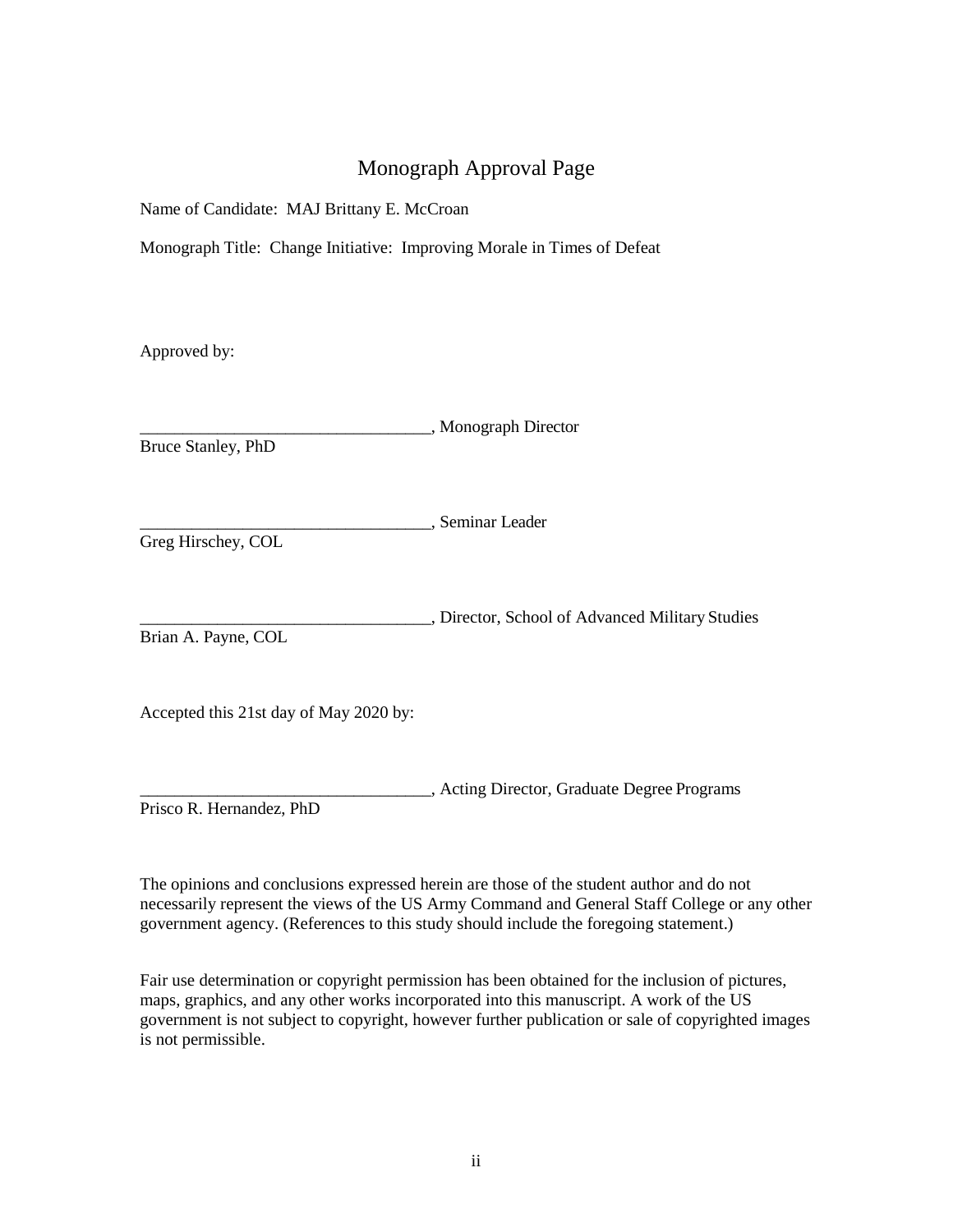# Monograph Approval Page

Name of Candidate: MAJ Brittany E. McCroan

Monograph Title: Change Initiative: Improving Morale in Times of Defeat

Approved by:

__________________________________, Monograph Director
Bruce Stanley, PhD

__________________________________, Seminar Leader
Greg Hirschey, COL

__________________________________, Director, School of Advanced Military Studies
Brian A. Payne, COL

Accepted this 21st day of May 2020 by:

__________________________________, Acting Director, Graduate Degree Programs
Prisco R. Hernandez, PhD

The opinions and conclusions expressed herein are those of the student author and do not necessarily represent the views of the US Army Command and General Staff College or any other government agency. (References to this study should include the foregoing statement.)

Fair use determination or copyright permission has been obtained for the inclusion of pictures, maps, graphics, and any other works incorporated into this manuscript. A work of the US government is not subject to copyright, however further publication or sale of copyrighted images is not permissible.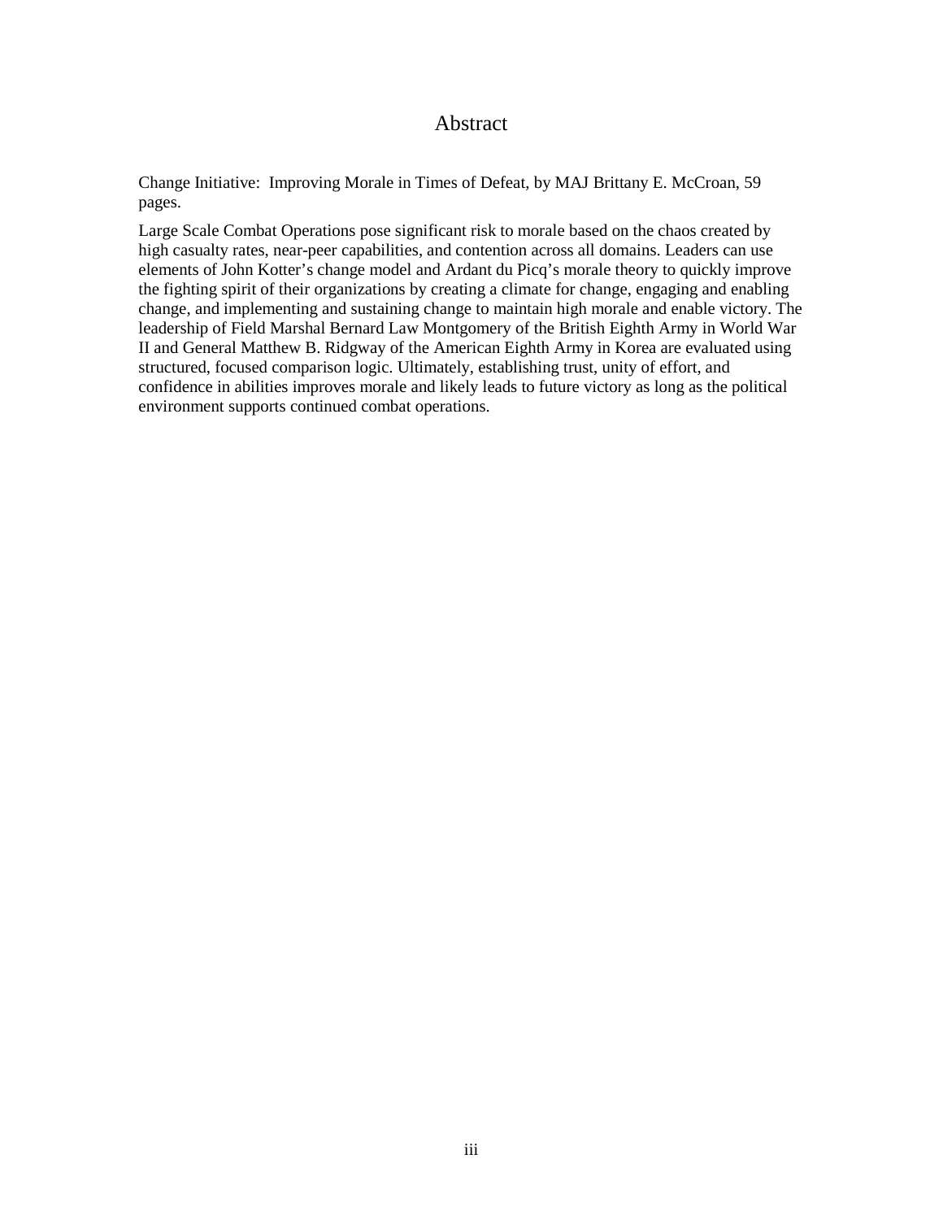# Abstract

Change Initiative: Improving Morale in Times of Defeat, by MAJ Brittany E. McCroan, 59 pages.

Large Scale Combat Operations pose significant risk to morale based on the chaos created by high casualty rates, near-peer capabilities, and contention across all domains. Leaders can use elements of John Kotter's change model and Ardant du Picq's morale theory to quickly improve the fighting spirit of their organizations by creating a climate for change, engaging and enabling change, and implementing and sustaining change to maintain high morale and enable victory. The leadership of Field Marshal Bernard Law Montgomery of the British Eighth Army in World War II and General Matthew B. Ridgway of the American Eighth Army in Korea are evaluated using structured, focused comparison logic. Ultimately, establishing trust, unity of effort, and confidence in abilities improves morale and likely leads to future victory as long as the political environment supports continued combat operations.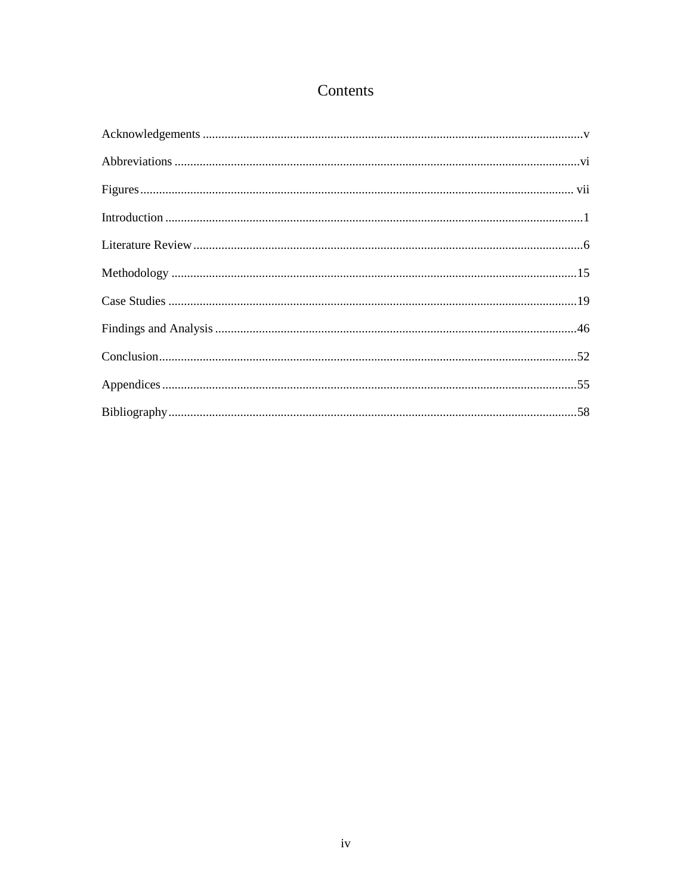# Contents

Acknowledgements ........................................................................................................................v

Abbreviations ..............................................................................................................................vi

Figures ........................................................................................................................................ vii

Introduction ...................................................................................................................................1

Literature Review ..........................................................................................................................6

Methodology ...............................................................................................................................15

Case Studies ................................................................................................................................19

Findings and Analysis ..................................................................................................................46

Conclusion...................................................................................................................................52

Appendices ..................................................................................................................................55

Bibliography ................................................................................................................................58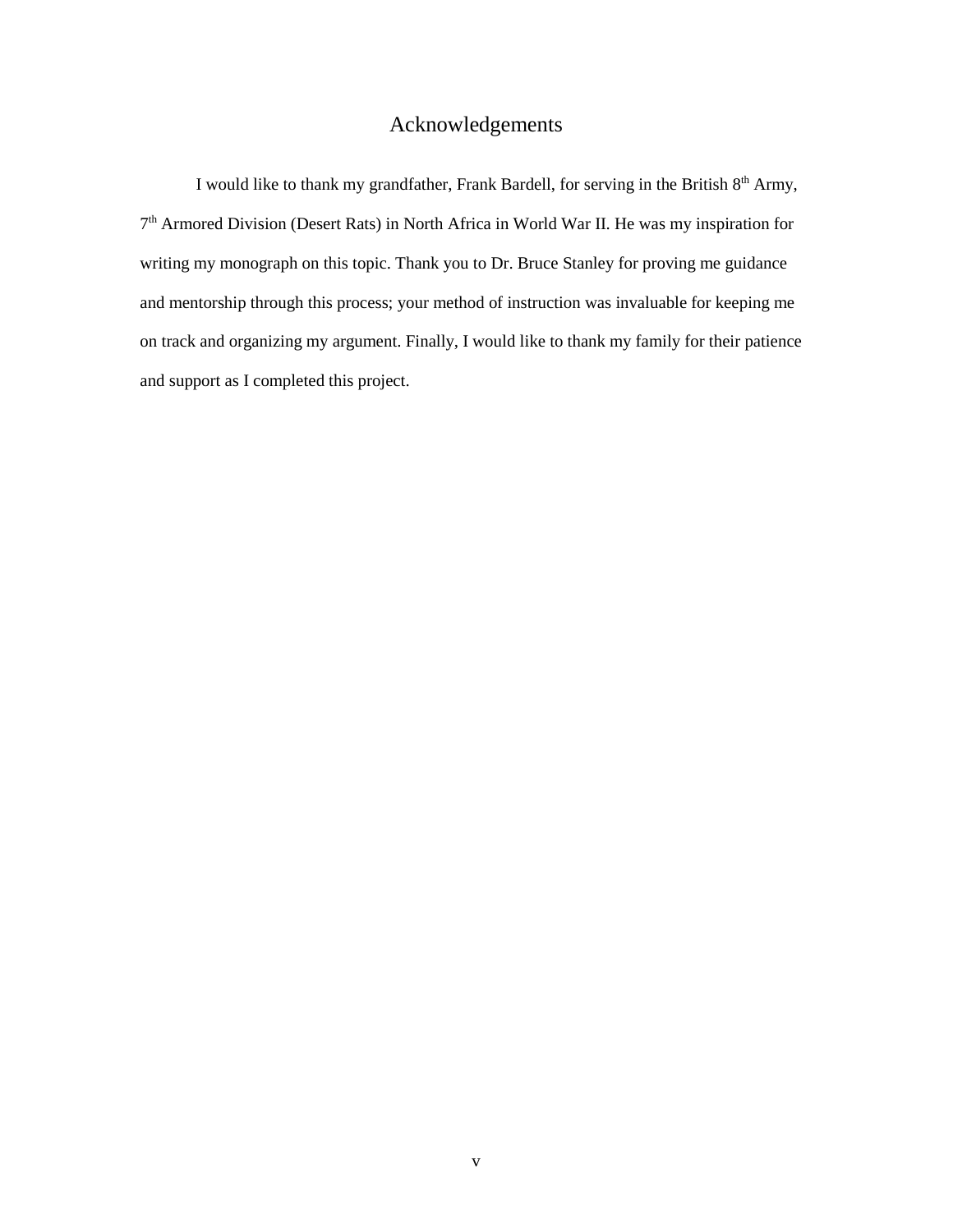# Acknowledgements

I would like to thank my grandfather, Frank Bardell, for serving in the British 8th Army, 7th Armored Division (Desert Rats) in North Africa in World War II. He was my inspiration for writing my monograph on this topic. Thank you to Dr. Bruce Stanley for proving me guidance and mentorship through this process; your method of instruction was invaluable for keeping me on track and organizing my argument. Finally, I would like to thank my family for their patience and support as I completed this project.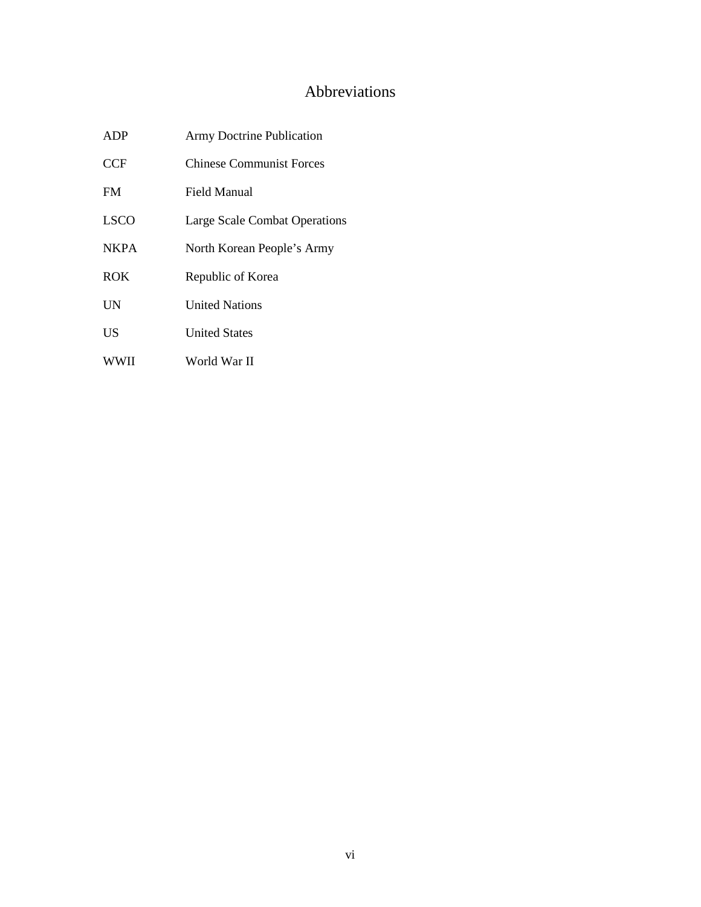# Abbreviations

| | |
|---|---|
| ADP | Army Doctrine Publication |
| CCF | Chinese Communist Forces |
| FM | Field Manual |
| LSCO | Large Scale Combat Operations |
| NKPA | North Korean People's Army |
| ROK | Republic of Korea |
| UN | United Nations |
| US | United States |
| WWII | World War II |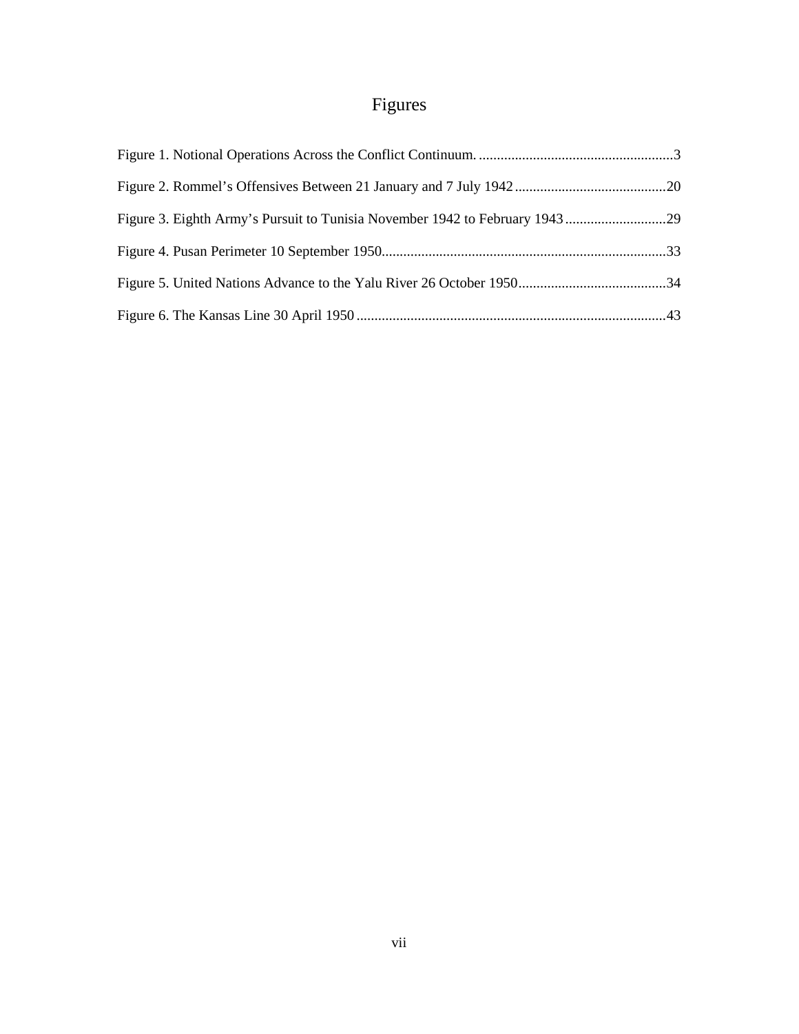# Figures

Figure 1. Notional Operations Across the Conflict Continuum. ......................................................3

Figure 2. Rommel's Offensives Between 21 January and 7 July 1942 ..........................................20

Figure 3. Eighth Army's Pursuit to Tunisia November 1942 to February 1943 ............................29

Figure 4. Pusan Perimeter 10 September 1950...............................................................................33

Figure 5. United Nations Advance to the Yalu River 26 October 1950.........................................34

Figure 6. The Kansas Line 30 April 1950 ......................................................................................43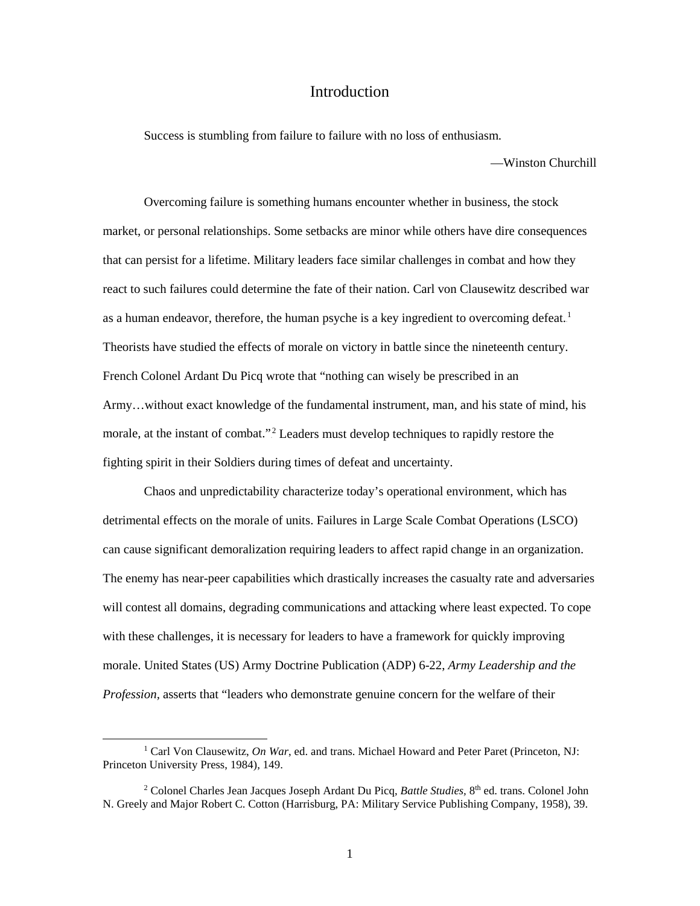# Introduction

Success is stumbling from failure to failure with no loss of enthusiasm.

—Winston Churchill

Overcoming failure is something humans encounter whether in business, the stock market, or personal relationships. Some setbacks are minor while others have dire consequences that can persist for a lifetime. Military leaders face similar challenges in combat and how they react to such failures could determine the fate of their nation. Carl von Clausewitz described war as a human endeavor, therefore, the human psyche is a key ingredient to overcoming defeat.[1] Theorists have studied the effects of morale on victory in battle since the nineteenth century. French Colonel Ardant Du Picq wrote that "nothing can wisely be prescribed in an Army…without exact knowledge of the fundamental instrument, man, and his state of mind, his morale, at the instant of combat."[2] Leaders must develop techniques to rapidly restore the fighting spirit in their Soldiers during times of defeat and uncertainty.

Chaos and unpredictability characterize today's operational environment, which has detrimental effects on the morale of units. Failures in Large Scale Combat Operations (LSCO) can cause significant demoralization requiring leaders to affect rapid change in an organization. The enemy has near-peer capabilities which drastically increases the casualty rate and adversaries will contest all domains, degrading communications and attacking where least expected. To cope with these challenges, it is necessary for leaders to have a framework for quickly improving morale. United States (US) Army Doctrine Publication (ADP) 6-22, *Army Leadership and the Profession*, asserts that "leaders who demonstrate genuine concern for the welfare of their

---

[1] Carl Von Clausewitz, *On War*, ed. and trans. Michael Howard and Peter Paret (Princeton, NJ: Princeton University Press, 1984), 149.

[2] Colonel Charles Jean Jacques Joseph Ardant Du Picq, *Battle Studies*, 8th ed. trans. Colonel John N. Greely and Major Robert C. Cotton (Harrisburg, PA: Military Service Publishing Company, 1958), 39.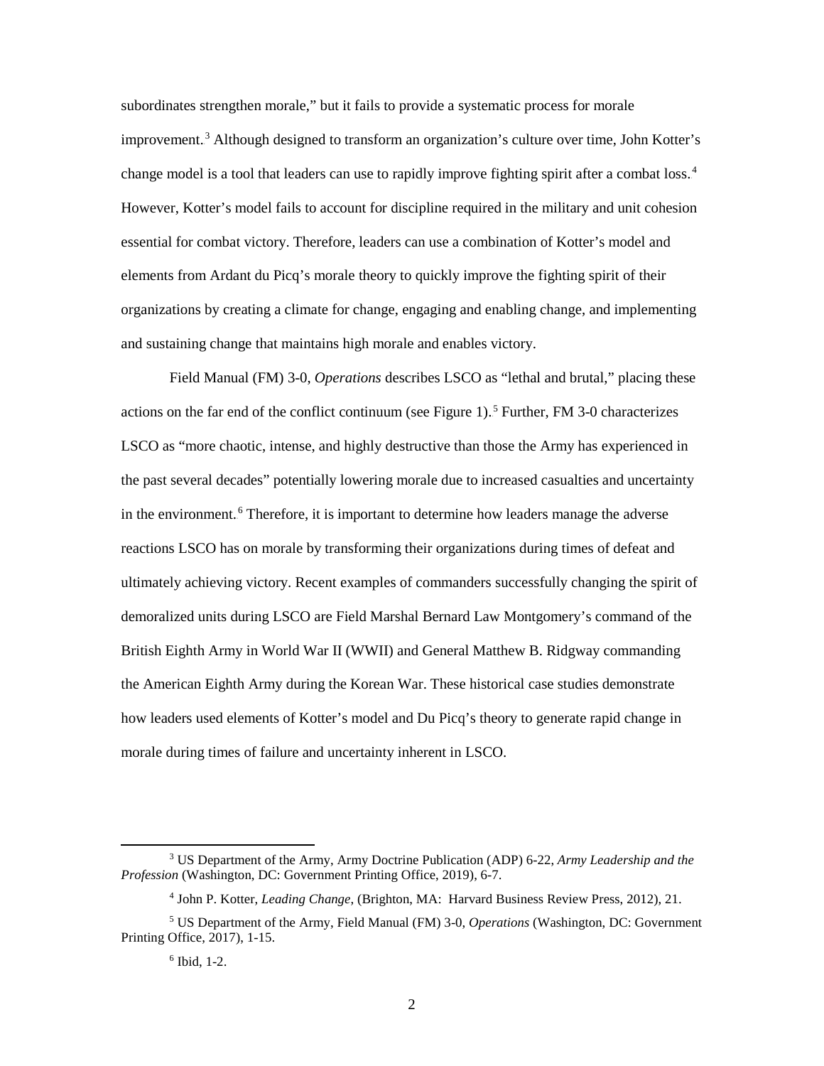subordinates strengthen morale," but it fails to provide a systematic process for morale improvement.[3] Although designed to transform an organization's culture over time, John Kotter's change model is a tool that leaders can use to rapidly improve fighting spirit after a combat loss.[4] However, Kotter's model fails to account for discipline required in the military and unit cohesion essential for combat victory. Therefore, leaders can use a combination of Kotter's model and elements from Ardant du Picq's morale theory to quickly improve the fighting spirit of their organizations by creating a climate for change, engaging and enabling change, and implementing and sustaining change that maintains high morale and enables victory.

Field Manual (FM) 3-0, *Operations* describes LSCO as "lethal and brutal," placing these actions on the far end of the conflict continuum (see Figure 1).[5] Further, FM 3-0 characterizes LSCO as "more chaotic, intense, and highly destructive than those the Army has experienced in the past several decades" potentially lowering morale due to increased casualties and uncertainty in the environment.[6] Therefore, it is important to determine how leaders manage the adverse reactions LSCO has on morale by transforming their organizations during times of defeat and ultimately achieving victory. Recent examples of commanders successfully changing the spirit of demoralized units during LSCO are Field Marshal Bernard Law Montgomery's command of the British Eighth Army in World War II (WWII) and General Matthew B. Ridgway commanding the American Eighth Army during the Korean War. These historical case studies demonstrate how leaders used elements of Kotter's model and Du Picq's theory to generate rapid change in morale during times of failure and uncertainty inherent in LSCO.

---

[3] US Department of the Army, Army Doctrine Publication (ADP) 6-22, *Army Leadership and the Profession* (Washington, DC: Government Printing Office, 2019), 6-7.

[4] John P. Kotter, *Leading Change*, (Brighton, MA: Harvard Business Review Press, 2012), 21.

[5] US Department of the Army, Field Manual (FM) 3-0, *Operations* (Washington, DC: Government Printing Office, 2017), 1-15.

[6] Ibid, 1-2.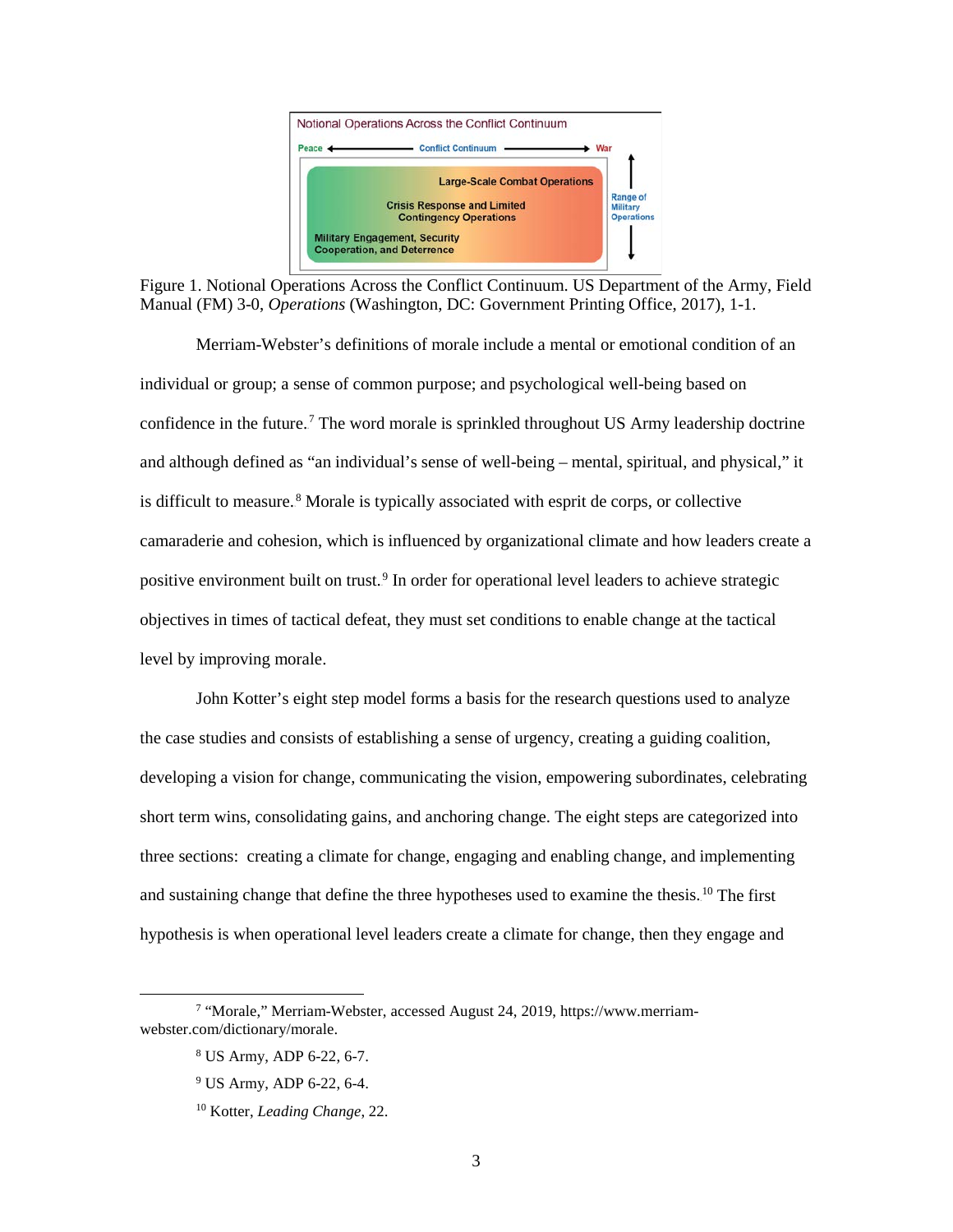Figure 1. Notional Operations Across the Conflict Continuum. US Department of the Army, Field Manual (FM) 3-0, *Operations* (Washington, DC: Government Printing Office, 2017), 1-1.

Merriam-Webster's definitions of morale include a mental or emotional condition of an individual or group; a sense of common purpose; and psychological well-being based on confidence in the future.[7] The word morale is sprinkled throughout US Army leadership doctrine and although defined as "an individual's sense of well-being – mental, spiritual, and physical," it is difficult to measure.[8] Morale is typically associated with esprit de corps, or collective camaraderie and cohesion, which is influenced by organizational climate and how leaders create a positive environment built on trust.[9] In order for operational level leaders to achieve strategic objectives in times of tactical defeat, they must set conditions to enable change at the tactical level by improving morale.

John Kotter's eight step model forms a basis for the research questions used to analyze the case studies and consists of establishing a sense of urgency, creating a guiding coalition, developing a vision for change, communicating the vision, empowering subordinates, celebrating short term wins, consolidating gains, and anchoring change. The eight steps are categorized into three sections: creating a climate for change, engaging and enabling change, and implementing and sustaining change that define the three hypotheses used to examine the thesis.[10] The first hypothesis is when operational level leaders create a climate for change, then they engage and

---

[7] "Morale," Merriam-Webster, accessed August 24, 2019, https://www.merriam-webster.com/dictionary/morale.

[8] US Army, ADP 6-22, 6-7.

[9] US Army, ADP 6-22, 6-4.

[10] Kotter, *Leading Change*, 22.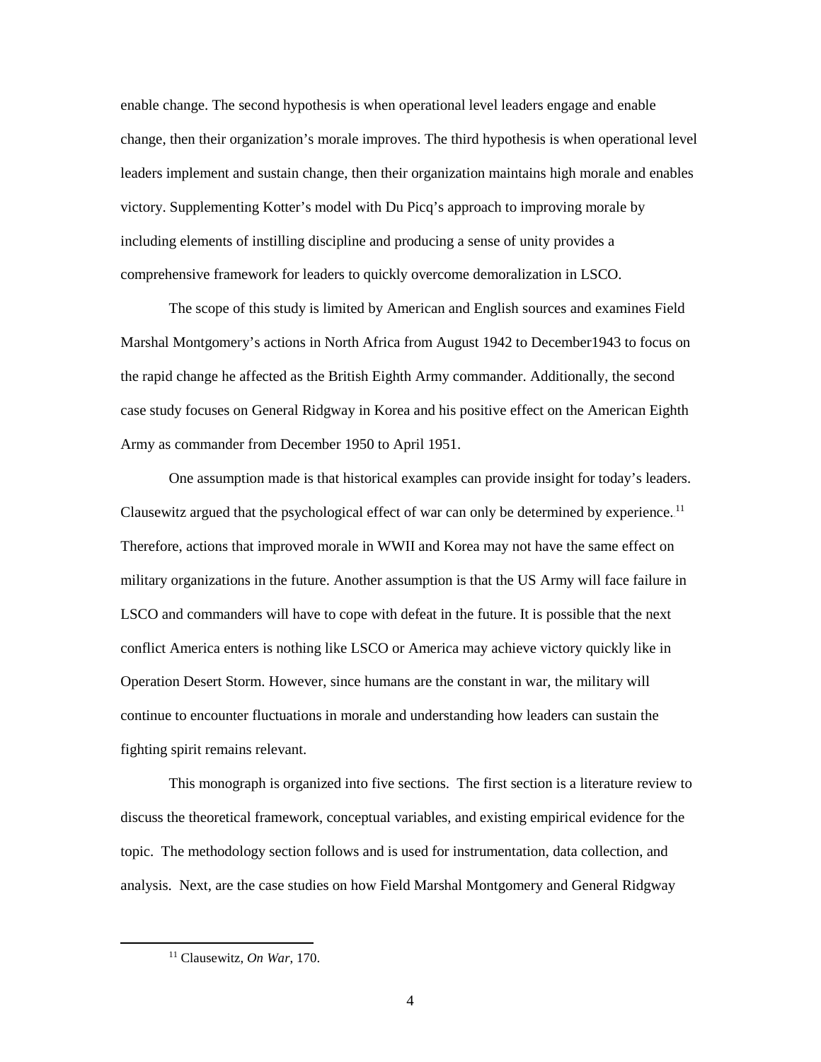enable change. The second hypothesis is when operational level leaders engage and enable change, then their organization's morale improves. The third hypothesis is when operational level leaders implement and sustain change, then their organization maintains high morale and enables victory. Supplementing Kotter's model with Du Picq's approach to improving morale by including elements of instilling discipline and producing a sense of unity provides a comprehensive framework for leaders to quickly overcome demoralization in LSCO.

The scope of this study is limited by American and English sources and examines Field Marshal Montgomery's actions in North Africa from August 1942 to December1943 to focus on the rapid change he affected as the British Eighth Army commander. Additionally, the second case study focuses on General Ridgway in Korea and his positive effect on the American Eighth Army as commander from December 1950 to April 1951.

One assumption made is that historical examples can provide insight for today's leaders. Clausewitz argued that the psychological effect of war can only be determined by experience.[11] Therefore, actions that improved morale in WWII and Korea may not have the same effect on military organizations in the future. Another assumption is that the US Army will face failure in LSCO and commanders will have to cope with defeat in the future. It is possible that the next conflict America enters is nothing like LSCO or America may achieve victory quickly like in Operation Desert Storm. However, since humans are the constant in war, the military will continue to encounter fluctuations in morale and understanding how leaders can sustain the fighting spirit remains relevant.

This monograph is organized into five sections. The first section is a literature review to discuss the theoretical framework, conceptual variables, and existing empirical evidence for the topic. The methodology section follows and is used for instrumentation, data collection, and analysis. Next, are the case studies on how Field Marshal Montgomery and General Ridgway

[11] Clausewitz, *On War*, 170.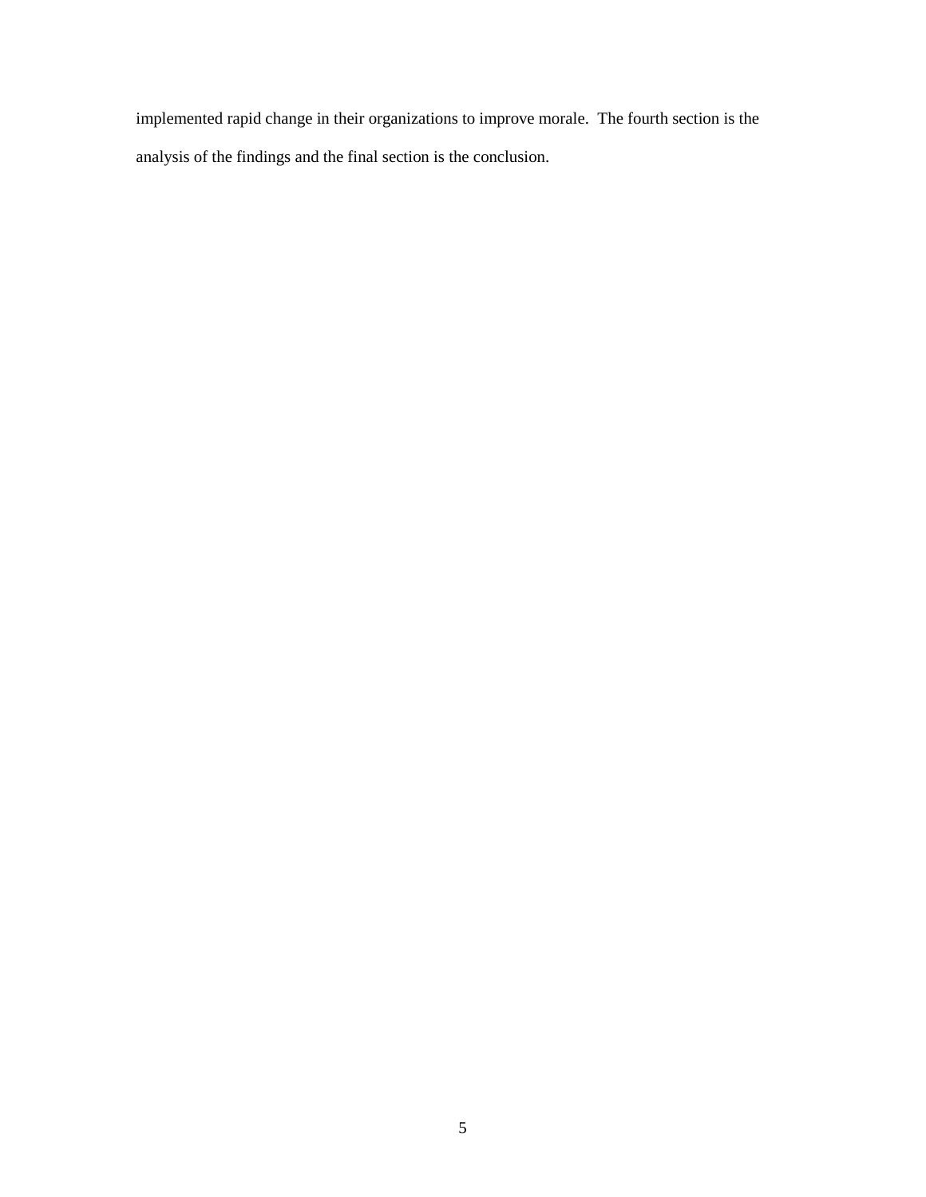implemented rapid change in their organizations to improve morale. The fourth section is the analysis of the findings and the final section is the conclusion.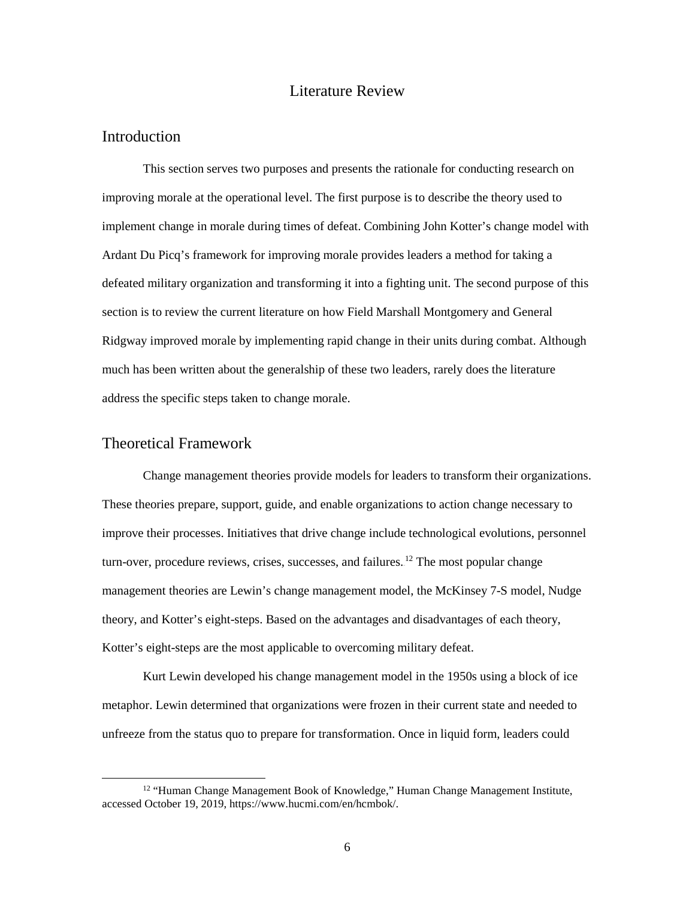# Literature Review

## Introduction

This section serves two purposes and presents the rationale for conducting research on improving morale at the operational level. The first purpose is to describe the theory used to implement change in morale during times of defeat. Combining John Kotter's change model with Ardant Du Picq's framework for improving morale provides leaders a method for taking a defeated military organization and transforming it into a fighting unit. The second purpose of this section is to review the current literature on how Field Marshall Montgomery and General Ridgway improved morale by implementing rapid change in their units during combat. Although much has been written about the generalship of these two leaders, rarely does the literature address the specific steps taken to change morale.

## Theoretical Framework

Change management theories provide models for leaders to transform their organizations. These theories prepare, support, guide, and enable organizations to action change necessary to improve their processes. Initiatives that drive change include technological evolutions, personnel turn-over, procedure reviews, crises, successes, and failures.[12] The most popular change management theories are Lewin's change management model, the McKinsey 7-S model, Nudge theory, and Kotter's eight-steps. Based on the advantages and disadvantages of each theory, Kotter's eight-steps are the most applicable to overcoming military defeat.

Kurt Lewin developed his change management model in the 1950s using a block of ice metaphor. Lewin determined that organizations were frozen in their current state and needed to unfreeze from the status quo to prepare for transformation. Once in liquid form, leaders could

---

[12] "Human Change Management Book of Knowledge," Human Change Management Institute, accessed October 19, 2019, https://www.hucmi.com/en/hcmbok/.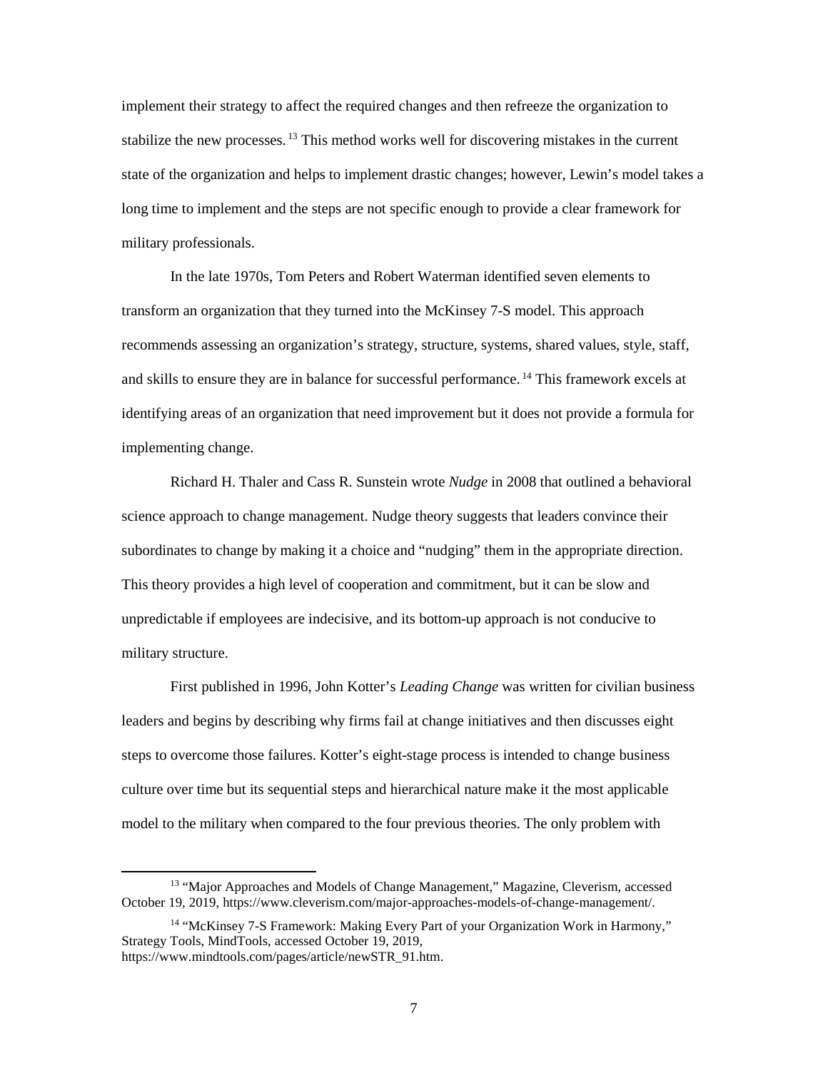implement their strategy to affect the required changes and then refreeze the organization to stabilize the new processes.[13] This method works well for discovering mistakes in the current state of the organization and helps to implement drastic changes; however, Lewin's model takes a long time to implement and the steps are not specific enough to provide a clear framework for military professionals.

In the late 1970s, Tom Peters and Robert Waterman identified seven elements to transform an organization that they turned into the McKinsey 7-S model. This approach recommends assessing an organization's strategy, structure, systems, shared values, style, staff, and skills to ensure they are in balance for successful performance.[14] This framework excels at identifying areas of an organization that need improvement but it does not provide a formula for implementing change.

Richard H. Thaler and Cass R. Sunstein wrote *Nudge* in 2008 that outlined a behavioral science approach to change management. Nudge theory suggests that leaders convince their subordinates to change by making it a choice and "nudging" them in the appropriate direction. This theory provides a high level of cooperation and commitment, but it can be slow and unpredictable if employees are indecisive, and its bottom-up approach is not conducive to military structure.

First published in 1996, John Kotter's *Leading Change* was written for civilian business leaders and begins by describing why firms fail at change initiatives and then discusses eight steps to overcome those failures. Kotter's eight-stage process is intended to change business culture over time but its sequential steps and hierarchical nature make it the most applicable model to the military when compared to the four previous theories. The only problem with

---

[13] "Major Approaches and Models of Change Management," Magazine, Cleverism, accessed October 19, 2019, https://www.cleverism.com/major-approaches-models-of-change-management/.

[14] "McKinsey 7-S Framework: Making Every Part of your Organization Work in Harmony," Strategy Tools, MindTools, accessed October 19, 2019, https://www.mindtools.com/pages/article/newSTR_91.htm.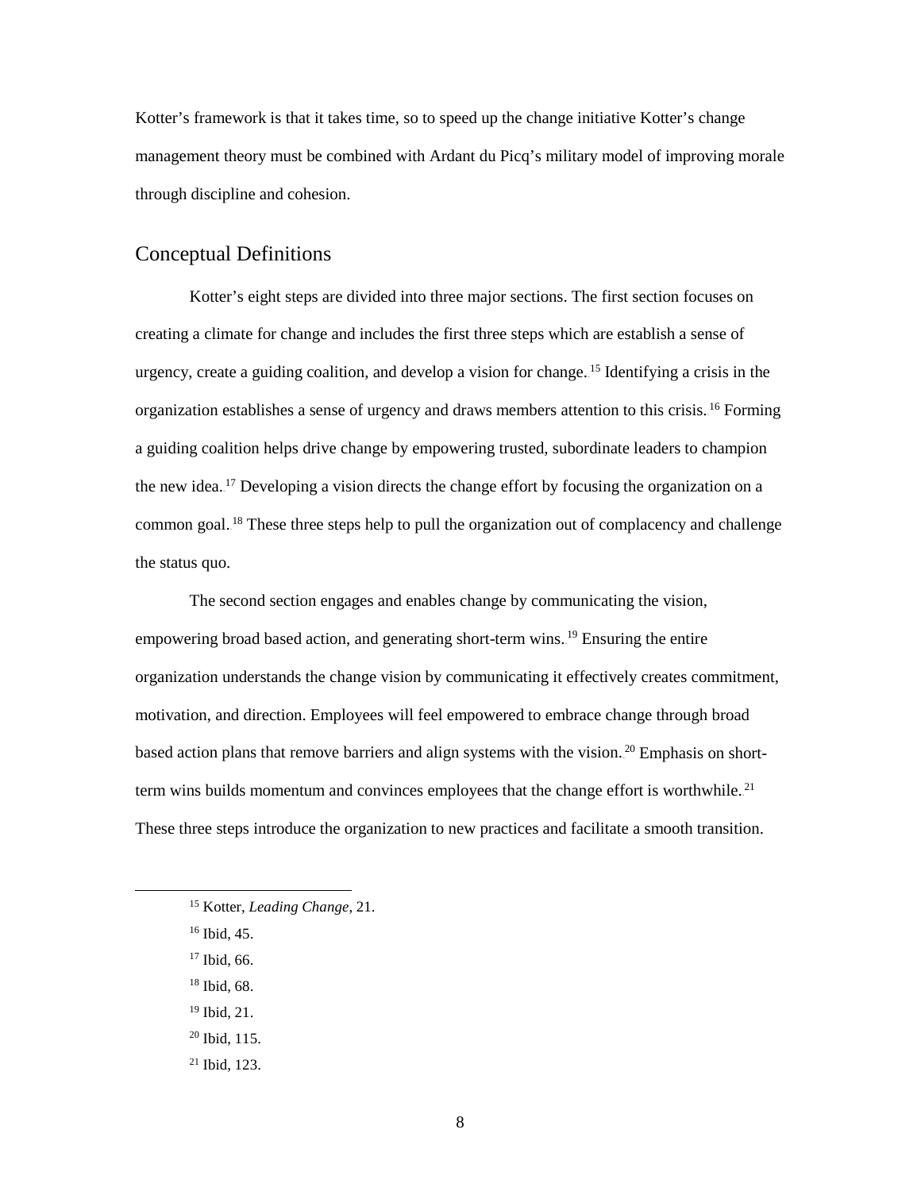Kotter's framework is that it takes time, so to speed up the change initiative Kotter's change management theory must be combined with Ardant du Picq's military model of improving morale through discipline and cohesion.

## Conceptual Definitions

Kotter's eight steps are divided into three major sections. The first section focuses on creating a climate for change and includes the first three steps which are establish a sense of urgency, create a guiding coalition, and develop a vision for change.[15] Identifying a crisis in the organization establishes a sense of urgency and draws members attention to this crisis.[16] Forming a guiding coalition helps drive change by empowering trusted, subordinate leaders to champion the new idea.[17] Developing a vision directs the change effort by focusing the organization on a common goal.[18] These three steps help to pull the organization out of complacency and challenge the status quo.

The second section engages and enables change by communicating the vision, empowering broad based action, and generating short-term wins.[19] Ensuring the entire organization understands the change vision by communicating it effectively creates commitment, motivation, and direction. Employees will feel empowered to embrace change through broad based action plans that remove barriers and align systems with the vision.[20] Emphasis on short-term wins builds momentum and convinces employees that the change effort is worthwhile.[21] These three steps introduce the organization to new practices and facilitate a smooth transition.

---

[15] Kotter, *Leading Change*, 21.

[16] Ibid, 45.

[17] Ibid, 66.

[18] Ibid, 68.

[19] Ibid, 21.

[20] Ibid, 115.

[21] Ibid, 123.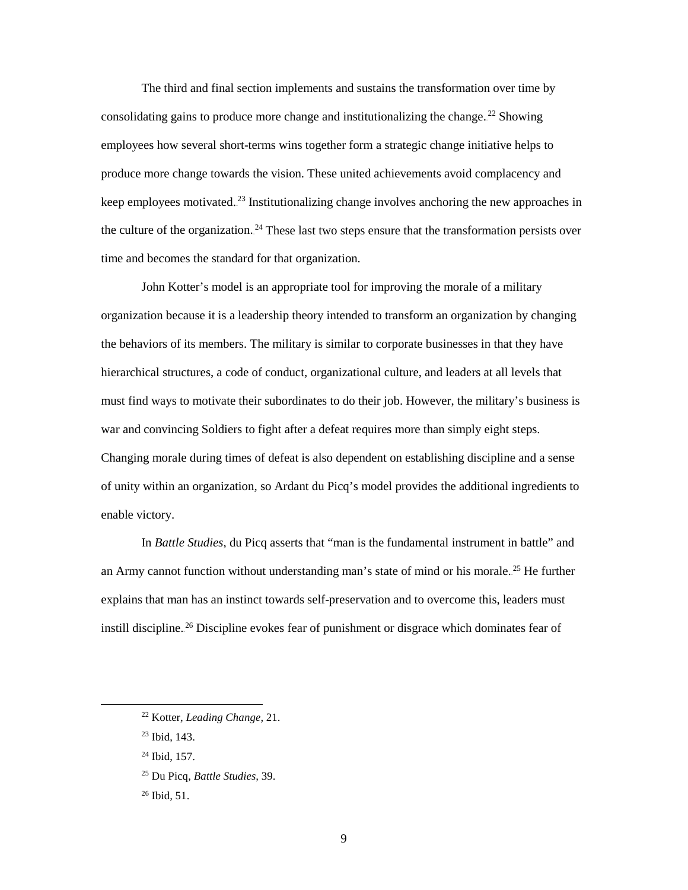The third and final section implements and sustains the transformation over time by consolidating gains to produce more change and institutionalizing the change.[22] Showing employees how several short-terms wins together form a strategic change initiative helps to produce more change towards the vision. These united achievements avoid complacency and keep employees motivated.[23] Institutionalizing change involves anchoring the new approaches in the culture of the organization.[24] These last two steps ensure that the transformation persists over time and becomes the standard for that organization.

John Kotter's model is an appropriate tool for improving the morale of a military organization because it is a leadership theory intended to transform an organization by changing the behaviors of its members. The military is similar to corporate businesses in that they have hierarchical structures, a code of conduct, organizational culture, and leaders at all levels that must find ways to motivate their subordinates to do their job. However, the military's business is war and convincing Soldiers to fight after a defeat requires more than simply eight steps. Changing morale during times of defeat is also dependent on establishing discipline and a sense of unity within an organization, so Ardant du Picq's model provides the additional ingredients to enable victory.

In *Battle Studies*, du Picq asserts that "man is the fundamental instrument in battle" and an Army cannot function without understanding man's state of mind or his morale.[25] He further explains that man has an instinct towards self-preservation and to overcome this, leaders must instill discipline.[26] Discipline evokes fear of punishment or disgrace which dominates fear of

[22] Kotter, *Leading Change*, 21.

[23] Ibid, 143.

[24] Ibid, 157.

[25] Du Picq, *Battle Studies*, 39.

[26] Ibid, 51.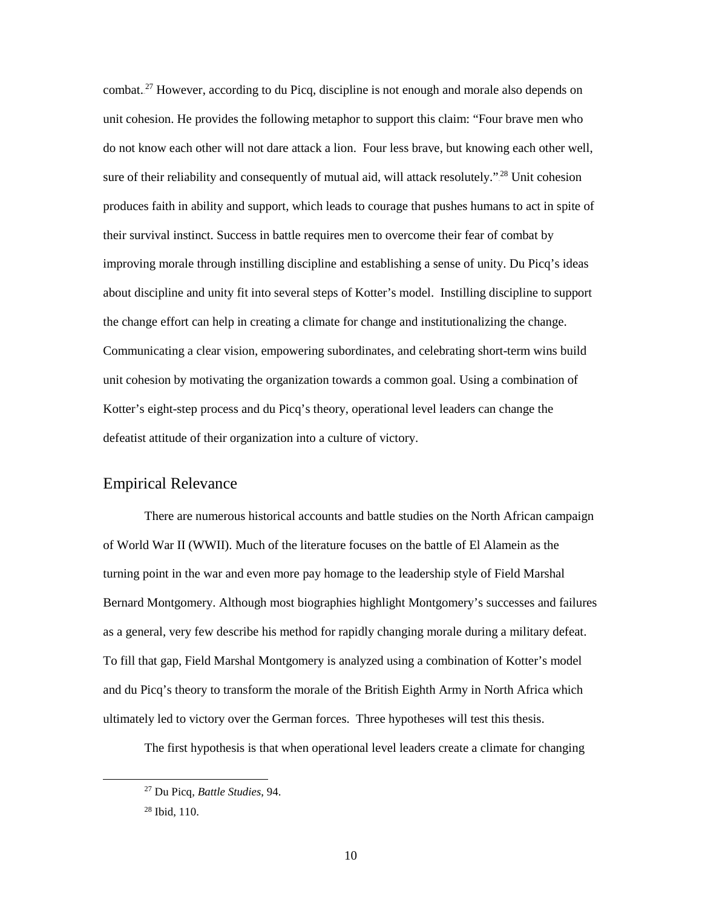combat.[27] However, according to du Picq, discipline is not enough and morale also depends on unit cohesion. He provides the following metaphor to support this claim: "Four brave men who do not know each other will not dare attack a lion. Four less brave, but knowing each other well, sure of their reliability and consequently of mutual aid, will attack resolutely."[28] Unit cohesion produces faith in ability and support, which leads to courage that pushes humans to act in spite of their survival instinct. Success in battle requires men to overcome their fear of combat by improving morale through instilling discipline and establishing a sense of unity. Du Picq's ideas about discipline and unity fit into several steps of Kotter's model. Instilling discipline to support the change effort can help in creating a climate for change and institutionalizing the change. Communicating a clear vision, empowering subordinates, and celebrating short-term wins build unit cohesion by motivating the organization towards a common goal. Using a combination of Kotter's eight-step process and du Picq's theory, operational level leaders can change the defeatist attitude of their organization into a culture of victory.

## Empirical Relevance

There are numerous historical accounts and battle studies on the North African campaign of World War II (WWII). Much of the literature focuses on the battle of El Alamein as the turning point in the war and even more pay homage to the leadership style of Field Marshal Bernard Montgomery. Although most biographies highlight Montgomery's successes and failures as a general, very few describe his method for rapidly changing morale during a military defeat. To fill that gap, Field Marshal Montgomery is analyzed using a combination of Kotter's model and du Picq's theory to transform the morale of the British Eighth Army in North Africa which ultimately led to victory over the German forces. Three hypotheses will test this thesis.

The first hypothesis is that when operational level leaders create a climate for changing

---

[27] Du Picq, *Battle Studies*, 94.

[28] Ibid, 110.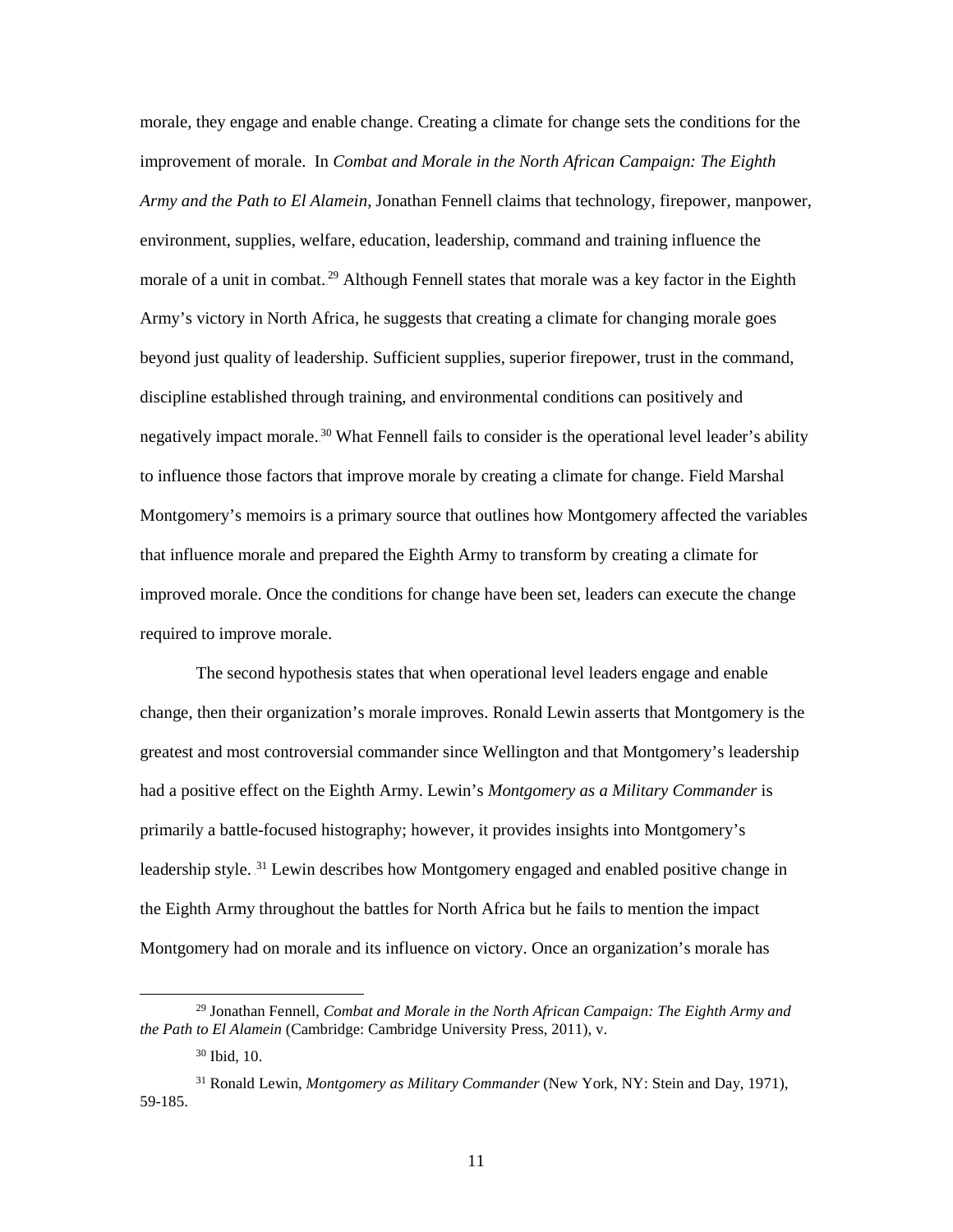morale, they engage and enable change. Creating a climate for change sets the conditions for the improvement of morale. In *Combat and Morale in the North African Campaign: The Eighth Army and the Path to El Alamein*, Jonathan Fennell claims that technology, firepower, manpower, environment, supplies, welfare, education, leadership, command and training influence the morale of a unit in combat.[29] Although Fennell states that morale was a key factor in the Eighth Army's victory in North Africa, he suggests that creating a climate for changing morale goes beyond just quality of leadership. Sufficient supplies, superior firepower, trust in the command, discipline established through training, and environmental conditions can positively and negatively impact morale.[30] What Fennell fails to consider is the operational level leader's ability to influence those factors that improve morale by creating a climate for change. Field Marshal Montgomery's memoirs is a primary source that outlines how Montgomery affected the variables that influence morale and prepared the Eighth Army to transform by creating a climate for improved morale. Once the conditions for change have been set, leaders can execute the change required to improve morale.

The second hypothesis states that when operational level leaders engage and enable change, then their organization's morale improves. Ronald Lewin asserts that Montgomery is the greatest and most controversial commander since Wellington and that Montgomery's leadership had a positive effect on the Eighth Army. Lewin's *Montgomery as a Military Commander* is primarily a battle-focused histography; however, it provides insights into Montgomery's leadership style.[31] Lewin describes how Montgomery engaged and enabled positive change in the Eighth Army throughout the battles for North Africa but he fails to mention the impact Montgomery had on morale and its influence on victory. Once an organization's morale has

---

[29] Jonathan Fennell, *Combat and Morale in the North African Campaign: The Eighth Army and the Path to El Alamein* (Cambridge: Cambridge University Press, 2011), v.

[30] Ibid, 10.

[31] Ronald Lewin, *Montgomery as Military Commander* (New York, NY: Stein and Day, 1971), 59-185.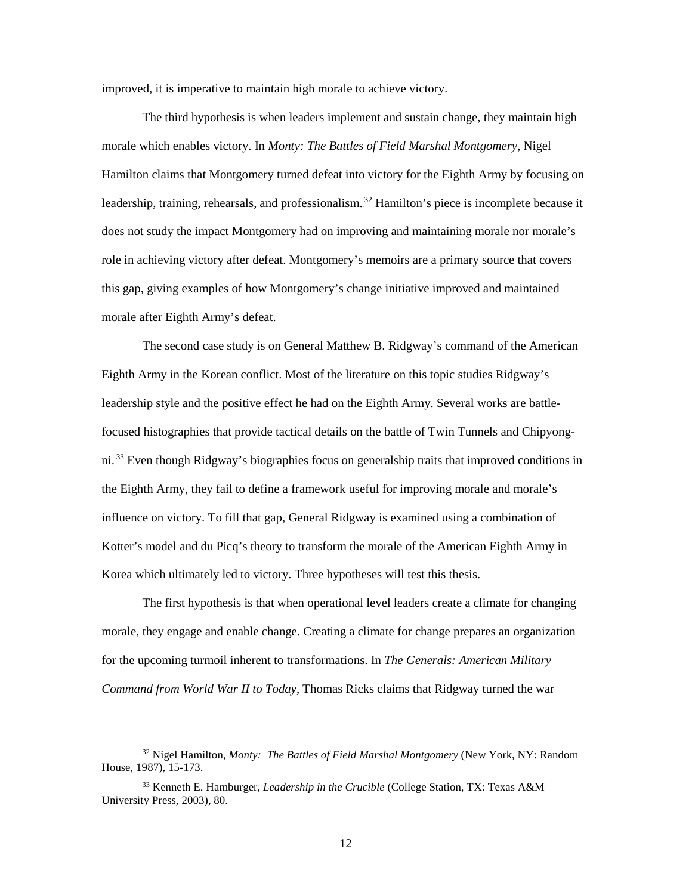improved, it is imperative to maintain high morale to achieve victory.

The third hypothesis is when leaders implement and sustain change, they maintain high morale which enables victory. In *Monty: The Battles of Field Marshal Montgomery*, Nigel Hamilton claims that Montgomery turned defeat into victory for the Eighth Army by focusing on leadership, training, rehearsals, and professionalism.[32] Hamilton's piece is incomplete because it does not study the impact Montgomery had on improving and maintaining morale nor morale's role in achieving victory after defeat. Montgomery's memoirs are a primary source that covers this gap, giving examples of how Montgomery's change initiative improved and maintained morale after Eighth Army's defeat.

The second case study is on General Matthew B. Ridgway's command of the American Eighth Army in the Korean conflict. Most of the literature on this topic studies Ridgway's leadership style and the positive effect he had on the Eighth Army. Several works are battle-focused histographies that provide tactical details on the battle of Twin Tunnels and Chipyong-ni.[33] Even though Ridgway's biographies focus on generalship traits that improved conditions in the Eighth Army, they fail to define a framework useful for improving morale and morale's influence on victory. To fill that gap, General Ridgway is examined using a combination of Kotter's model and du Picq's theory to transform the morale of the American Eighth Army in Korea which ultimately led to victory. Three hypotheses will test this thesis.

The first hypothesis is that when operational level leaders create a climate for changing morale, they engage and enable change. Creating a climate for change prepares an organization for the upcoming turmoil inherent to transformations. In *The Generals: American Military Command from World War II to Today*, Thomas Ricks claims that Ridgway turned the war

---

[32] Nigel Hamilton, *Monty: The Battles of Field Marshal Montgomery* (New York, NY: Random House, 1987), 15-173.

[33] Kenneth E. Hamburger, *Leadership in the Crucible* (College Station, TX: Texas A&M University Press, 2003), 80.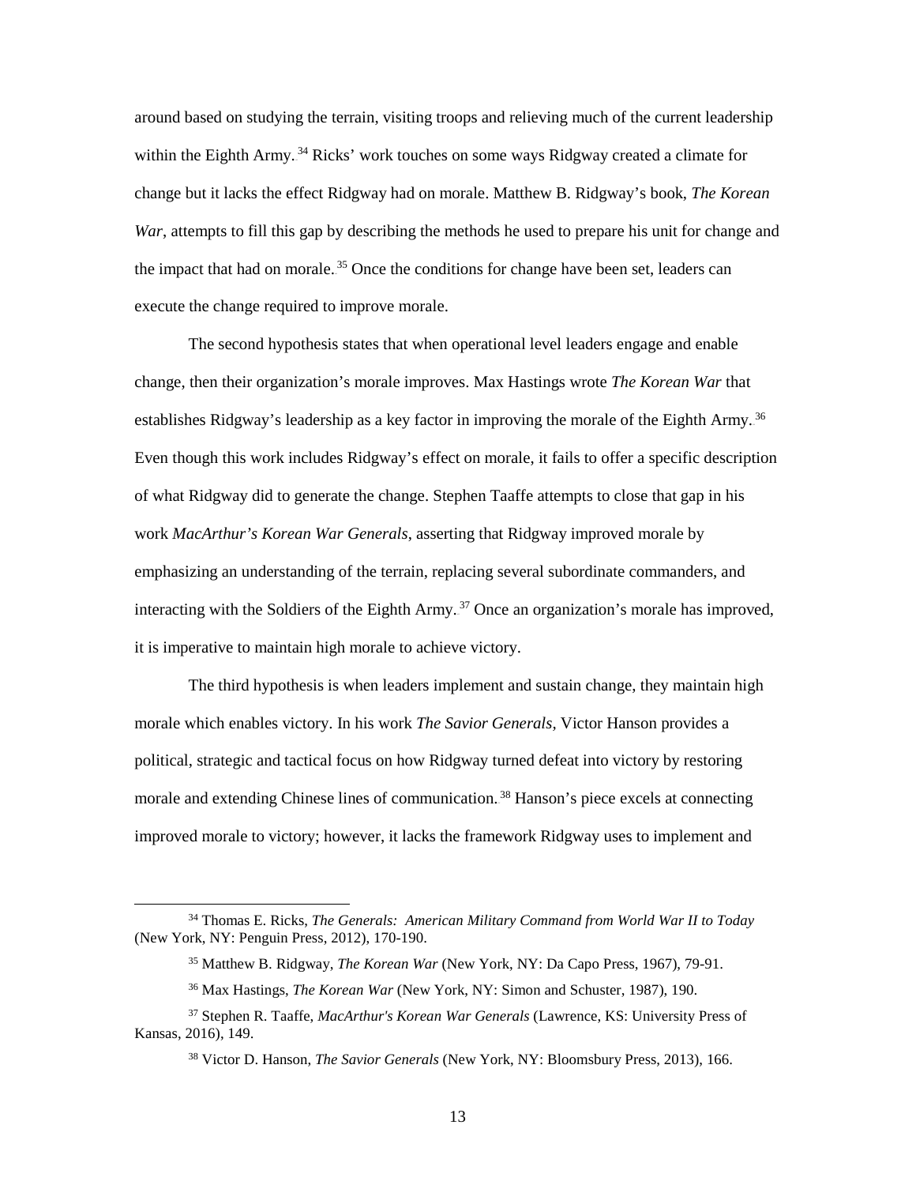around based on studying the terrain, visiting troops and relieving much of the current leadership within the Eighth Army.[34] Ricks' work touches on some ways Ridgway created a climate for change but it lacks the effect Ridgway had on morale. Matthew B. Ridgway's book, *The Korean War*, attempts to fill this gap by describing the methods he used to prepare his unit for change and the impact that had on morale.[35] Once the conditions for change have been set, leaders can execute the change required to improve morale.

The second hypothesis states that when operational level leaders engage and enable change, then their organization's morale improves. Max Hastings wrote *The Korean War* that establishes Ridgway's leadership as a key factor in improving the morale of the Eighth Army.[36] Even though this work includes Ridgway's effect on morale, it fails to offer a specific description of what Ridgway did to generate the change. Stephen Taaffe attempts to close that gap in his work *MacArthur's Korean War Generals*, asserting that Ridgway improved morale by emphasizing an understanding of the terrain, replacing several subordinate commanders, and interacting with the Soldiers of the Eighth Army.[37] Once an organization's morale has improved, it is imperative to maintain high morale to achieve victory.

The third hypothesis is when leaders implement and sustain change, they maintain high morale which enables victory. In his work *The Savior Generals*, Victor Hanson provides a political, strategic and tactical focus on how Ridgway turned defeat into victory by restoring morale and extending Chinese lines of communication.[38] Hanson's piece excels at connecting improved morale to victory; however, it lacks the framework Ridgway uses to implement and

---

[34] Thomas E. Ricks, *The Generals: American Military Command from World War II to Today* (New York, NY: Penguin Press, 2012), 170-190.

[35] Matthew B. Ridgway, *The Korean War* (New York, NY: Da Capo Press, 1967), 79-91.

[36] Max Hastings, *The Korean War* (New York, NY: Simon and Schuster, 1987), 190.

[37] Stephen R. Taaffe, *MacArthur's Korean War Generals* (Lawrence, KS: University Press of Kansas, 2016), 149.

[38] Victor D. Hanson, *The Savior Generals* (New York, NY: Bloomsbury Press, 2013), 166.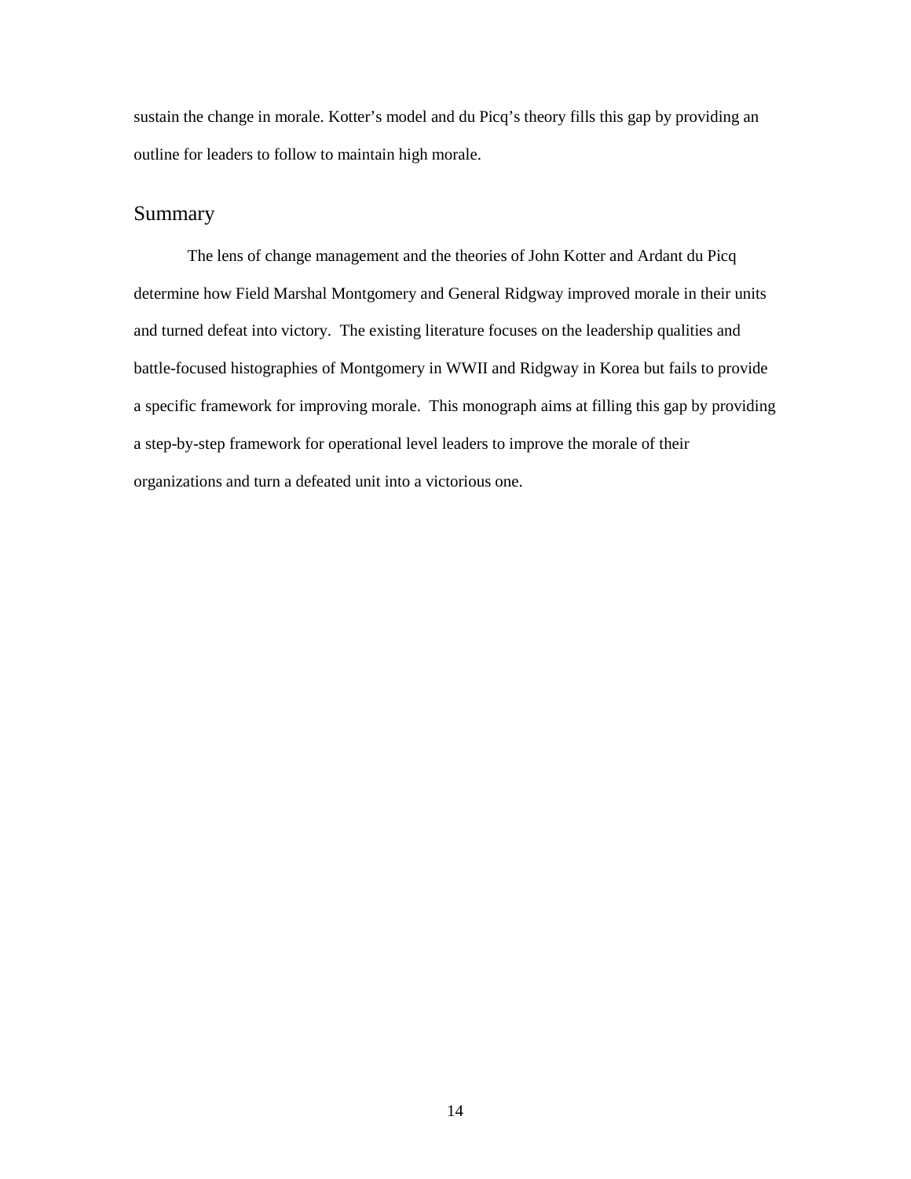sustain the change in morale. Kotter's model and du Picq's theory fills this gap by providing an outline for leaders to follow to maintain high morale.

## Summary

The lens of change management and the theories of John Kotter and Ardant du Picq determine how Field Marshal Montgomery and General Ridgway improved morale in their units and turned defeat into victory. The existing literature focuses on the leadership qualities and battle-focused histographies of Montgomery in WWII and Ridgway in Korea but fails to provide a specific framework for improving morale. This monograph aims at filling this gap by providing a step-by-step framework for operational level leaders to improve the morale of their organizations and turn a defeated unit into a victorious one.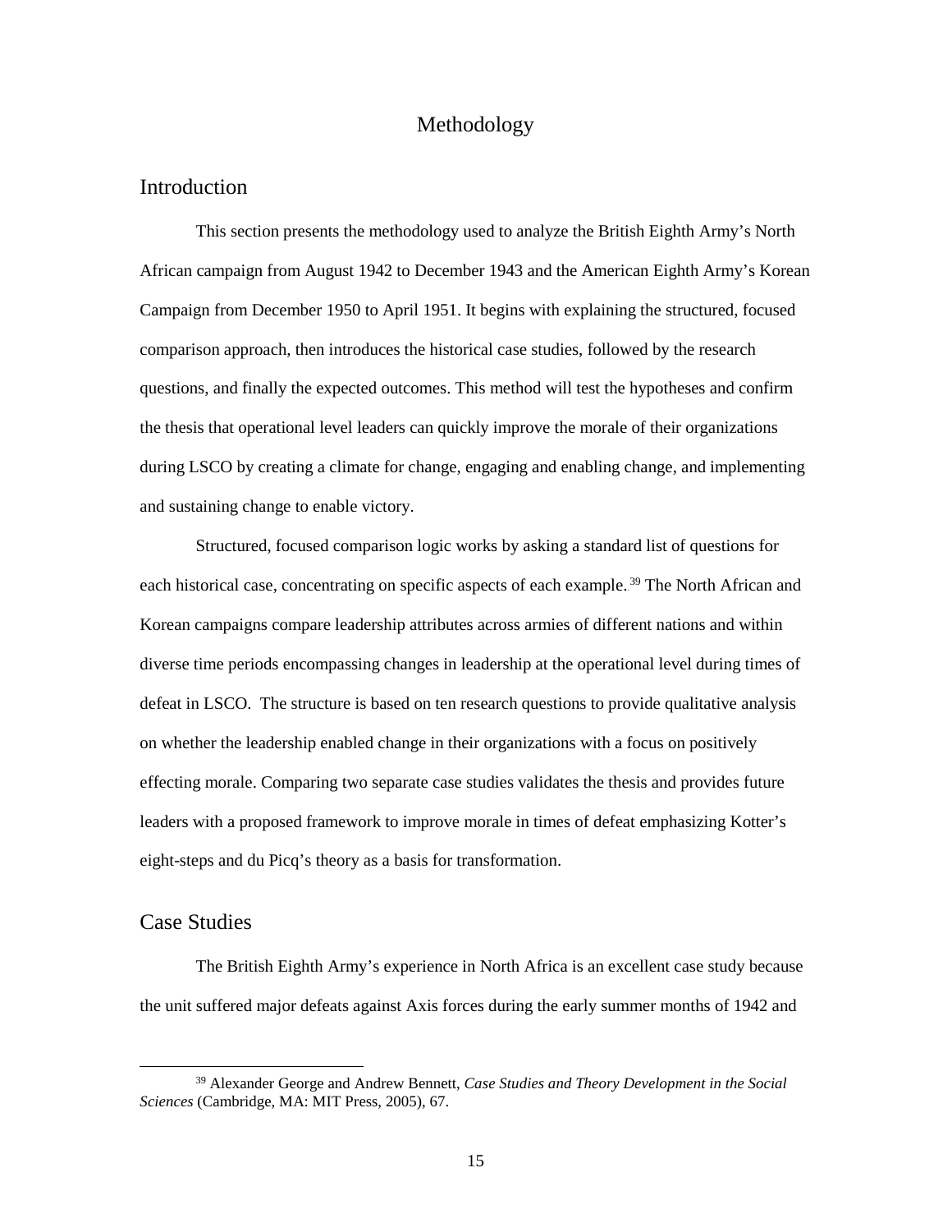# Methodology

## Introduction

This section presents the methodology used to analyze the British Eighth Army's North African campaign from August 1942 to December 1943 and the American Eighth Army's Korean Campaign from December 1950 to April 1951. It begins with explaining the structured, focused comparison approach, then introduces the historical case studies, followed by the research questions, and finally the expected outcomes. This method will test the hypotheses and confirm the thesis that operational level leaders can quickly improve the morale of their organizations during LSCO by creating a climate for change, engaging and enabling change, and implementing and sustaining change to enable victory.

Structured, focused comparison logic works by asking a standard list of questions for each historical case, concentrating on specific aspects of each example.[39] The North African and Korean campaigns compare leadership attributes across armies of different nations and within diverse time periods encompassing changes in leadership at the operational level during times of defeat in LSCO. The structure is based on ten research questions to provide qualitative analysis on whether the leadership enabled change in their organizations with a focus on positively effecting morale. Comparing two separate case studies validates the thesis and provides future leaders with a proposed framework to improve morale in times of defeat emphasizing Kotter's eight-steps and du Picq's theory as a basis for transformation.

## Case Studies

The British Eighth Army's experience in North Africa is an excellent case study because the unit suffered major defeats against Axis forces during the early summer months of 1942 and

[39] Alexander George and Andrew Bennett, *Case Studies and Theory Development in the Social Sciences* (Cambridge, MA: MIT Press, 2005), 67.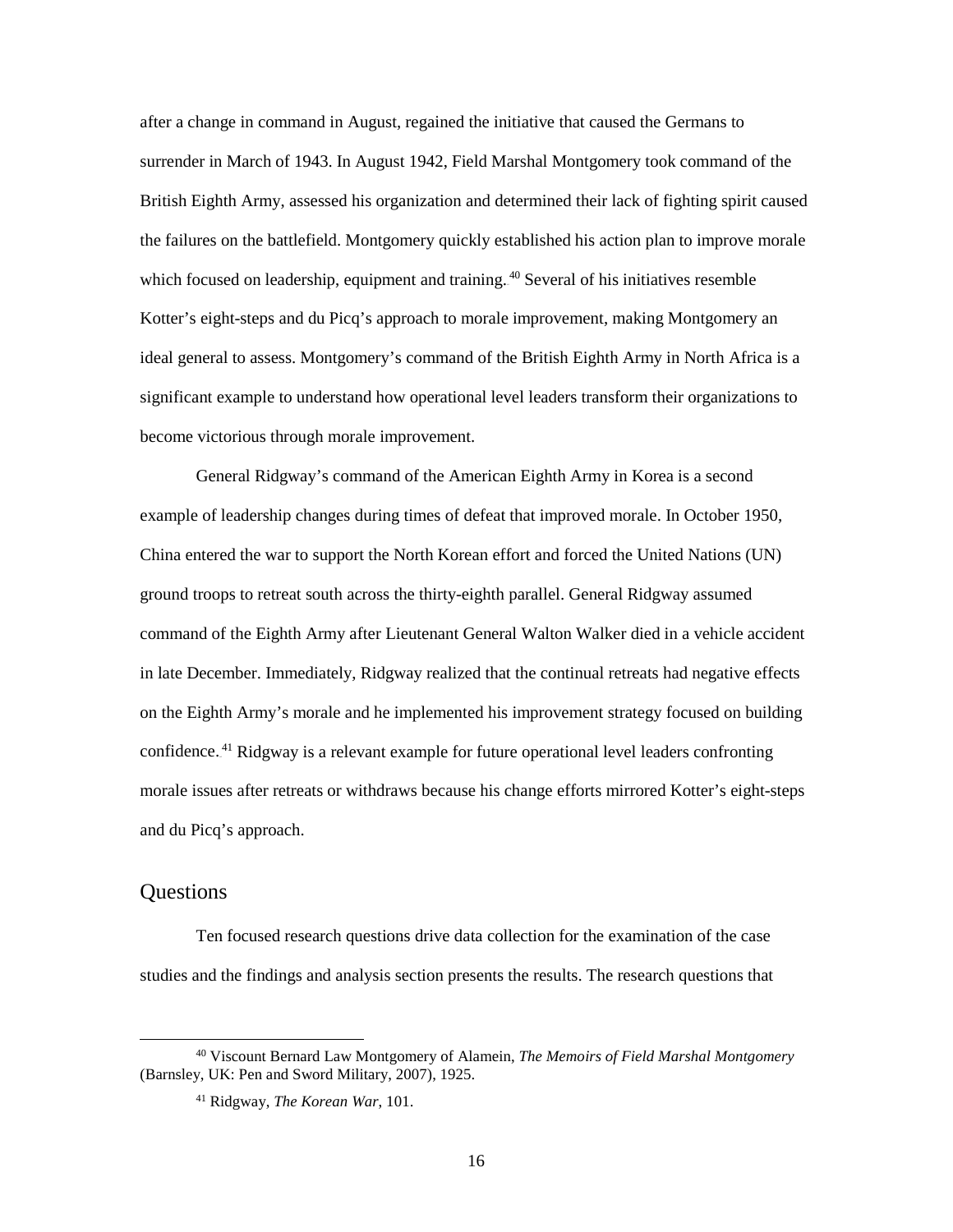after a change in command in August, regained the initiative that caused the Germans to surrender in March of 1943. In August 1942, Field Marshal Montgomery took command of the British Eighth Army, assessed his organization and determined their lack of fighting spirit caused the failures on the battlefield. Montgomery quickly established his action plan to improve morale which focused on leadership, equipment and training.[40] Several of his initiatives resemble Kotter's eight-steps and du Picq's approach to morale improvement, making Montgomery an ideal general to assess. Montgomery's command of the British Eighth Army in North Africa is a significant example to understand how operational level leaders transform their organizations to become victorious through morale improvement.

General Ridgway's command of the American Eighth Army in Korea is a second example of leadership changes during times of defeat that improved morale. In October 1950, China entered the war to support the North Korean effort and forced the United Nations (UN) ground troops to retreat south across the thirty-eighth parallel. General Ridgway assumed command of the Eighth Army after Lieutenant General Walton Walker died in a vehicle accident in late December. Immediately, Ridgway realized that the continual retreats had negative effects on the Eighth Army's morale and he implemented his improvement strategy focused on building confidence.[41] Ridgway is a relevant example for future operational level leaders confronting morale issues after retreats or withdraws because his change efforts mirrored Kotter's eight-steps and du Picq's approach.

## Questions

Ten focused research questions drive data collection for the examination of the case studies and the findings and analysis section presents the results. The research questions that

---

[40] Viscount Bernard Law Montgomery of Alamein, *The Memoirs of Field Marshal Montgomery* (Barnsley, UK: Pen and Sword Military, 2007), 1925.

[41] Ridgway, *The Korean War*, 101.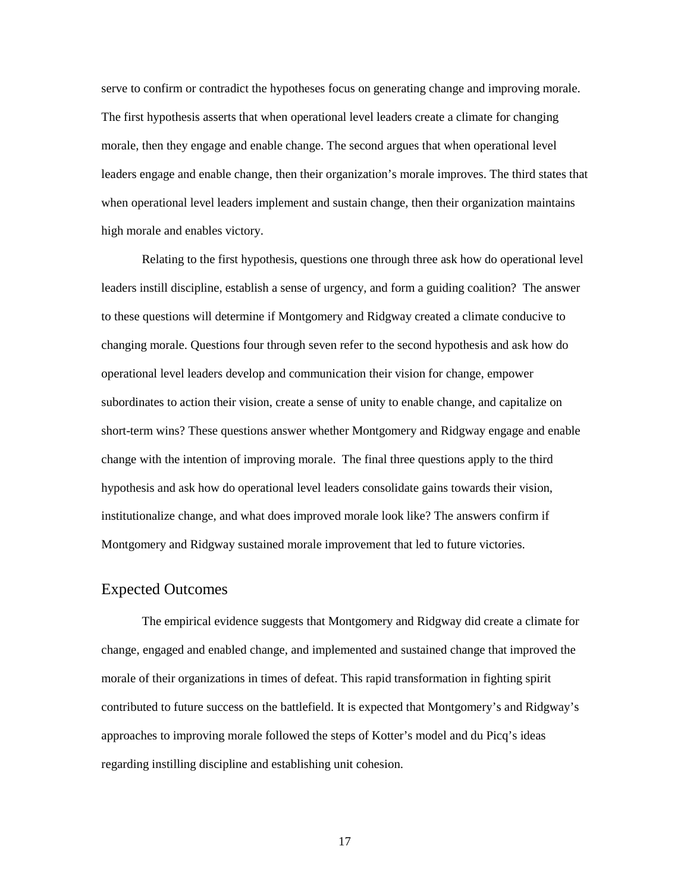serve to confirm or contradict the hypotheses focus on generating change and improving morale. The first hypothesis asserts that when operational level leaders create a climate for changing morale, then they engage and enable change. The second argues that when operational level leaders engage and enable change, then their organization's morale improves. The third states that when operational level leaders implement and sustain change, then their organization maintains high morale and enables victory.

Relating to the first hypothesis, questions one through three ask how do operational level leaders instill discipline, establish a sense of urgency, and form a guiding coalition? The answer to these questions will determine if Montgomery and Ridgway created a climate conducive to changing morale. Questions four through seven refer to the second hypothesis and ask how do operational level leaders develop and communication their vision for change, empower subordinates to action their vision, create a sense of unity to enable change, and capitalize on short-term wins? These questions answer whether Montgomery and Ridgway engage and enable change with the intention of improving morale. The final three questions apply to the third hypothesis and ask how do operational level leaders consolidate gains towards their vision, institutionalize change, and what does improved morale look like? The answers confirm if Montgomery and Ridgway sustained morale improvement that led to future victories.

## Expected Outcomes

The empirical evidence suggests that Montgomery and Ridgway did create a climate for change, engaged and enabled change, and implemented and sustained change that improved the morale of their organizations in times of defeat. This rapid transformation in fighting spirit contributed to future success on the battlefield. It is expected that Montgomery's and Ridgway's approaches to improving morale followed the steps of Kotter's model and du Picq's ideas regarding instilling discipline and establishing unit cohesion.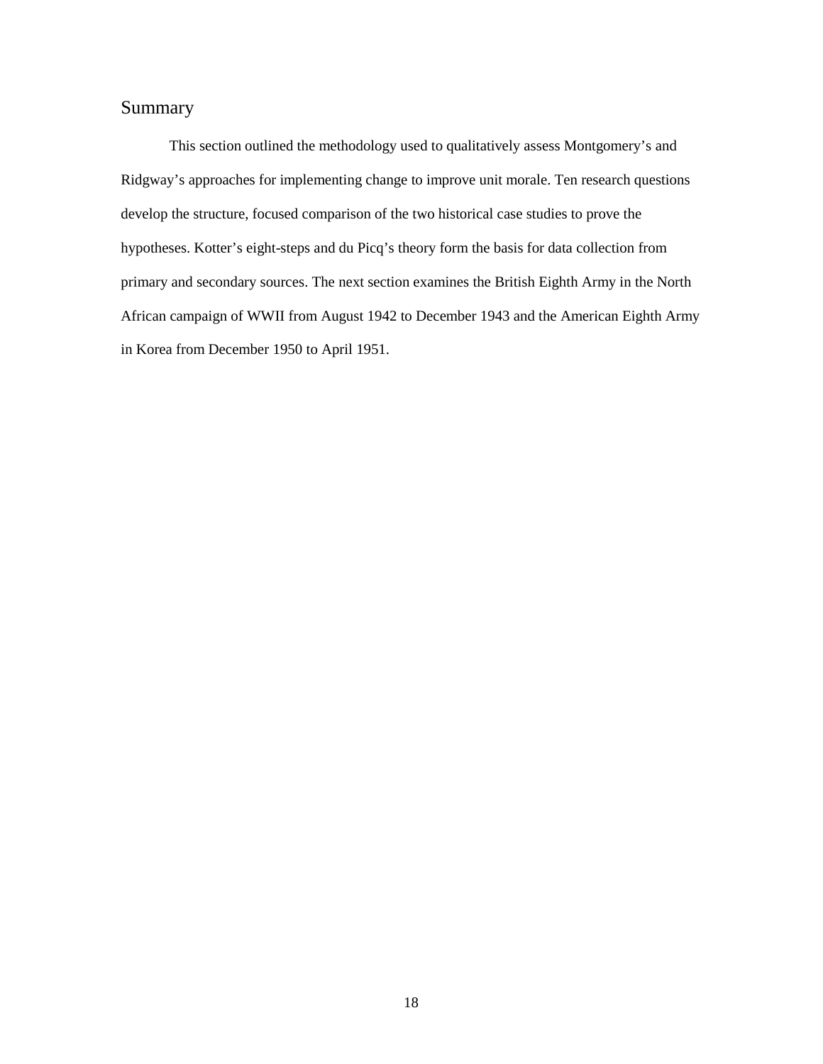## Summary

This section outlined the methodology used to qualitatively assess Montgomery's and Ridgway's approaches for implementing change to improve unit morale. Ten research questions develop the structure, focused comparison of the two historical case studies to prove the hypotheses. Kotter's eight-steps and du Picq's theory form the basis for data collection from primary and secondary sources. The next section examines the British Eighth Army in the North African campaign of WWII from August 1942 to December 1943 and the American Eighth Army in Korea from December 1950 to April 1951.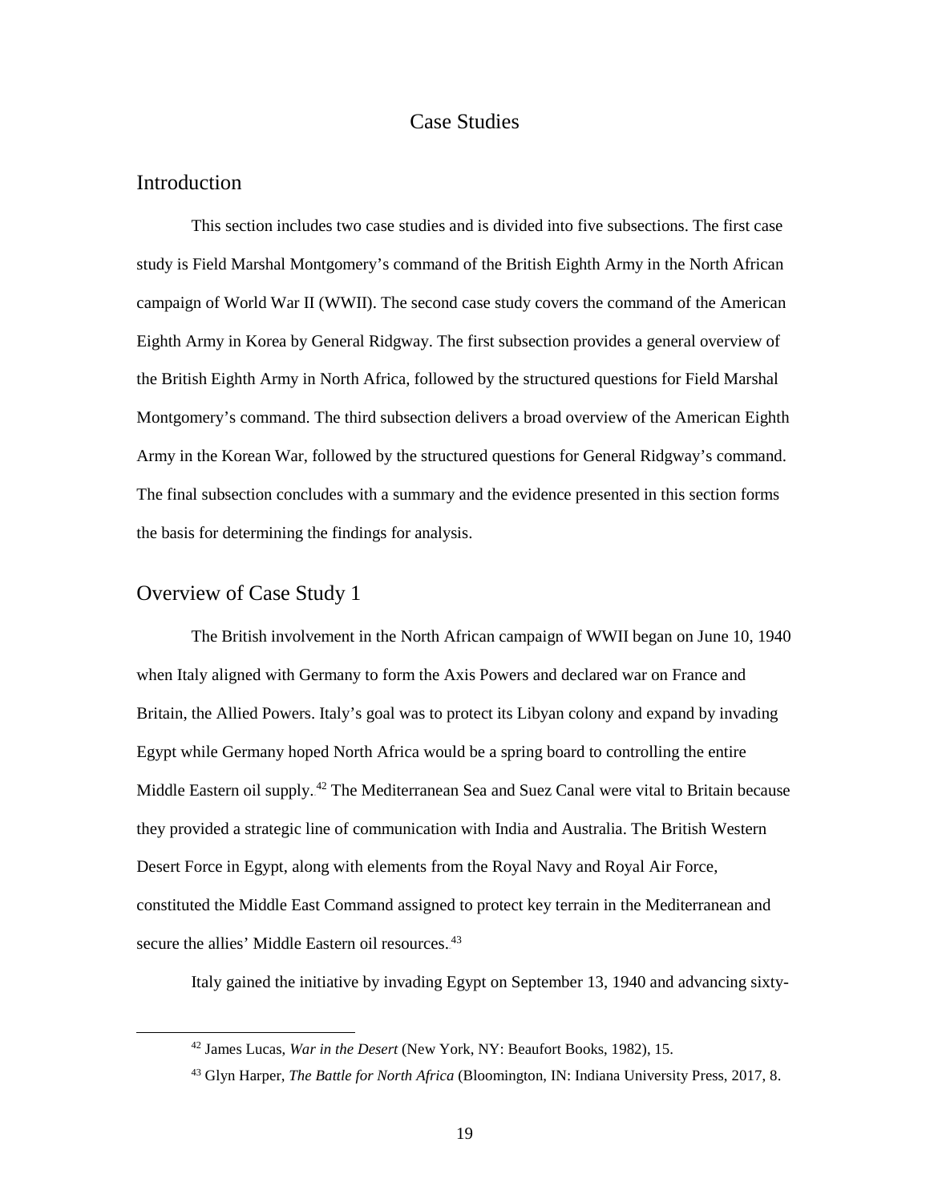# Case Studies

## Introduction

This section includes two case studies and is divided into five subsections. The first case study is Field Marshal Montgomery's command of the British Eighth Army in the North African campaign of World War II (WWII). The second case study covers the command of the American Eighth Army in Korea by General Ridgway. The first subsection provides a general overview of the British Eighth Army in North Africa, followed by the structured questions for Field Marshal Montgomery's command. The third subsection delivers a broad overview of the American Eighth Army in the Korean War, followed by the structured questions for General Ridgway's command. The final subsection concludes with a summary and the evidence presented in this section forms the basis for determining the findings for analysis.

## Overview of Case Study 1

The British involvement in the North African campaign of WWII began on June 10, 1940 when Italy aligned with Germany to form the Axis Powers and declared war on France and Britain, the Allied Powers. Italy's goal was to protect its Libyan colony and expand by invading Egypt while Germany hoped North Africa would be a spring board to controlling the entire Middle Eastern oil supply.[42] The Mediterranean Sea and Suez Canal were vital to Britain because they provided a strategic line of communication with India and Australia. The British Western Desert Force in Egypt, along with elements from the Royal Navy and Royal Air Force, constituted the Middle East Command assigned to protect key terrain in the Mediterranean and secure the allies' Middle Eastern oil resources.[43]

Italy gained the initiative by invading Egypt on September 13, 1940 and advancing sixty-

---

[42] James Lucas, *War in the Desert* (New York, NY: Beaufort Books, 1982), 15.

[43] Glyn Harper, *The Battle for North Africa* (Bloomington, IN: Indiana University Press, 2017, 8.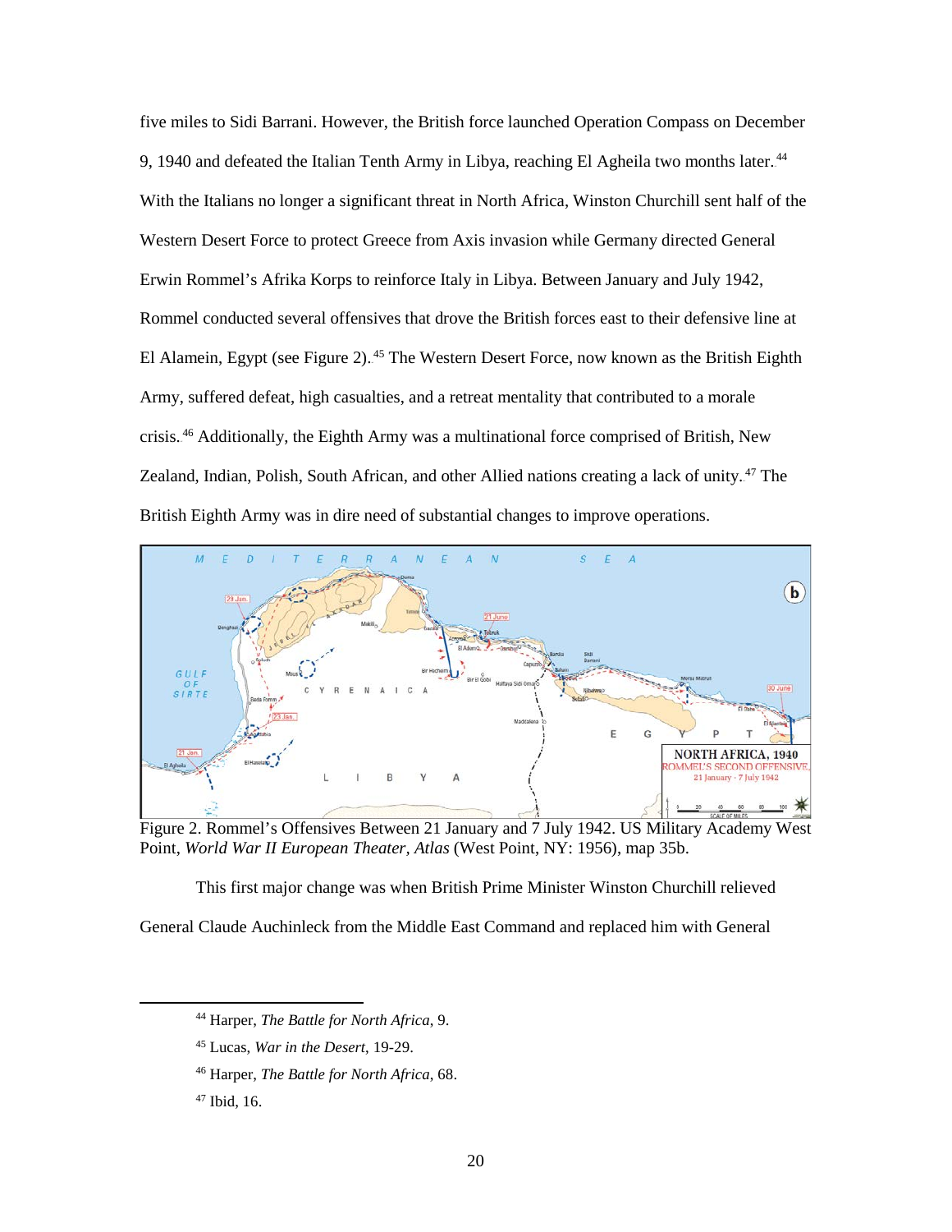five miles to Sidi Barrani. However, the British force launched Operation Compass on December 9, 1940 and defeated the Italian Tenth Army in Libya, reaching El Agheila two months later.[44] With the Italians no longer a significant threat in North Africa, Winston Churchill sent half of the Western Desert Force to protect Greece from Axis invasion while Germany directed General Erwin Rommel's Afrika Korps to reinforce Italy in Libya. Between January and July 1942, Rommel conducted several offensives that drove the British forces east to their defensive line at El Alamein, Egypt (see Figure 2).[45] The Western Desert Force, now known as the British Eighth Army, suffered defeat, high casualties, and a retreat mentality that contributed to a morale crisis.[46] Additionally, the Eighth Army was a multinational force comprised of British, New Zealand, Indian, Polish, South African, and other Allied nations creating a lack of unity.[47] The British Eighth Army was in dire need of substantial changes to improve operations.

Figure 2. Rommel's Offensives Between 21 January and 7 July 1942. US Military Academy West Point, *World War II European Theater, Atlas* (West Point, NY: 1956), map 35b.

This first major change was when British Prime Minister Winston Churchill relieved General Claude Auchinleck from the Middle East Command and replaced him with General

---

[44] Harper, *The Battle for North Africa*, 9.

[45] Lucas, *War in the Desert*, 19-29.

[46] Harper, *The Battle for North Africa*, 68.

[47] Ibid, 16.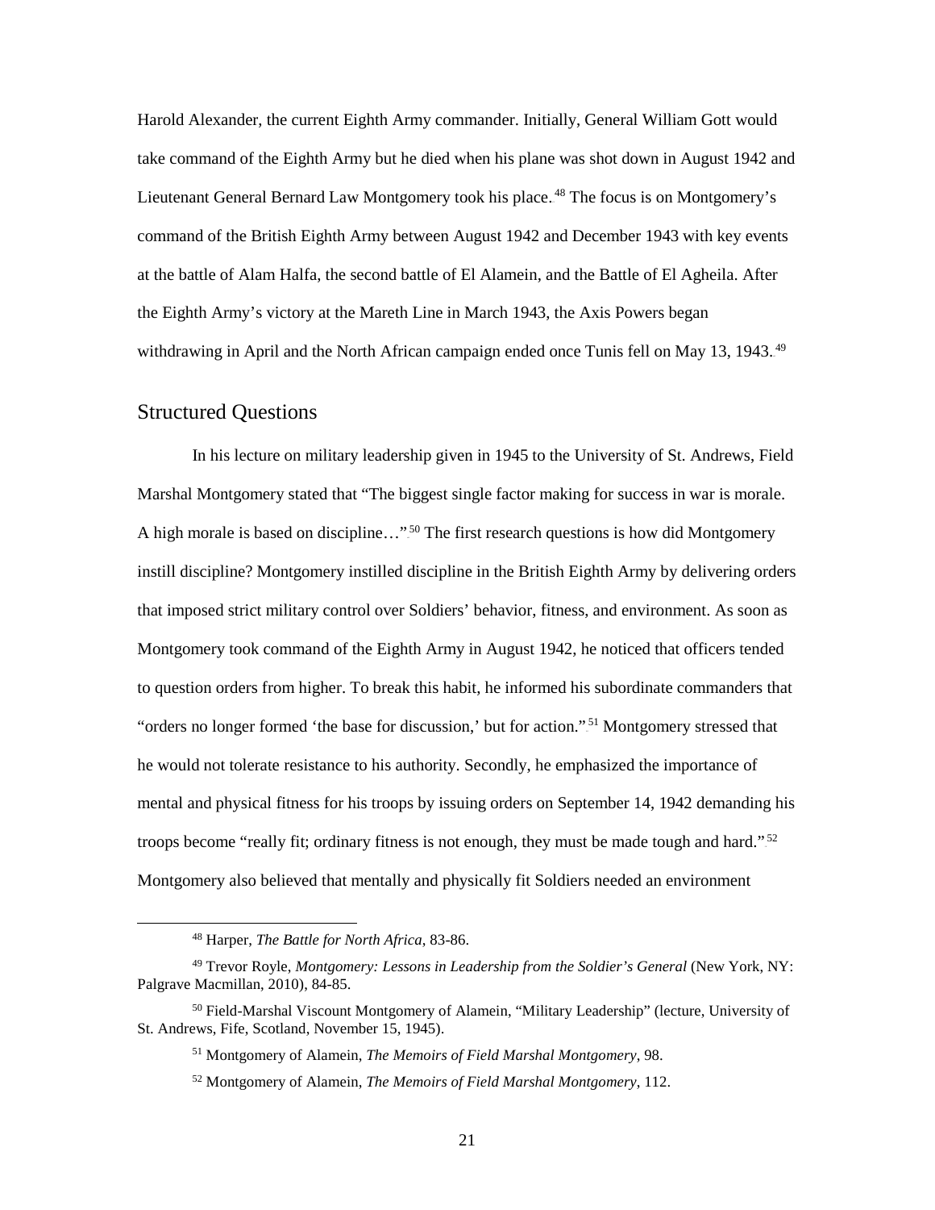Harold Alexander, the current Eighth Army commander. Initially, General William Gott would take command of the Eighth Army but he died when his plane was shot down in August 1942 and Lieutenant General Bernard Law Montgomery took his place.[48] The focus is on Montgomery's command of the British Eighth Army between August 1942 and December 1943 with key events at the battle of Alam Halfa, the second battle of El Alamein, and the Battle of El Agheila. After the Eighth Army's victory at the Mareth Line in March 1943, the Axis Powers began withdrawing in April and the North African campaign ended once Tunis fell on May 13, 1943.[49]

## Structured Questions

In his lecture on military leadership given in 1945 to the University of St. Andrews, Field Marshal Montgomery stated that "The biggest single factor making for success in war is morale. A high morale is based on discipline…"[50] The first research questions is how did Montgomery instill discipline? Montgomery instilled discipline in the British Eighth Army by delivering orders that imposed strict military control over Soldiers' behavior, fitness, and environment. As soon as Montgomery took command of the Eighth Army in August 1942, he noticed that officers tended to question orders from higher. To break this habit, he informed his subordinate commanders that "orders no longer formed 'the base for discussion,' but for action."[51] Montgomery stressed that he would not tolerate resistance to his authority. Secondly, he emphasized the importance of mental and physical fitness for his troops by issuing orders on September 14, 1942 demanding his troops become "really fit; ordinary fitness is not enough, they must be made tough and hard."[52] Montgomery also believed that mentally and physically fit Soldiers needed an environment

---

[48] Harper, *The Battle for North Africa*, 83-86.

[49] Trevor Royle, *Montgomery: Lessons in Leadership from the Soldier's General* (New York, NY: Palgrave Macmillan, 2010), 84-85.

[50] Field-Marshal Viscount Montgomery of Alamein, "Military Leadership" (lecture, University of St. Andrews, Fife, Scotland, November 15, 1945).

[51] Montgomery of Alamein, *The Memoirs of Field Marshal Montgomery*, 98.

[52] Montgomery of Alamein, *The Memoirs of Field Marshal Montgomery*, 112.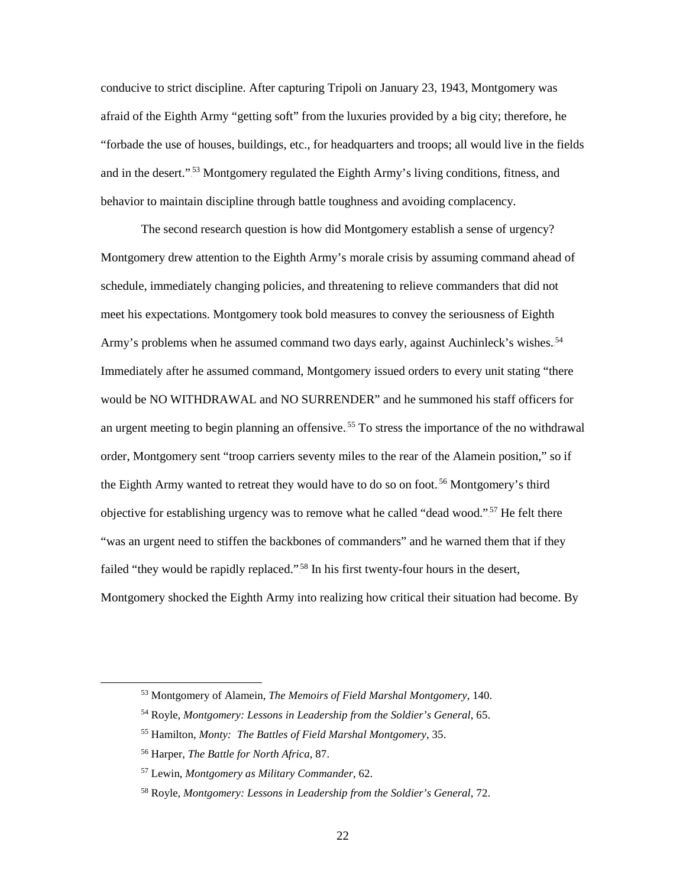conducive to strict discipline. After capturing Tripoli on January 23, 1943, Montgomery was afraid of the Eighth Army "getting soft" from the luxuries provided by a big city; therefore, he "forbade the use of houses, buildings, etc., for headquarters and troops; all would live in the fields and in the desert."[53] Montgomery regulated the Eighth Army's living conditions, fitness, and behavior to maintain discipline through battle toughness and avoiding complacency.

The second research question is how did Montgomery establish a sense of urgency? Montgomery drew attention to the Eighth Army's morale crisis by assuming command ahead of schedule, immediately changing policies, and threatening to relieve commanders that did not meet his expectations. Montgomery took bold measures to convey the seriousness of Eighth Army's problems when he assumed command two days early, against Auchinleck's wishes.[54] Immediately after he assumed command, Montgomery issued orders to every unit stating "there would be NO WITHDRAWAL and NO SURRENDER" and he summoned his staff officers for an urgent meeting to begin planning an offensive.[55] To stress the importance of the no withdrawal order, Montgomery sent "troop carriers seventy miles to the rear of the Alamein position," so if the Eighth Army wanted to retreat they would have to do so on foot.[56] Montgomery's third objective for establishing urgency was to remove what he called "dead wood."[57] He felt there "was an urgent need to stiffen the backbones of commanders" and he warned them that if they failed "they would be rapidly replaced."[58] In his first twenty-four hours in the desert, Montgomery shocked the Eighth Army into realizing how critical their situation had become. By

---

[53] Montgomery of Alamein, *The Memoirs of Field Marshal Montgomery*, 140.

[54] Royle, *Montgomery: Lessons in Leadership from the Soldier's General*, 65.

[55] Hamilton, *Monty: The Battles of Field Marshal Montgomery*, 35.

[56] Harper, *The Battle for North Africa*, 87.

[57] Lewin, *Montgomery as Military Commander*, 62.

[58] Royle, *Montgomery: Lessons in Leadership from the Soldier's General*, 72.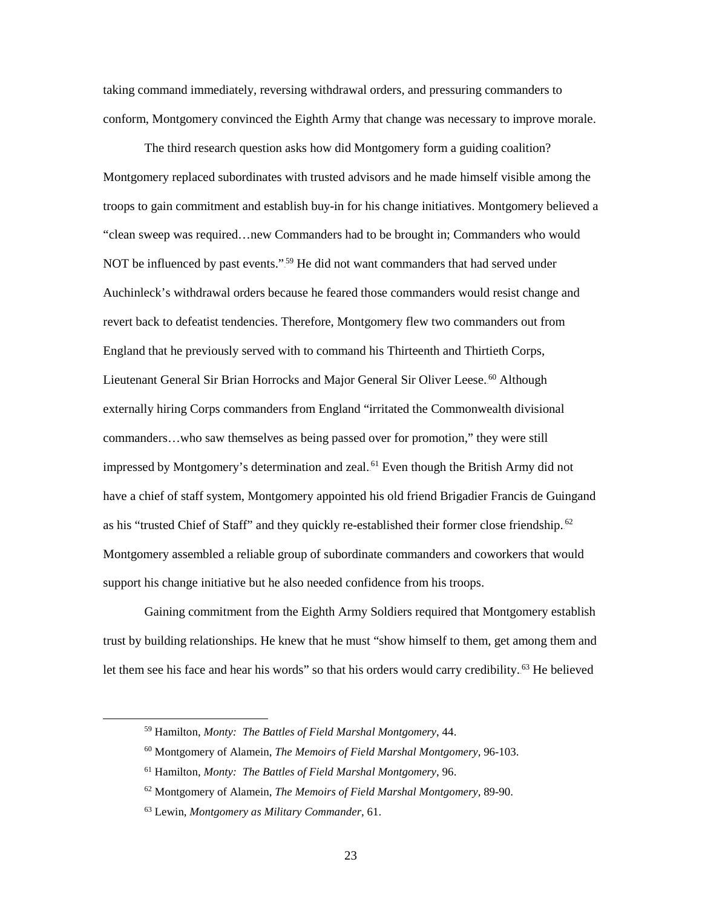taking command immediately, reversing withdrawal orders, and pressuring commanders to conform, Montgomery convinced the Eighth Army that change was necessary to improve morale.

The third research question asks how did Montgomery form a guiding coalition? Montgomery replaced subordinates with trusted advisors and he made himself visible among the troops to gain commitment and establish buy-in for his change initiatives. Montgomery believed a "clean sweep was required…new Commanders had to be brought in; Commanders who would NOT be influenced by past events."[59] He did not want commanders that had served under Auchinleck's withdrawal orders because he feared those commanders would resist change and revert back to defeatist tendencies. Therefore, Montgomery flew two commanders out from England that he previously served with to command his Thirteenth and Thirtieth Corps, Lieutenant General Sir Brian Horrocks and Major General Sir Oliver Leese.[60] Although externally hiring Corps commanders from England "irritated the Commonwealth divisional commanders…who saw themselves as being passed over for promotion," they were still impressed by Montgomery's determination and zeal.[61] Even though the British Army did not have a chief of staff system, Montgomery appointed his old friend Brigadier Francis de Guingand as his "trusted Chief of Staff" and they quickly re-established their former close friendship.[62] Montgomery assembled a reliable group of subordinate commanders and coworkers that would support his change initiative but he also needed confidence from his troops.

Gaining commitment from the Eighth Army Soldiers required that Montgomery establish trust by building relationships. He knew that he must "show himself to them, get among them and let them see his face and hear his words" so that his orders would carry credibility.[63] He believed

---

[59] Hamilton, *Monty: The Battles of Field Marshal Montgomery*, 44.

[60] Montgomery of Alamein, *The Memoirs of Field Marshal Montgomery*, 96-103.

[61] Hamilton, *Monty: The Battles of Field Marshal Montgomery*, 96.

[62] Montgomery of Alamein, *The Memoirs of Field Marshal Montgomery*, 89-90.

[63] Lewin, *Montgomery as Military Commander*, 61.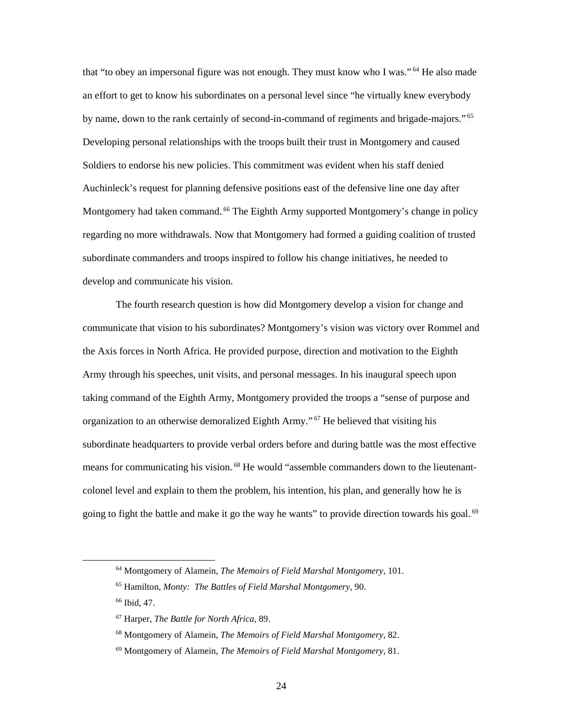that "to obey an impersonal figure was not enough. They must know who I was."[64] He also made an effort to get to know his subordinates on a personal level since "he virtually knew everybody by name, down to the rank certainly of second-in-command of regiments and brigade-majors."[65] Developing personal relationships with the troops built their trust in Montgomery and caused Soldiers to endorse his new policies. This commitment was evident when his staff denied Auchinleck's request for planning defensive positions east of the defensive line one day after Montgomery had taken command.[66] The Eighth Army supported Montgomery's change in policy regarding no more withdrawals. Now that Montgomery had formed a guiding coalition of trusted subordinate commanders and troops inspired to follow his change initiatives, he needed to develop and communicate his vision.

The fourth research question is how did Montgomery develop a vision for change and communicate that vision to his subordinates? Montgomery's vision was victory over Rommel and the Axis forces in North Africa. He provided purpose, direction and motivation to the Eighth Army through his speeches, unit visits, and personal messages. In his inaugural speech upon taking command of the Eighth Army, Montgomery provided the troops a "sense of purpose and organization to an otherwise demoralized Eighth Army."[67] He believed that visiting his subordinate headquarters to provide verbal orders before and during battle was the most effective means for communicating his vision.[68] He would "assemble commanders down to the lieutenant-colonel level and explain to them the problem, his intention, his plan, and generally how he is going to fight the battle and make it go the way he wants" to provide direction towards his goal.[69]

---

[64] Montgomery of Alamein, *The Memoirs of Field Marshal Montgomery*, 101.

[65] Hamilton, *Monty: The Battles of Field Marshal Montgomery*, 90.

[66] Ibid, 47.

[67] Harper, *The Battle for North Africa*, 89.

[68] Montgomery of Alamein, *The Memoirs of Field Marshal Montgomery*, 82.

[69] Montgomery of Alamein, *The Memoirs of Field Marshal Montgomery*, 81.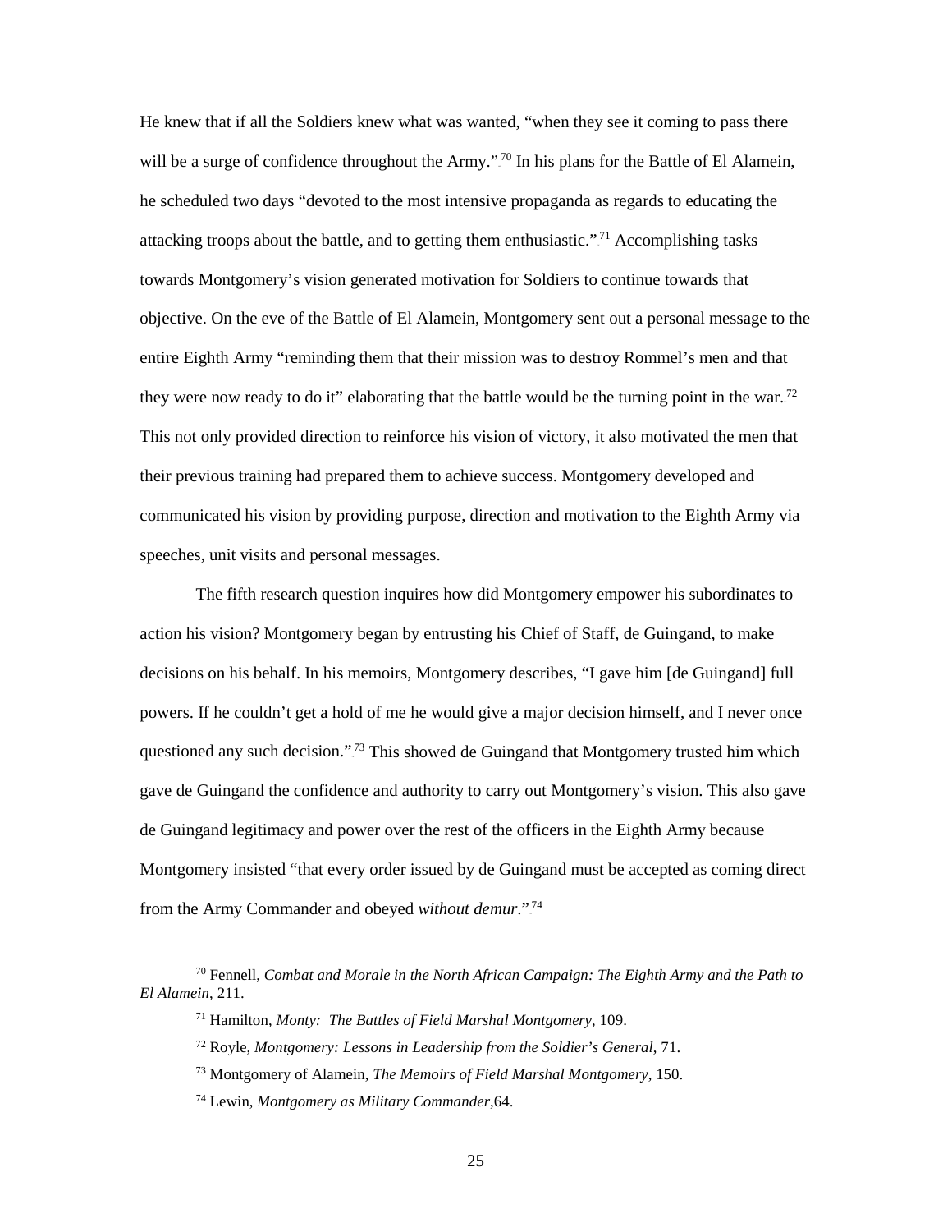He knew that if all the Soldiers knew what was wanted, "when they see it coming to pass there will be a surge of confidence throughout the Army."[70] In his plans for the Battle of El Alamein, he scheduled two days "devoted to the most intensive propaganda as regards to educating the attacking troops about the battle, and to getting them enthusiastic."[71] Accomplishing tasks towards Montgomery's vision generated motivation for Soldiers to continue towards that objective. On the eve of the Battle of El Alamein, Montgomery sent out a personal message to the entire Eighth Army "reminding them that their mission was to destroy Rommel's men and that they were now ready to do it" elaborating that the battle would be the turning point in the war.[72] This not only provided direction to reinforce his vision of victory, it also motivated the men that their previous training had prepared them to achieve success. Montgomery developed and communicated his vision by providing purpose, direction and motivation to the Eighth Army via speeches, unit visits and personal messages.

The fifth research question inquires how did Montgomery empower his subordinates to action his vision? Montgomery began by entrusting his Chief of Staff, de Guingand, to make decisions on his behalf. In his memoirs, Montgomery describes, "I gave him [de Guingand] full powers. If he couldn't get a hold of me he would give a major decision himself, and I never once questioned any such decision."[73] This showed de Guingand that Montgomery trusted him which gave de Guingand the confidence and authority to carry out Montgomery's vision. This also gave de Guingand legitimacy and power over the rest of the officers in the Eighth Army because Montgomery insisted "that every order issued by de Guingand must be accepted as coming direct from the Army Commander and obeyed *without demur*."[74]

---

[70] Fennell, *Combat and Morale in the North African Campaign: The Eighth Army and the Path to El Alamein*, 211.

[71] Hamilton, *Monty: The Battles of Field Marshal Montgomery*, 109.

[72] Royle, *Montgomery: Lessons in Leadership from the Soldier's General*, 71.

[73] Montgomery of Alamein, *The Memoirs of Field Marshal Montgomery*, 150.

[74] Lewin, *Montgomery as Military Commander*,64.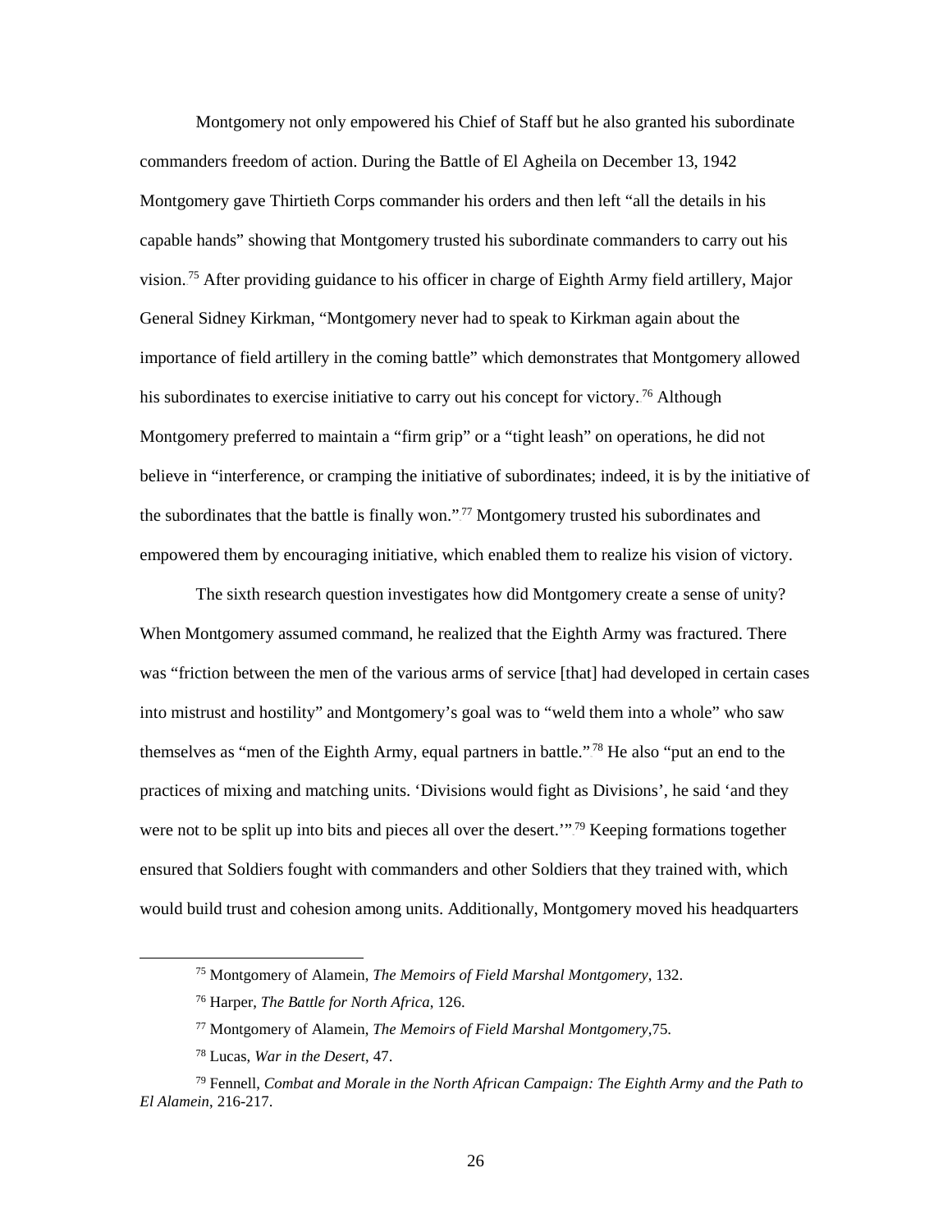Montgomery not only empowered his Chief of Staff but he also granted his subordinate commanders freedom of action. During the Battle of El Agheila on December 13, 1942 Montgomery gave Thirtieth Corps commander his orders and then left "all the details in his capable hands" showing that Montgomery trusted his subordinate commanders to carry out his vision.[75] After providing guidance to his officer in charge of Eighth Army field artillery, Major General Sidney Kirkman, "Montgomery never had to speak to Kirkman again about the importance of field artillery in the coming battle" which demonstrates that Montgomery allowed his subordinates to exercise initiative to carry out his concept for victory.[76] Although Montgomery preferred to maintain a "firm grip" or a "tight leash" on operations, he did not believe in "interference, or cramping the initiative of subordinates; indeed, it is by the initiative of the subordinates that the battle is finally won."[77] Montgomery trusted his subordinates and empowered them by encouraging initiative, which enabled them to realize his vision of victory.

The sixth research question investigates how did Montgomery create a sense of unity? When Montgomery assumed command, he realized that the Eighth Army was fractured. There was "friction between the men of the various arms of service [that] had developed in certain cases into mistrust and hostility" and Montgomery's goal was to "weld them into a whole" who saw themselves as "men of the Eighth Army, equal partners in battle."[78] He also "put an end to the practices of mixing and matching units. 'Divisions would fight as Divisions', he said 'and they were not to be split up into bits and pieces all over the desert.'"[79] Keeping formations together ensured that Soldiers fought with commanders and other Soldiers that they trained with, which would build trust and cohesion among units. Additionally, Montgomery moved his headquarters

---

[75] Montgomery of Alamein, *The Memoirs of Field Marshal Montgomery*, 132.

[76] Harper, *The Battle for North Africa*, 126.

[77] Montgomery of Alamein, *The Memoirs of Field Marshal Montgomery*,75.

[78] Lucas, *War in the Desert*, 47.

[79] Fennell, *Combat and Morale in the North African Campaign: The Eighth Army and the Path to El Alamein*, 216-217.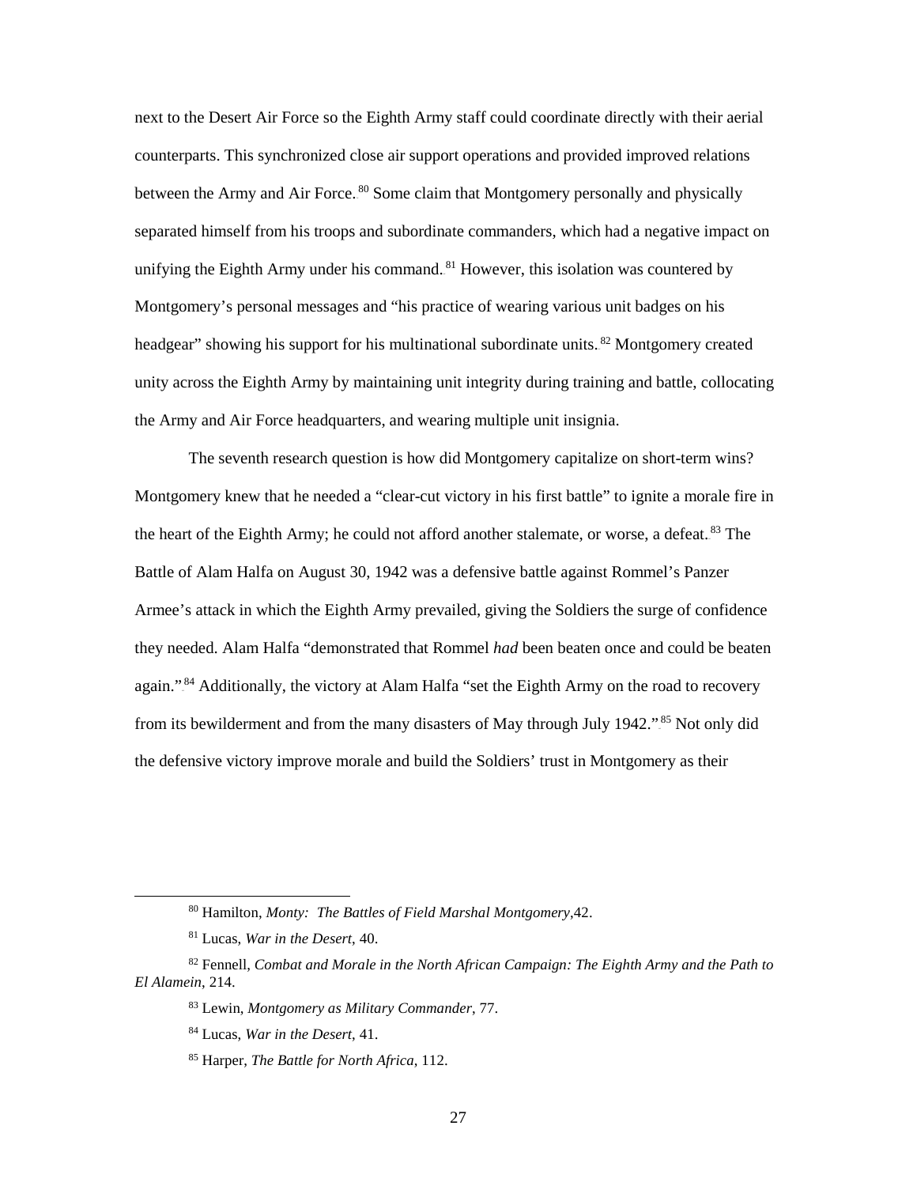next to the Desert Air Force so the Eighth Army staff could coordinate directly with their aerial counterparts. This synchronized close air support operations and provided improved relations between the Army and Air Force.[80] Some claim that Montgomery personally and physically separated himself from his troops and subordinate commanders, which had a negative impact on unifying the Eighth Army under his command.[81] However, this isolation was countered by Montgomery's personal messages and "his practice of wearing various unit badges on his headgear" showing his support for his multinational subordinate units.[82] Montgomery created unity across the Eighth Army by maintaining unit integrity during training and battle, collocating the Army and Air Force headquarters, and wearing multiple unit insignia.

The seventh research question is how did Montgomery capitalize on short-term wins? Montgomery knew that he needed a "clear-cut victory in his first battle" to ignite a morale fire in the heart of the Eighth Army; he could not afford another stalemate, or worse, a defeat.[83] The Battle of Alam Halfa on August 30, 1942 was a defensive battle against Rommel's Panzer Armee's attack in which the Eighth Army prevailed, giving the Soldiers the surge of confidence they needed. Alam Halfa "demonstrated that Rommel *had* been beaten once and could be beaten again."[84] Additionally, the victory at Alam Halfa "set the Eighth Army on the road to recovery from its bewilderment and from the many disasters of May through July 1942."[85] Not only did the defensive victory improve morale and build the Soldiers' trust in Montgomery as their

---

[80] Hamilton, *Monty: The Battles of Field Marshal Montgomery*,42.

[81] Lucas, *War in the Desert*, 40.

[82] Fennell, *Combat and Morale in the North African Campaign: The Eighth Army and the Path to El Alamein*, 214.

[83] Lewin, *Montgomery as Military Commander*, 77.

[84] Lucas, *War in the Desert*, 41.

[85] Harper, *The Battle for North Africa*, 112.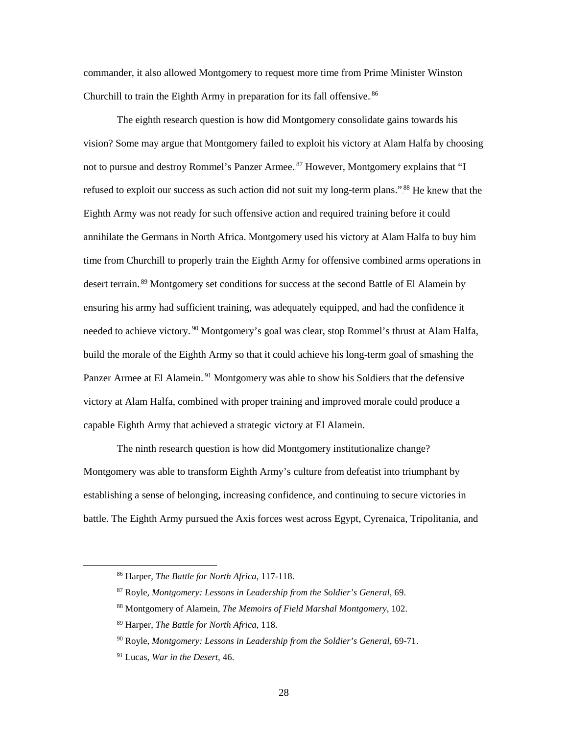commander, it also allowed Montgomery to request more time from Prime Minister Winston Churchill to train the Eighth Army in preparation for its fall offensive.[86]

The eighth research question is how did Montgomery consolidate gains towards his vision? Some may argue that Montgomery failed to exploit his victory at Alam Halfa by choosing not to pursue and destroy Rommel's Panzer Armee.[87] However, Montgomery explains that "I refused to exploit our success as such action did not suit my long-term plans."[88] He knew that the Eighth Army was not ready for such offensive action and required training before it could annihilate the Germans in North Africa. Montgomery used his victory at Alam Halfa to buy him time from Churchill to properly train the Eighth Army for offensive combined arms operations in desert terrain.[89] Montgomery set conditions for success at the second Battle of El Alamein by ensuring his army had sufficient training, was adequately equipped, and had the confidence it needed to achieve victory.[90] Montgomery's goal was clear, stop Rommel's thrust at Alam Halfa, build the morale of the Eighth Army so that it could achieve his long-term goal of smashing the Panzer Armee at El Alamein.[91] Montgomery was able to show his Soldiers that the defensive victory at Alam Halfa, combined with proper training and improved morale could produce a capable Eighth Army that achieved a strategic victory at El Alamein.

The ninth research question is how did Montgomery institutionalize change? Montgomery was able to transform Eighth Army's culture from defeatist into triumphant by establishing a sense of belonging, increasing confidence, and continuing to secure victories in battle. The Eighth Army pursued the Axis forces west across Egypt, Cyrenaica, Tripolitania, and

[86] Harper, *The Battle for North Africa*, 117-118.

[87] Royle, *Montgomery: Lessons in Leadership from the Soldier's General*, 69.

[88] Montgomery of Alamein, *The Memoirs of Field Marshal Montgomery*, 102.

[89] Harper, *The Battle for North Africa*, 118.

[90] Royle, *Montgomery: Lessons in Leadership from the Soldier's General*, 69-71.

[91] Lucas, *War in the Desert*, 46.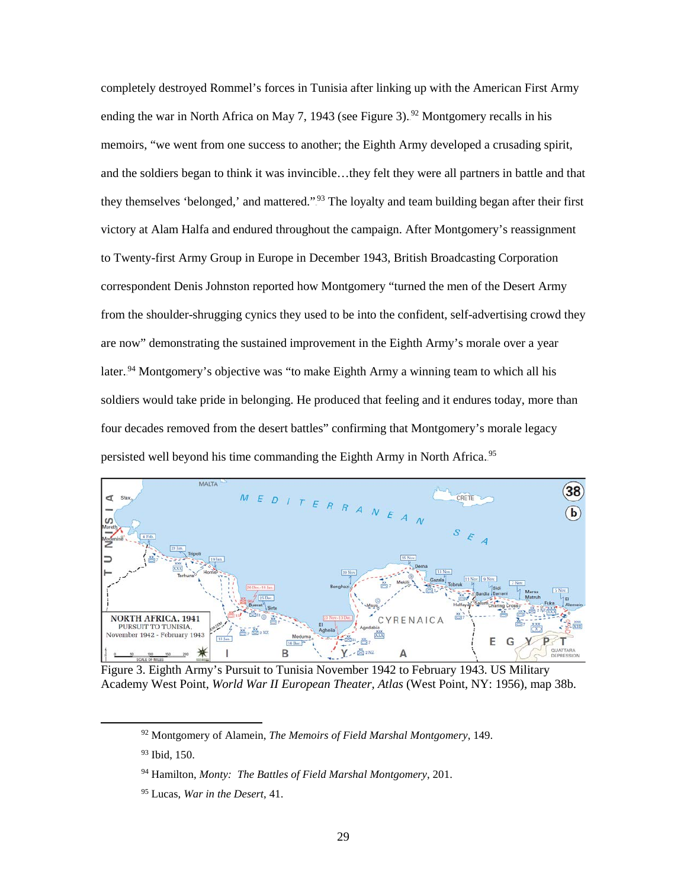completely destroyed Rommel's forces in Tunisia after linking up with the American First Army ending the war in North Africa on May 7, 1943 (see Figure 3).[92] Montgomery recalls in his memoirs, "we went from one success to another; the Eighth Army developed a crusading spirit, and the soldiers began to think it was invincible…they felt they were all partners in battle and that they themselves 'belonged,' and mattered."[93] The loyalty and team building began after their first victory at Alam Halfa and endured throughout the campaign. After Montgomery's reassignment to Twenty-first Army Group in Europe in December 1943, British Broadcasting Corporation correspondent Denis Johnston reported how Montgomery "turned the men of the Desert Army from the shoulder-shrugging cynics they used to be into the confident, self-advertising crowd they are now" demonstrating the sustained improvement in the Eighth Army's morale over a year later.[94] Montgomery's objective was "to make Eighth Army a winning team to which all his soldiers would take pride in belonging. He produced that feeling and it endures today, more than four decades removed from the desert battles" confirming that Montgomery's morale legacy persisted well beyond his time commanding the Eighth Army in North Africa.[95]

Figure 3. Eighth Army's Pursuit to Tunisia November 1942 to February 1943. US Military Academy West Point, *World War II European Theater, Atlas* (West Point, NY: 1956), map 38b.

---

[92] Montgomery of Alamein, *The Memoirs of Field Marshal Montgomery*, 149.

[93] Ibid, 150.

[94] Hamilton, *Monty: The Battles of Field Marshal Montgomery*, 201.

[95] Lucas, *War in the Desert*, 41.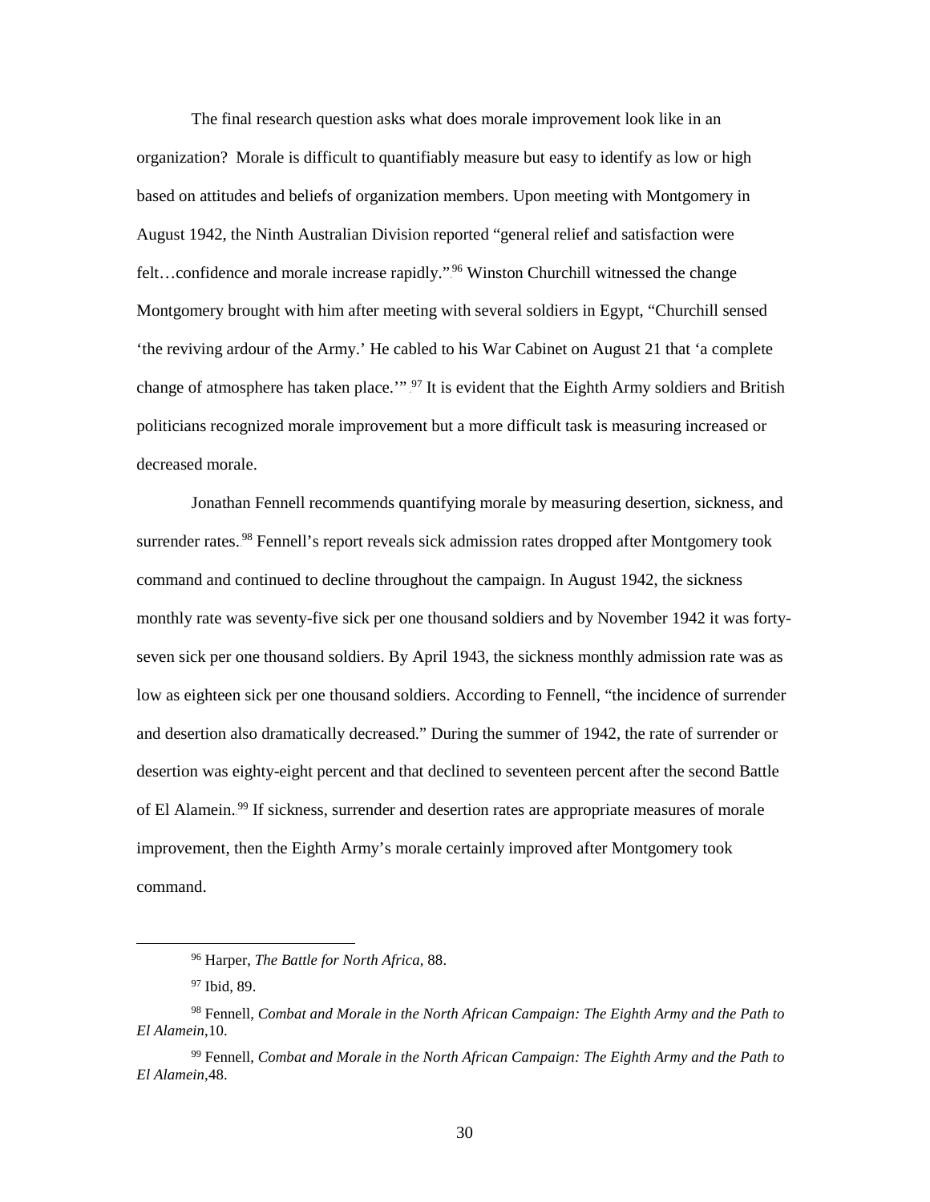The final research question asks what does morale improvement look like in an organization? Morale is difficult to quantifiably measure but easy to identify as low or high based on attitudes and beliefs of organization members. Upon meeting with Montgomery in August 1942, the Ninth Australian Division reported "general relief and satisfaction were felt…confidence and morale increase rapidly."[96] Winston Churchill witnessed the change Montgomery brought with him after meeting with several soldiers in Egypt, "Churchill sensed 'the reviving ardour of the Army.' He cabled to his War Cabinet on August 21 that 'a complete change of atmosphere has taken place.'"[97] It is evident that the Eighth Army soldiers and British politicians recognized morale improvement but a more difficult task is measuring increased or decreased morale.

Jonathan Fennell recommends quantifying morale by measuring desertion, sickness, and surrender rates.[98] Fennell's report reveals sick admission rates dropped after Montgomery took command and continued to decline throughout the campaign. In August 1942, the sickness monthly rate was seventy-five sick per one thousand soldiers and by November 1942 it was forty-seven sick per one thousand soldiers. By April 1943, the sickness monthly admission rate was as low as eighteen sick per one thousand soldiers. According to Fennell, "the incidence of surrender and desertion also dramatically decreased." During the summer of 1942, the rate of surrender or desertion was eighty-eight percent and that declined to seventeen percent after the second Battle of El Alamein.[99] If sickness, surrender and desertion rates are appropriate measures of morale improvement, then the Eighth Army's morale certainly improved after Montgomery took command.

---

[96] Harper, *The Battle for North Africa*, 88.

[97] Ibid, 89.

[98] Fennell, *Combat and Morale in the North African Campaign: The Eighth Army and the Path to El Alamein*,10.

[99] Fennell, *Combat and Morale in the North African Campaign: The Eighth Army and the Path to El Alamein*,48.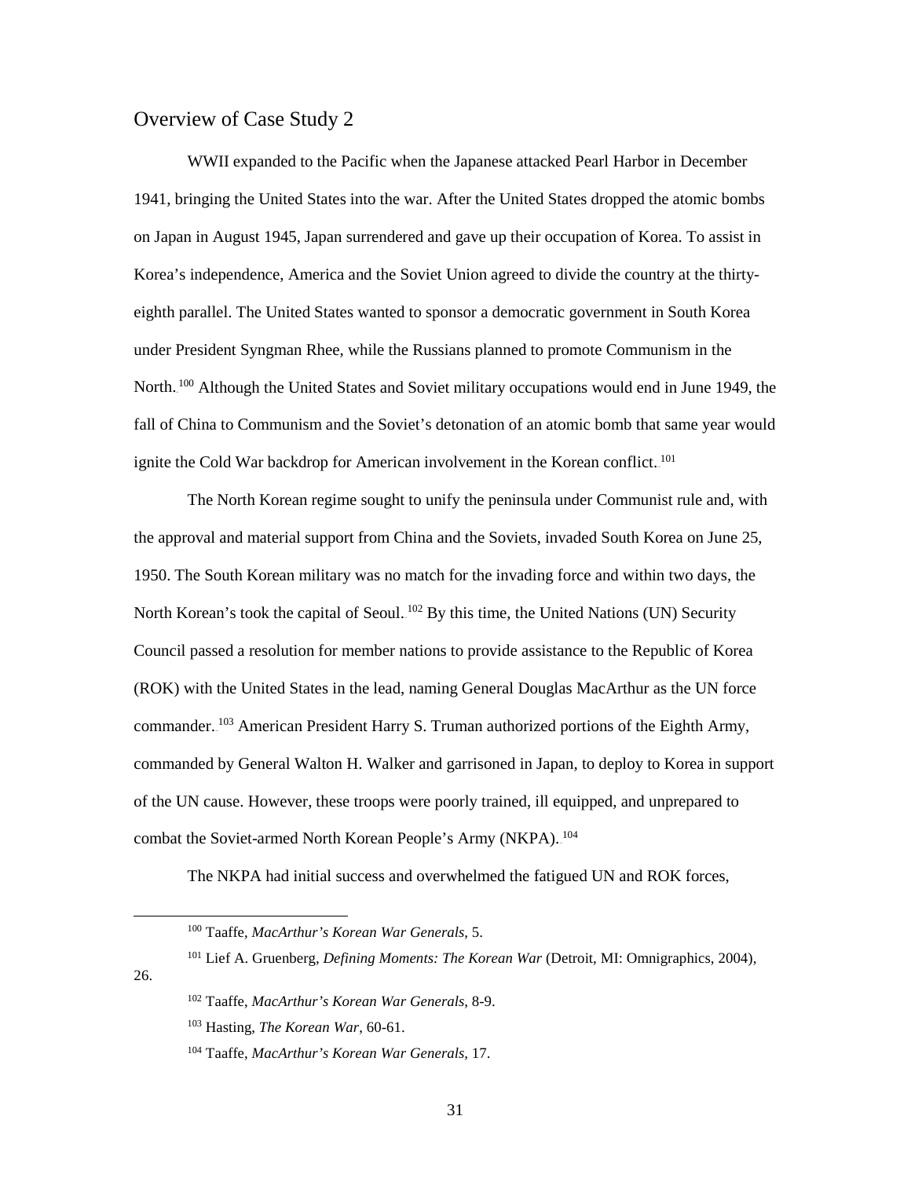## Overview of Case Study 2

WWII expanded to the Pacific when the Japanese attacked Pearl Harbor in December 1941, bringing the United States into the war. After the United States dropped the atomic bombs on Japan in August 1945, Japan surrendered and gave up their occupation of Korea. To assist in Korea's independence, America and the Soviet Union agreed to divide the country at the thirty-eighth parallel. The United States wanted to sponsor a democratic government in South Korea under President Syngman Rhee, while the Russians planned to promote Communism in the North.[100] Although the United States and Soviet military occupations would end in June 1949, the fall of China to Communism and the Soviet's detonation of an atomic bomb that same year would ignite the Cold War backdrop for American involvement in the Korean conflict.[101]

The North Korean regime sought to unify the peninsula under Communist rule and, with the approval and material support from China and the Soviets, invaded South Korea on June 25, 1950. The South Korean military was no match for the invading force and within two days, the North Korean's took the capital of Seoul.[102] By this time, the United Nations (UN) Security Council passed a resolution for member nations to provide assistance to the Republic of Korea (ROK) with the United States in the lead, naming General Douglas MacArthur as the UN force commander.[103] American President Harry S. Truman authorized portions of the Eighth Army, commanded by General Walton H. Walker and garrisoned in Japan, to deploy to Korea in support of the UN cause. However, these troops were poorly trained, ill equipped, and unprepared to combat the Soviet-armed North Korean People's Army (NKPA).[104]

The NKPA had initial success and overwhelmed the fatigued UN and ROK forces,

---

[100] Taaffe, *MacArthur's Korean War Generals*, 5.

[101] Lief A. Gruenberg, *Defining Moments: The Korean War* (Detroit, MI: Omnigraphics, 2004), 26.

[102] Taaffe, *MacArthur's Korean War Generals*, 8-9.

[103] Hasting, *The Korean War*, 60-61.

[104] Taaffe, *MacArthur's Korean War Generals*, 17.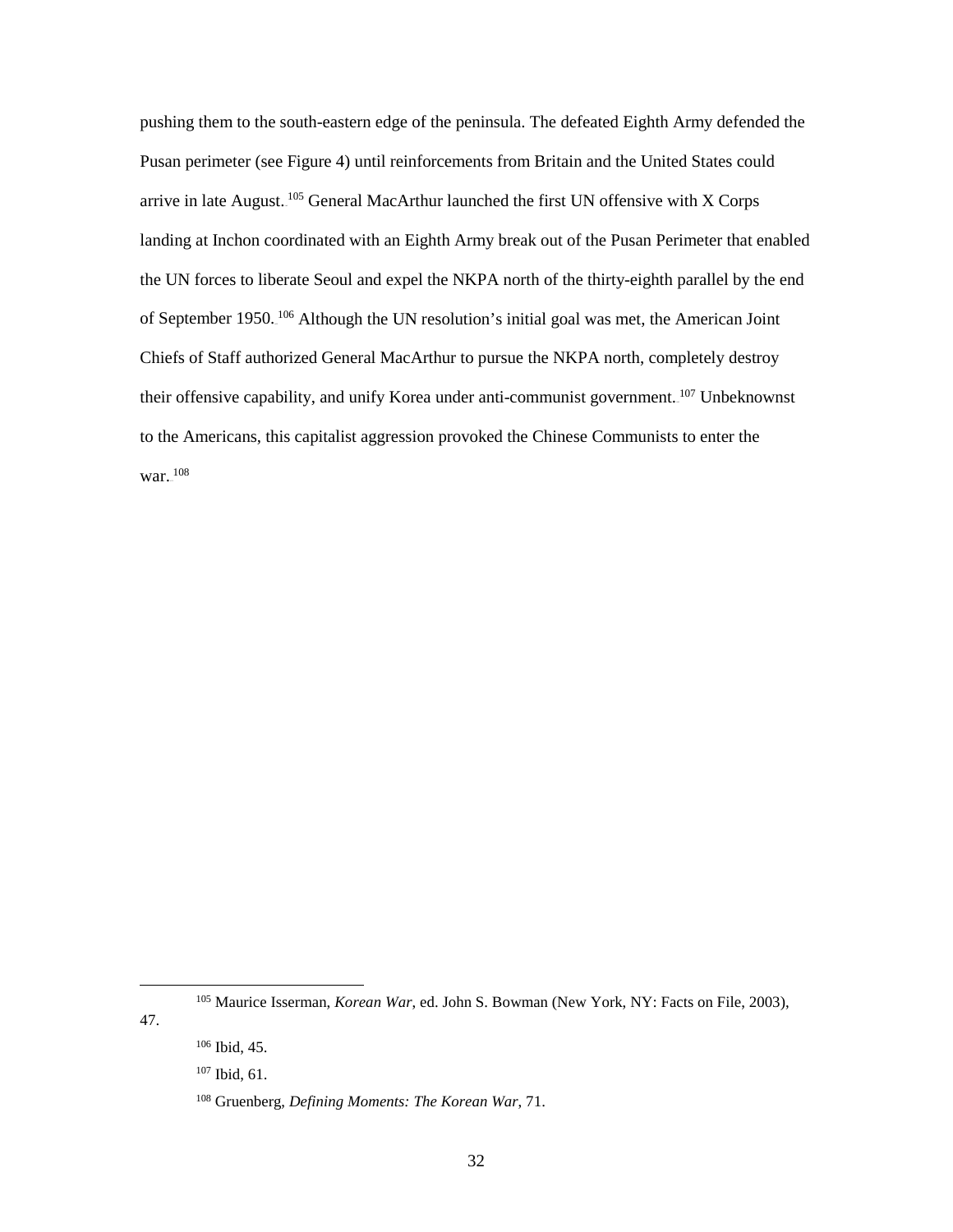pushing them to the south-eastern edge of the peninsula. The defeated Eighth Army defended the Pusan perimeter (see Figure 4) until reinforcements from Britain and the United States could arrive in late August.[105] General MacArthur launched the first UN offensive with X Corps landing at Inchon coordinated with an Eighth Army break out of the Pusan Perimeter that enabled the UN forces to liberate Seoul and expel the NKPA north of the thirty-eighth parallel by the end of September 1950.[106] Although the UN resolution's initial goal was met, the American Joint Chiefs of Staff authorized General MacArthur to pursue the NKPA north, completely destroy their offensive capability, and unify Korea under anti-communist government.[107] Unbeknownst to the Americans, this capitalist aggression provoked the Chinese Communists to enter the war.[108]

---

[105] Maurice Isserman, *Korean War*, ed. John S. Bowman (New York, NY: Facts on File, 2003), 47.

[106] Ibid, 45.

[107] Ibid, 61.

[108] Gruenberg, *Defining Moments: The Korean War*, 71.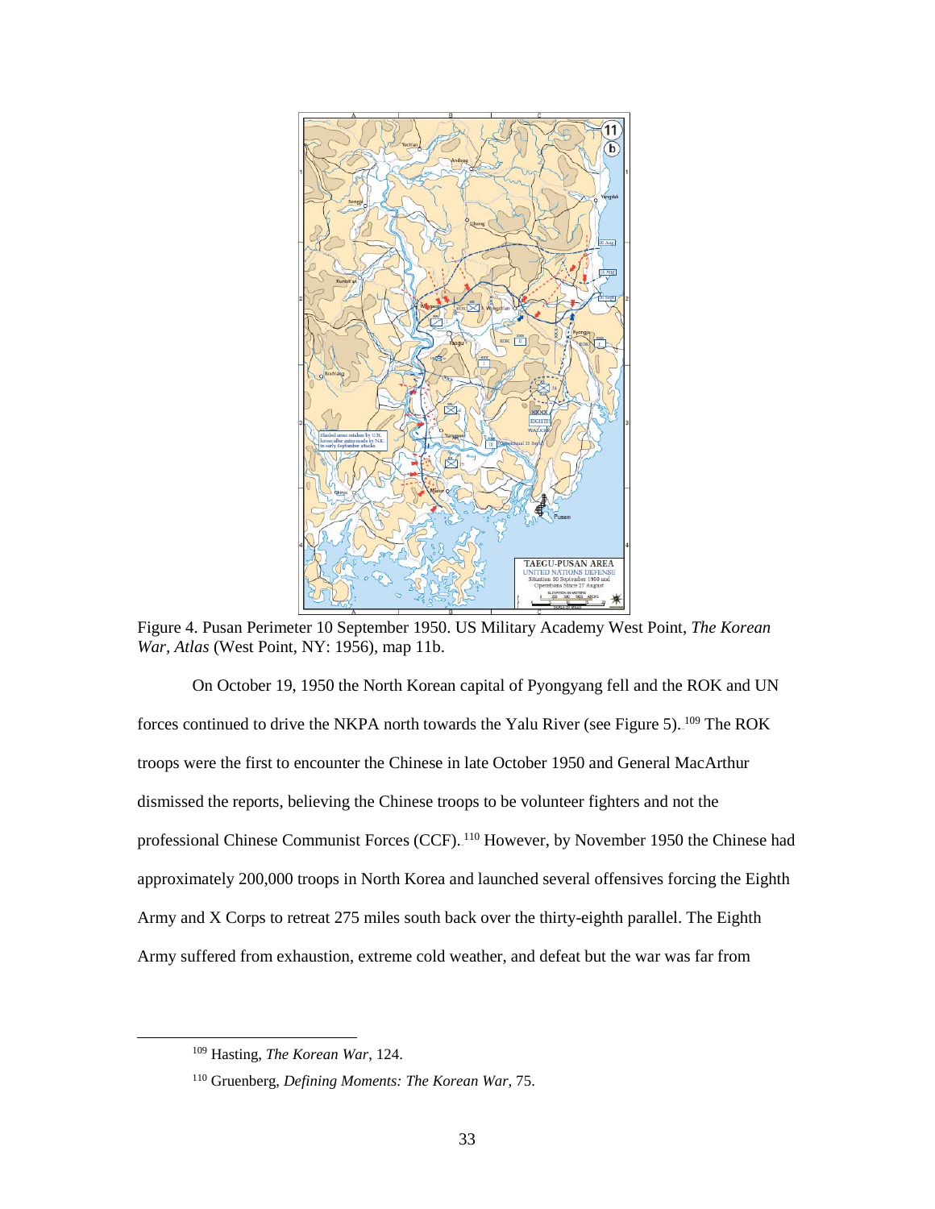Figure 4. Pusan Perimeter 10 September 1950. US Military Academy West Point, *The Korean War, Atlas* (West Point, NY: 1956), map 11b.

On October 19, 1950 the North Korean capital of Pyongyang fell and the ROK and UN forces continued to drive the NKPA north towards the Yalu River (see Figure 5).[109] The ROK troops were the first to encounter the Chinese in late October 1950 and General MacArthur dismissed the reports, believing the Chinese troops to be volunteer fighters and not the professional Chinese Communist Forces (CCF).[110] However, by November 1950 the Chinese had approximately 200,000 troops in North Korea and launched several offensives forcing the Eighth Army and X Corps to retreat 275 miles south back over the thirty-eighth parallel. The Eighth Army suffered from exhaustion, extreme cold weather, and defeat but the war was far from

---

[109] Hasting, *The Korean War*, 124.

[110] Gruenberg, *Defining Moments: The Korean War*, 75.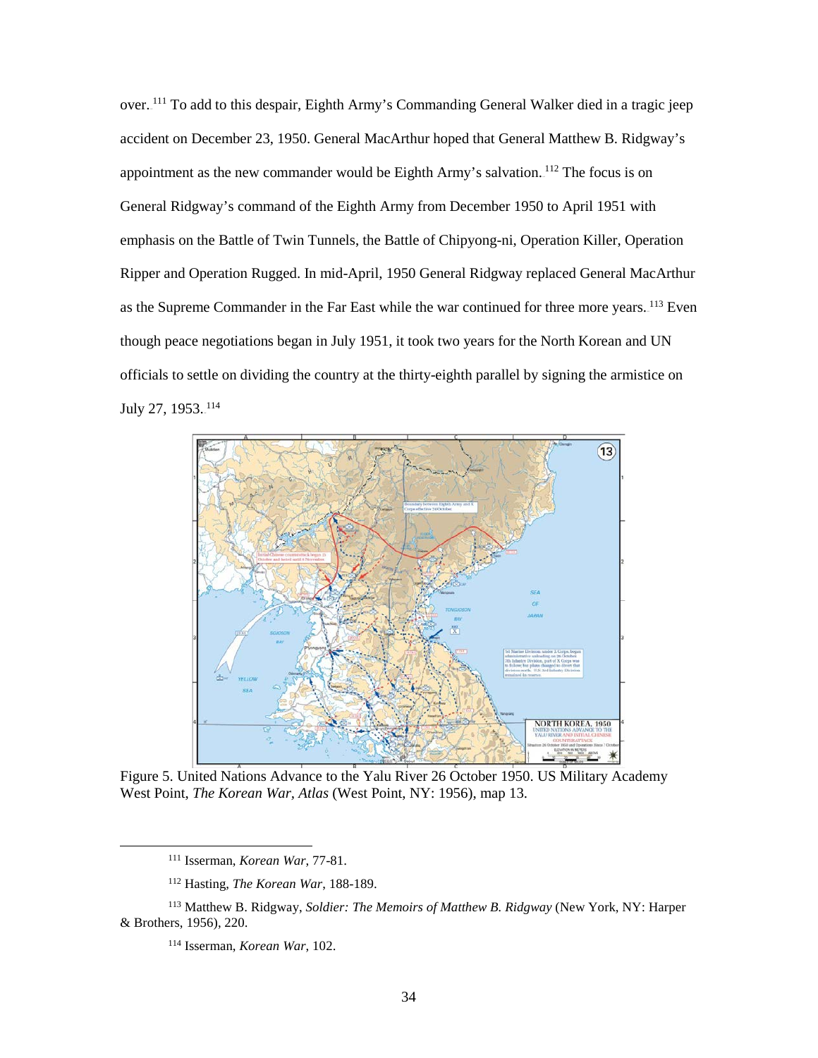over.[111] To add to this despair, Eighth Army's Commanding General Walker died in a tragic jeep accident on December 23, 1950. General MacArthur hoped that General Matthew B. Ridgway's appointment as the new commander would be Eighth Army's salvation.[112] The focus is on General Ridgway's command of the Eighth Army from December 1950 to April 1951 with emphasis on the Battle of Twin Tunnels, the Battle of Chipyong-ni, Operation Killer, Operation Ripper and Operation Rugged. In mid-April, 1950 General Ridgway replaced General MacArthur as the Supreme Commander in the Far East while the war continued for three more years.[113] Even though peace negotiations began in July 1951, it took two years for the North Korean and UN officials to settle on dividing the country at the thirty-eighth parallel by signing the armistice on July 27, 1953.[114]

Figure 5. United Nations Advance to the Yalu River 26 October 1950. US Military Academy West Point, *The Korean War, Atlas* (West Point, NY: 1956), map 13.

---

[111] Isserman, *Korean War*, 77-81.

[112] Hasting, *The Korean War*, 188-189.

[113] Matthew B. Ridgway, *Soldier: The Memoirs of Matthew B. Ridgway* (New York, NY: Harper & Brothers, 1956), 220.

[114] Isserman, *Korean War*, 102.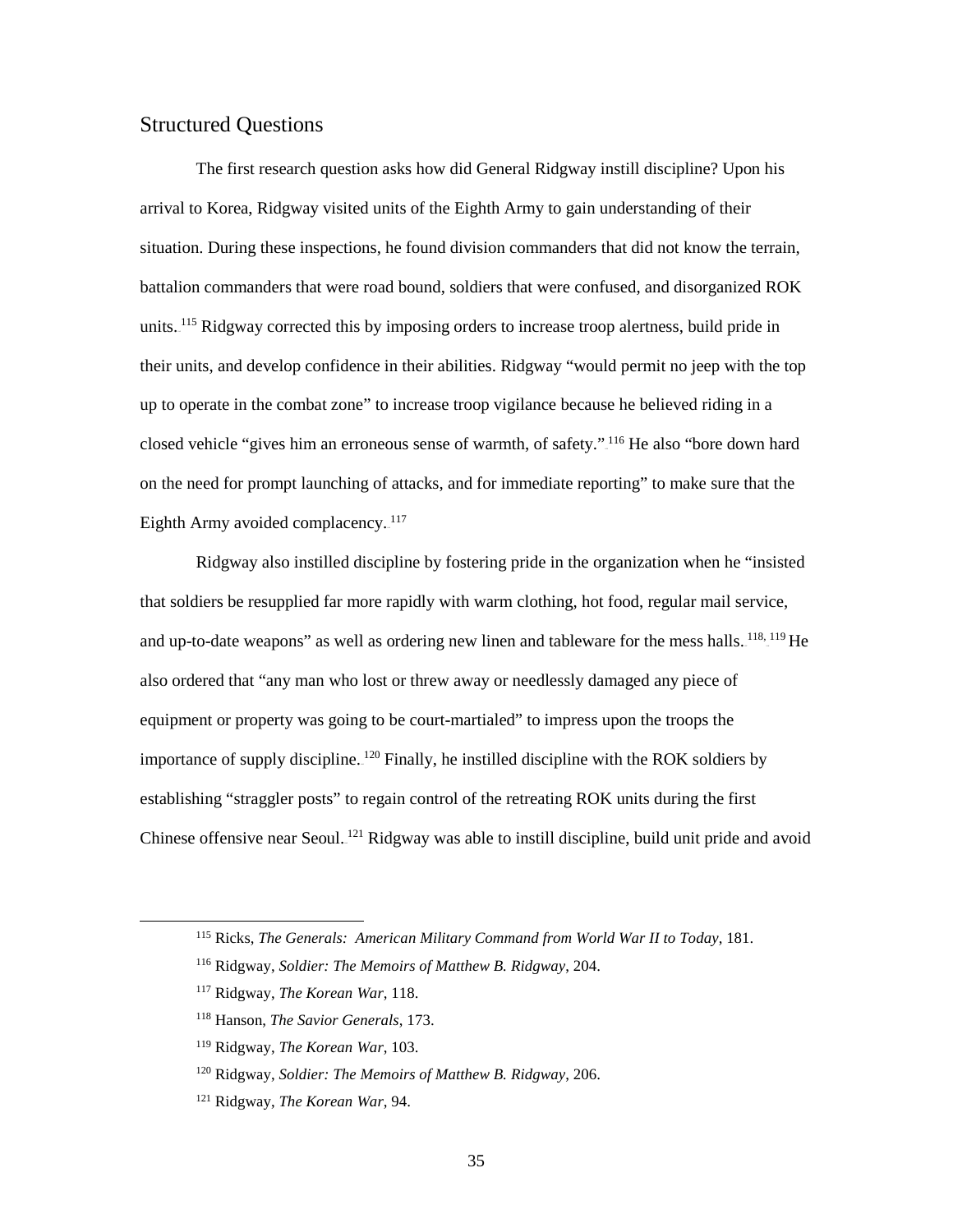## Structured Questions

The first research question asks how did General Ridgway instill discipline? Upon his arrival to Korea, Ridgway visited units of the Eighth Army to gain understanding of their situation. During these inspections, he found division commanders that did not know the terrain, battalion commanders that were road bound, soldiers that were confused, and disorganized ROK units.[115] Ridgway corrected this by imposing orders to increase troop alertness, build pride in their units, and develop confidence in their abilities. Ridgway "would permit no jeep with the top up to operate in the combat zone" to increase troop vigilance because he believed riding in a closed vehicle "gives him an erroneous sense of warmth, of safety."[116] He also "bore down hard on the need for prompt launching of attacks, and for immediate reporting" to make sure that the Eighth Army avoided complacency.[117]

Ridgway also instilled discipline by fostering pride in the organization when he "insisted that soldiers be resupplied far more rapidly with warm clothing, hot food, regular mail service, and up-to-date weapons" as well as ordering new linen and tableware for the mess halls.[118, 119] He also ordered that "any man who lost or threw away or needlessly damaged any piece of equipment or property was going to be court-martialed" to impress upon the troops the importance of supply discipline.[120] Finally, he instilled discipline with the ROK soldiers by establishing "straggler posts" to regain control of the retreating ROK units during the first Chinese offensive near Seoul.[121] Ridgway was able to instill discipline, build unit pride and avoid

---

[115] Ricks, *The Generals: American Military Command from World War II to Today*, 181.

[116] Ridgway, *Soldier: The Memoirs of Matthew B. Ridgway*, 204.

[117] Ridgway, *The Korean War*, 118.

[118] Hanson, *The Savior Generals*, 173.

[119] Ridgway, *The Korean War*, 103.

[120] Ridgway, *Soldier: The Memoirs of Matthew B. Ridgway*, 206.

[121] Ridgway, *The Korean War*, 94.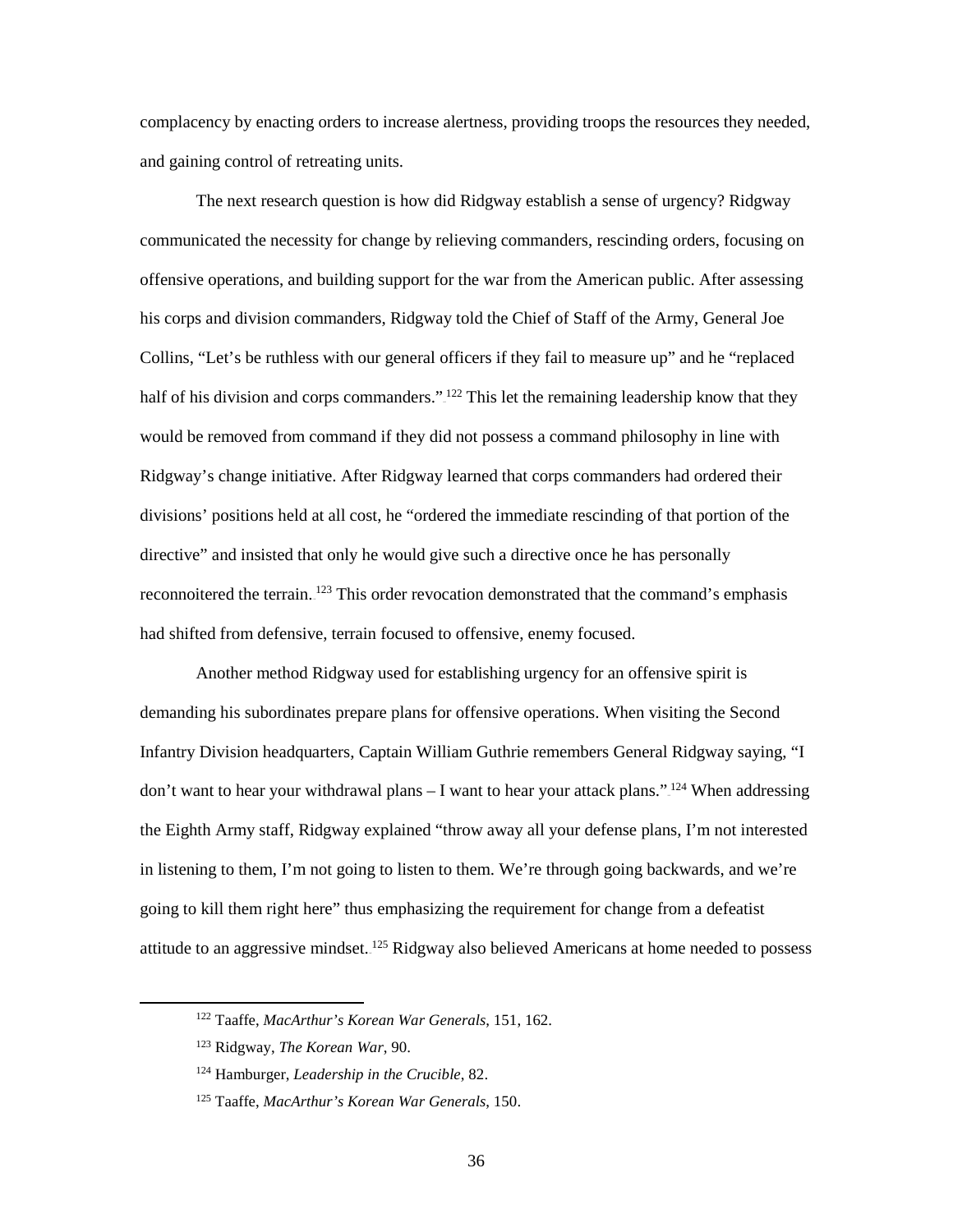complacency by enacting orders to increase alertness, providing troops the resources they needed, and gaining control of retreating units.

The next research question is how did Ridgway establish a sense of urgency? Ridgway communicated the necessity for change by relieving commanders, rescinding orders, focusing on offensive operations, and building support for the war from the American public. After assessing his corps and division commanders, Ridgway told the Chief of Staff of the Army, General Joe Collins, "Let's be ruthless with our general officers if they fail to measure up" and he "replaced half of his division and corps commanders."[122] This let the remaining leadership know that they would be removed from command if they did not possess a command philosophy in line with Ridgway's change initiative. After Ridgway learned that corps commanders had ordered their divisions' positions held at all cost, he "ordered the immediate rescinding of that portion of the directive" and insisted that only he would give such a directive once he has personally reconnoitered the terrain.[123] This order revocation demonstrated that the command's emphasis had shifted from defensive, terrain focused to offensive, enemy focused.

Another method Ridgway used for establishing urgency for an offensive spirit is demanding his subordinates prepare plans for offensive operations. When visiting the Second Infantry Division headquarters, Captain William Guthrie remembers General Ridgway saying, "I don't want to hear your withdrawal plans – I want to hear your attack plans."[124] When addressing the Eighth Army staff, Ridgway explained "throw away all your defense plans, I'm not interested in listening to them, I'm not going to listen to them. We're through going backwards, and we're going to kill them right here" thus emphasizing the requirement for change from a defeatist attitude to an aggressive mindset.[125] Ridgway also believed Americans at home needed to possess

---

[122] Taaffe, *MacArthur's Korean War Generals*, 151, 162.

[123] Ridgway, *The Korean War*, 90.

[124] Hamburger, *Leadership in the Crucible*, 82.

[125] Taaffe, *MacArthur's Korean War Generals*, 150.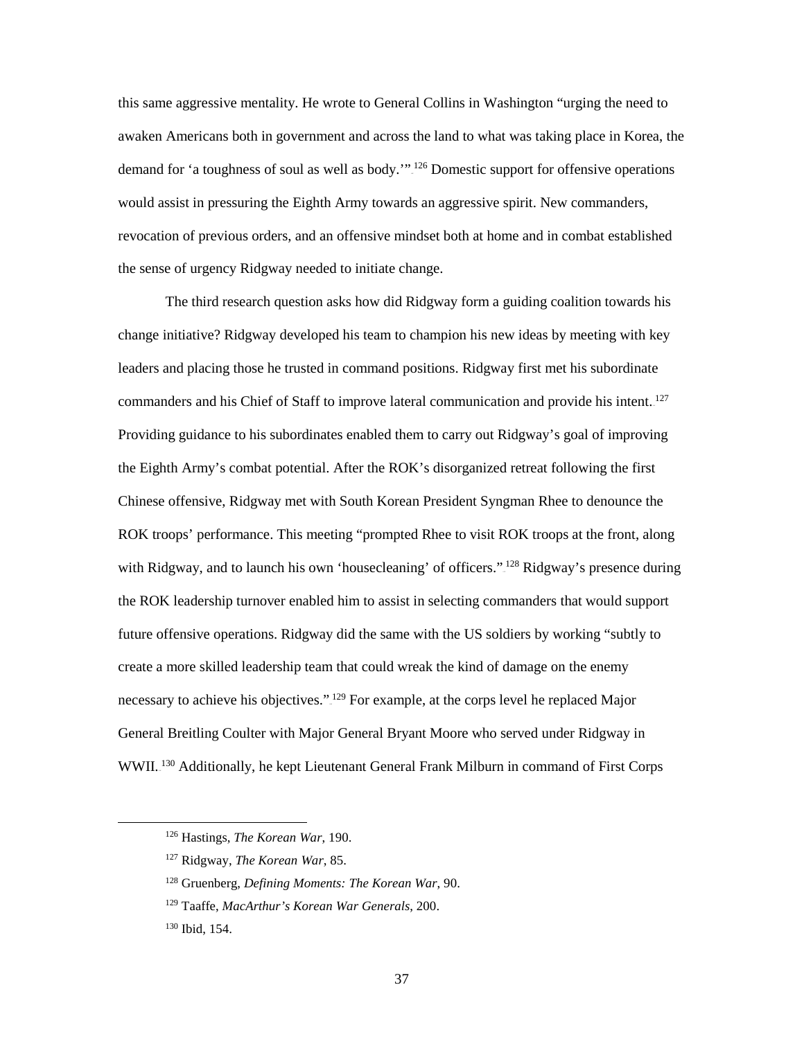this same aggressive mentality. He wrote to General Collins in Washington "urging the need to awaken Americans both in government and across the land to what was taking place in Korea, the demand for 'a toughness of soul as well as body.'"[126] Domestic support for offensive operations would assist in pressuring the Eighth Army towards an aggressive spirit. New commanders, revocation of previous orders, and an offensive mindset both at home and in combat established the sense of urgency Ridgway needed to initiate change.

The third research question asks how did Ridgway form a guiding coalition towards his change initiative? Ridgway developed his team to champion his new ideas by meeting with key leaders and placing those he trusted in command positions. Ridgway first met his subordinate commanders and his Chief of Staff to improve lateral communication and provide his intent.[127] Providing guidance to his subordinates enabled them to carry out Ridgway's goal of improving the Eighth Army's combat potential. After the ROK's disorganized retreat following the first Chinese offensive, Ridgway met with South Korean President Syngman Rhee to denounce the ROK troops' performance. This meeting "prompted Rhee to visit ROK troops at the front, along with Ridgway, and to launch his own 'housecleaning' of officers."[128] Ridgway's presence during the ROK leadership turnover enabled him to assist in selecting commanders that would support future offensive operations. Ridgway did the same with the US soldiers by working "subtly to create a more skilled leadership team that could wreak the kind of damage on the enemy necessary to achieve his objectives."[129] For example, at the corps level he replaced Major General Breitling Coulter with Major General Bryant Moore who served under Ridgway in WWII.[130] Additionally, he kept Lieutenant General Frank Milburn in command of First Corps

[126] Hastings, *The Korean War*, 190.

[127] Ridgway, *The Korean War*, 85.

[128] Gruenberg, *Defining Moments: The Korean War*, 90.

[129] Taaffe, *MacArthur's Korean War Generals*, 200.

[130] Ibid, 154.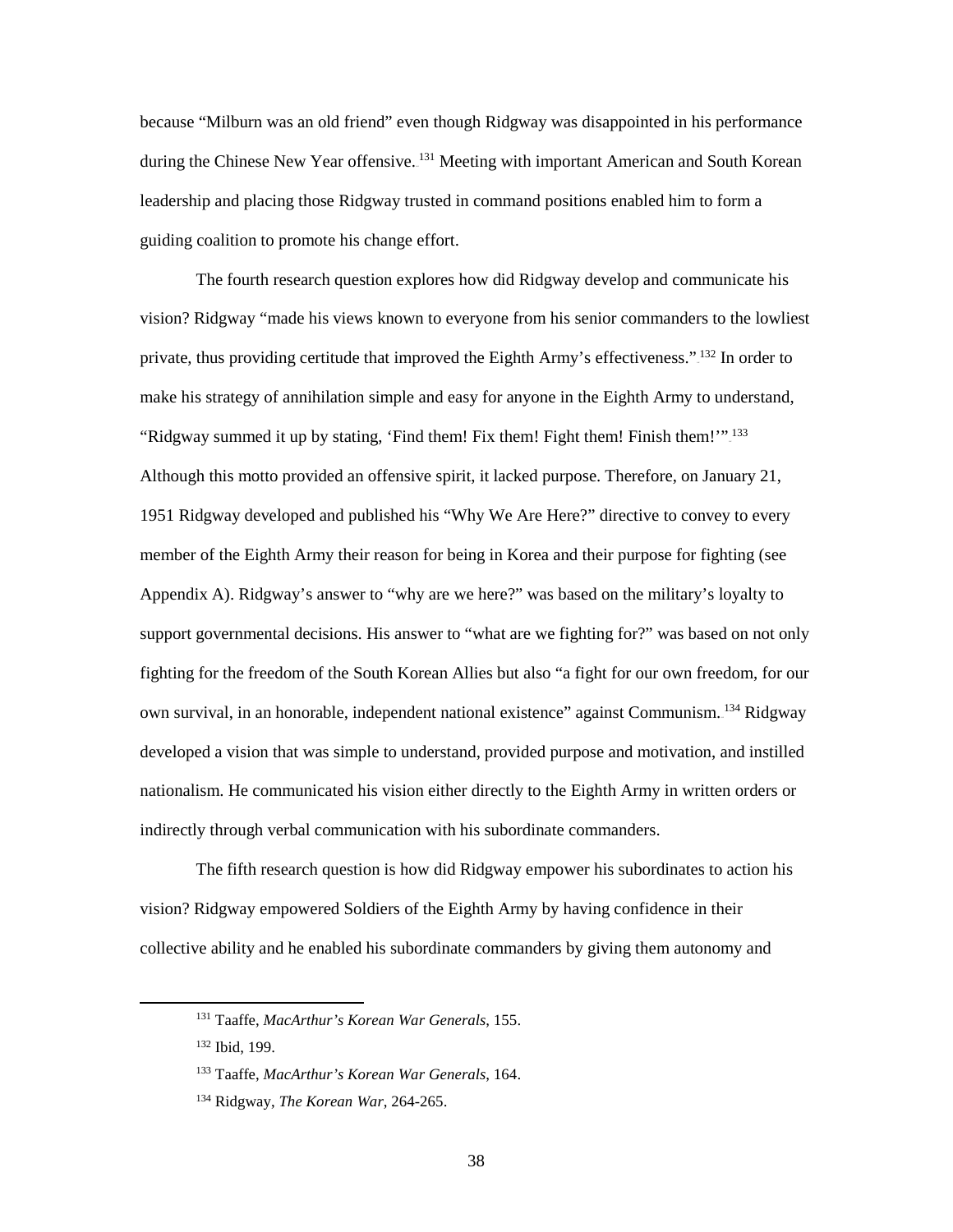because "Milburn was an old friend" even though Ridgway was disappointed in his performance during the Chinese New Year offensive.[131] Meeting with important American and South Korean leadership and placing those Ridgway trusted in command positions enabled him to form a guiding coalition to promote his change effort.

The fourth research question explores how did Ridgway develop and communicate his vision? Ridgway "made his views known to everyone from his senior commanders to the lowliest private, thus providing certitude that improved the Eighth Army's effectiveness."[132] In order to make his strategy of annihilation simple and easy for anyone in the Eighth Army to understand, "Ridgway summed it up by stating, 'Find them! Fix them! Fight them! Finish them!'"[133] Although this motto provided an offensive spirit, it lacked purpose. Therefore, on January 21, 1951 Ridgway developed and published his "Why We Are Here?" directive to convey to every member of the Eighth Army their reason for being in Korea and their purpose for fighting (see Appendix A). Ridgway's answer to "why are we here?" was based on the military's loyalty to support governmental decisions. His answer to "what are we fighting for?" was based on not only fighting for the freedom of the South Korean Allies but also "a fight for our own freedom, for our own survival, in an honorable, independent national existence" against Communism.[134] Ridgway developed a vision that was simple to understand, provided purpose and motivation, and instilled nationalism. He communicated his vision either directly to the Eighth Army in written orders or indirectly through verbal communication with his subordinate commanders.

The fifth research question is how did Ridgway empower his subordinates to action his vision? Ridgway empowered Soldiers of the Eighth Army by having confidence in their collective ability and he enabled his subordinate commanders by giving them autonomy and

---

[131] Taaffe, *MacArthur's Korean War Generals*, 155.

[132] Ibid, 199.

[133] Taaffe, *MacArthur's Korean War Generals*, 164.

[134] Ridgway, *The Korean War*, 264-265.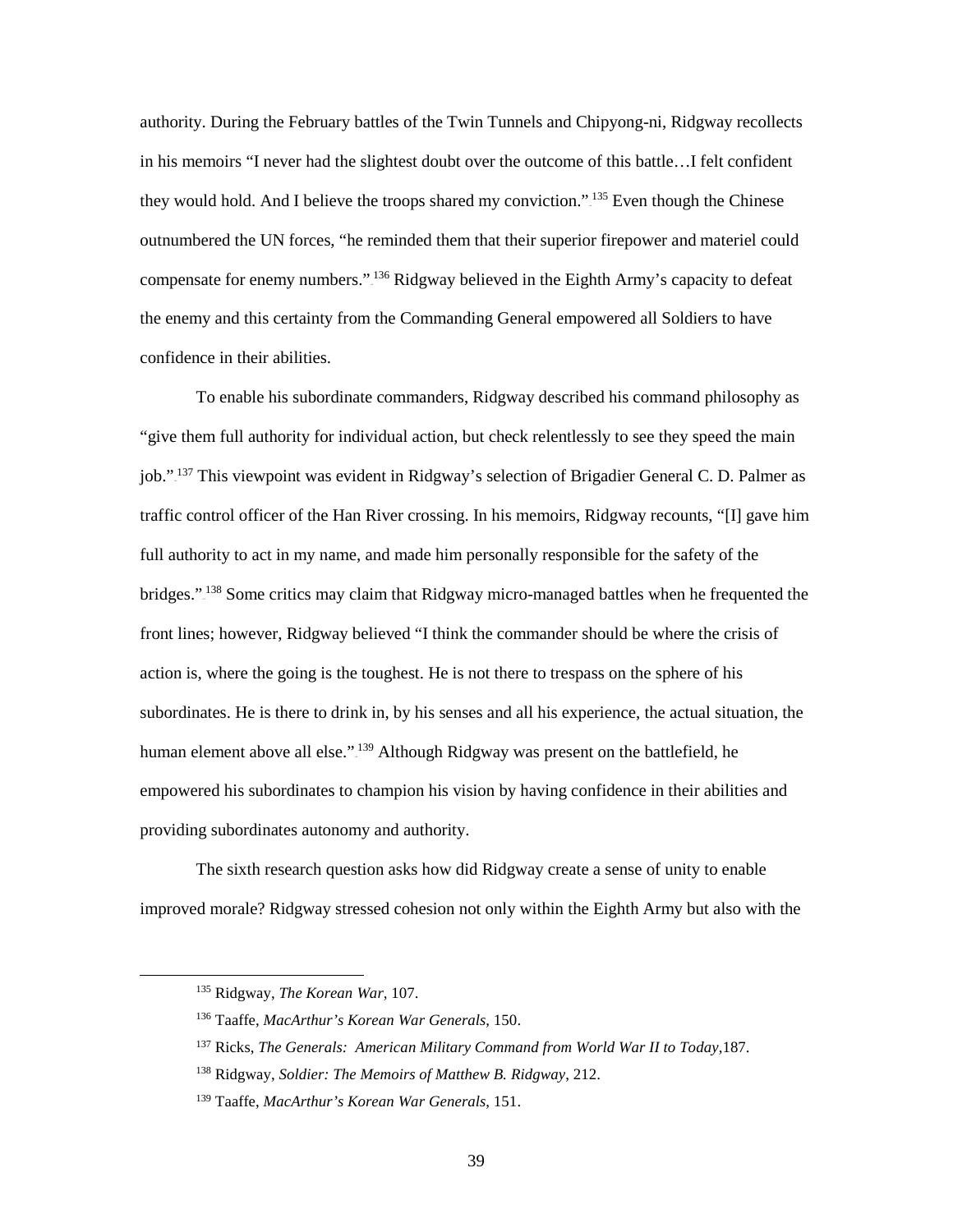authority. During the February battles of the Twin Tunnels and Chipyong-ni, Ridgway recollects in his memoirs "I never had the slightest doubt over the outcome of this battle…I felt confident they would hold. And I believe the troops shared my conviction."[135] Even though the Chinese outnumbered the UN forces, "he reminded them that their superior firepower and materiel could compensate for enemy numbers."[136] Ridgway believed in the Eighth Army's capacity to defeat the enemy and this certainty from the Commanding General empowered all Soldiers to have confidence in their abilities.

To enable his subordinate commanders, Ridgway described his command philosophy as "give them full authority for individual action, but check relentlessly to see they speed the main job."[137] This viewpoint was evident in Ridgway's selection of Brigadier General C. D. Palmer as traffic control officer of the Han River crossing. In his memoirs, Ridgway recounts, "[I] gave him full authority to act in my name, and made him personally responsible for the safety of the bridges."[138] Some critics may claim that Ridgway micro-managed battles when he frequented the front lines; however, Ridgway believed "I think the commander should be where the crisis of action is, where the going is the toughest. He is not there to trespass on the sphere of his subordinates. He is there to drink in, by his senses and all his experience, the actual situation, the human element above all else."[139] Although Ridgway was present on the battlefield, he empowered his subordinates to champion his vision by having confidence in their abilities and providing subordinates autonomy and authority.

The sixth research question asks how did Ridgway create a sense of unity to enable improved morale? Ridgway stressed cohesion not only within the Eighth Army but also with the

---

[135] Ridgway, *The Korean War*, 107.

[136] Taaffe, *MacArthur's Korean War Generals*, 150.

[137] Ricks, *The Generals: American Military Command from World War II to Today*,187.

[138] Ridgway, *Soldier: The Memoirs of Matthew B. Ridgway*, 212.

[139] Taaffe, *MacArthur's Korean War Generals*, 151.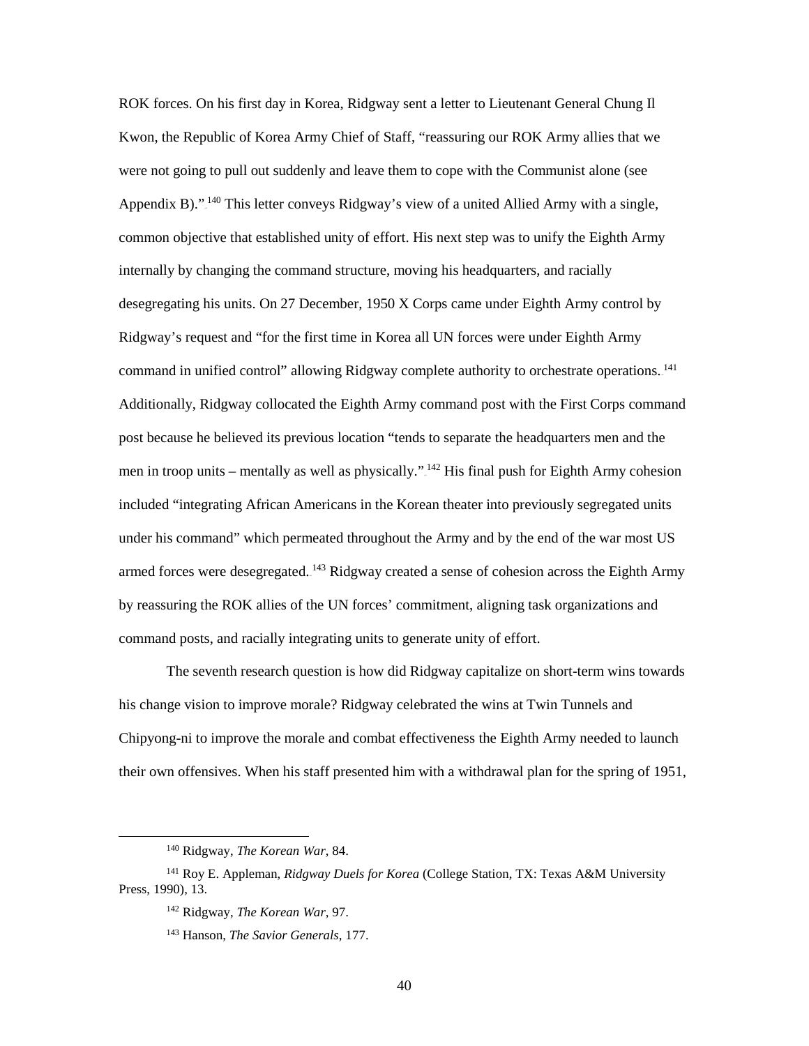ROK forces. On his first day in Korea, Ridgway sent a letter to Lieutenant General Chung Il Kwon, the Republic of Korea Army Chief of Staff, "reassuring our ROK Army allies that we were not going to pull out suddenly and leave them to cope with the Communist alone (see Appendix B)."[140] This letter conveys Ridgway's view of a united Allied Army with a single, common objective that established unity of effort. His next step was to unify the Eighth Army internally by changing the command structure, moving his headquarters, and racially desegregating his units. On 27 December, 1950 X Corps came under Eighth Army control by Ridgway's request and "for the first time in Korea all UN forces were under Eighth Army command in unified control" allowing Ridgway complete authority to orchestrate operations.[141] Additionally, Ridgway collocated the Eighth Army command post with the First Corps command post because he believed its previous location "tends to separate the headquarters men and the men in troop units – mentally as well as physically."[142] His final push for Eighth Army cohesion included "integrating African Americans in the Korean theater into previously segregated units under his command" which permeated throughout the Army and by the end of the war most US armed forces were desegregated.[143] Ridgway created a sense of cohesion across the Eighth Army by reassuring the ROK allies of the UN forces' commitment, aligning task organizations and command posts, and racially integrating units to generate unity of effort.

The seventh research question is how did Ridgway capitalize on short-term wins towards his change vision to improve morale? Ridgway celebrated the wins at Twin Tunnels and Chipyong-ni to improve the morale and combat effectiveness the Eighth Army needed to launch their own offensives. When his staff presented him with a withdrawal plan for the spring of 1951,

---

[140] Ridgway, *The Korean War*, 84.

[141] Roy E. Appleman, *Ridgway Duels for Korea* (College Station, TX: Texas A&M University Press, 1990), 13.

[142] Ridgway, *The Korean War*, 97.

[143] Hanson, *The Savior Generals*, 177.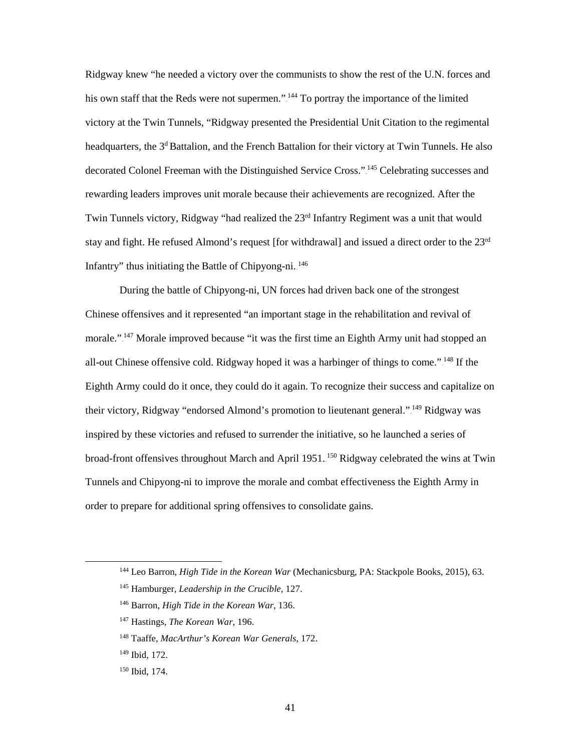Ridgway knew "he needed a victory over the communists to show the rest of the U.N. forces and his own staff that the Reds were not supermen."[144] To portray the importance of the limited victory at the Twin Tunnels, "Ridgway presented the Presidential Unit Citation to the regimental headquarters, the 3d Battalion, and the French Battalion for their victory at Twin Tunnels. He also decorated Colonel Freeman with the Distinguished Service Cross."[145] Celebrating successes and rewarding leaders improves unit morale because their achievements are recognized. After the Twin Tunnels victory, Ridgway "had realized the 23rd Infantry Regiment was a unit that would stay and fight. He refused Almond's request [for withdrawal] and issued a direct order to the 23rd Infantry" thus initiating the Battle of Chipyong-ni.[146]

During the battle of Chipyong-ni, UN forces had driven back one of the strongest Chinese offensives and it represented "an important stage in the rehabilitation and revival of morale."[147] Morale improved because "it was the first time an Eighth Army unit had stopped an all-out Chinese offensive cold. Ridgway hoped it was a harbinger of things to come."[148] If the Eighth Army could do it once, they could do it again. To recognize their success and capitalize on their victory, Ridgway "endorsed Almond's promotion to lieutenant general."[149] Ridgway was inspired by these victories and refused to surrender the initiative, so he launched a series of broad-front offensives throughout March and April 1951.[150] Ridgway celebrated the wins at Twin Tunnels and Chipyong-ni to improve the morale and combat effectiveness the Eighth Army in order to prepare for additional spring offensives to consolidate gains.

---

[144] Leo Barron, *High Tide in the Korean War* (Mechanicsburg, PA: Stackpole Books, 2015), 63.

[145] Hamburger, *Leadership in the Crucible*, 127.

[146] Barron, *High Tide in the Korean War*, 136.

[147] Hastings, *The Korean War*, 196.

[148] Taaffe, *MacArthur's Korean War Generals*, 172.

[149] Ibid, 172.

[150] Ibid, 174.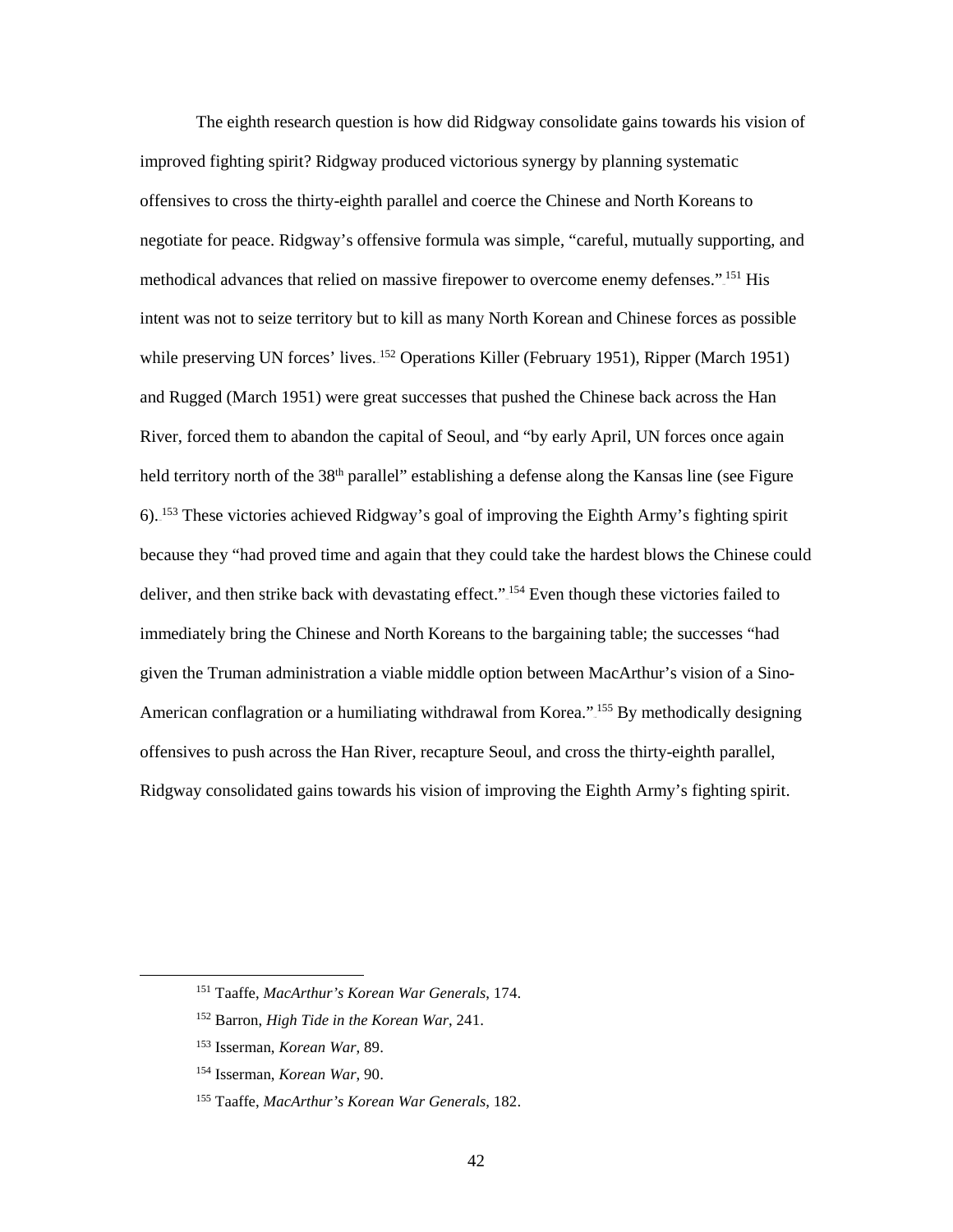The eighth research question is how did Ridgway consolidate gains towards his vision of improved fighting spirit? Ridgway produced victorious synergy by planning systematic offensives to cross the thirty-eighth parallel and coerce the Chinese and North Koreans to negotiate for peace. Ridgway's offensive formula was simple, "careful, mutually supporting, and methodical advances that relied on massive firepower to overcome enemy defenses."[151] His intent was not to seize territory but to kill as many North Korean and Chinese forces as possible while preserving UN forces' lives.[152] Operations Killer (February 1951), Ripper (March 1951) and Rugged (March 1951) were great successes that pushed the Chinese back across the Han River, forced them to abandon the capital of Seoul, and "by early April, UN forces once again held territory north of the 38th parallel" establishing a defense along the Kansas line (see Figure 6).[153] These victories achieved Ridgway's goal of improving the Eighth Army's fighting spirit because they "had proved time and again that they could take the hardest blows the Chinese could deliver, and then strike back with devastating effect."[154] Even though these victories failed to immediately bring the Chinese and North Koreans to the bargaining table; the successes "had given the Truman administration a viable middle option between MacArthur's vision of a Sino-American conflagration or a humiliating withdrawal from Korea."[155] By methodically designing offensives to push across the Han River, recapture Seoul, and cross the thirty-eighth parallel, Ridgway consolidated gains towards his vision of improving the Eighth Army's fighting spirit.

---

[151] Taaffe, *MacArthur's Korean War Generals*, 174.

[152] Barron, *High Tide in the Korean War*, 241.

[153] Isserman, *Korean War*, 89.

[154] Isserman, *Korean War*, 90.

[155] Taaffe, *MacArthur's Korean War Generals*, 182.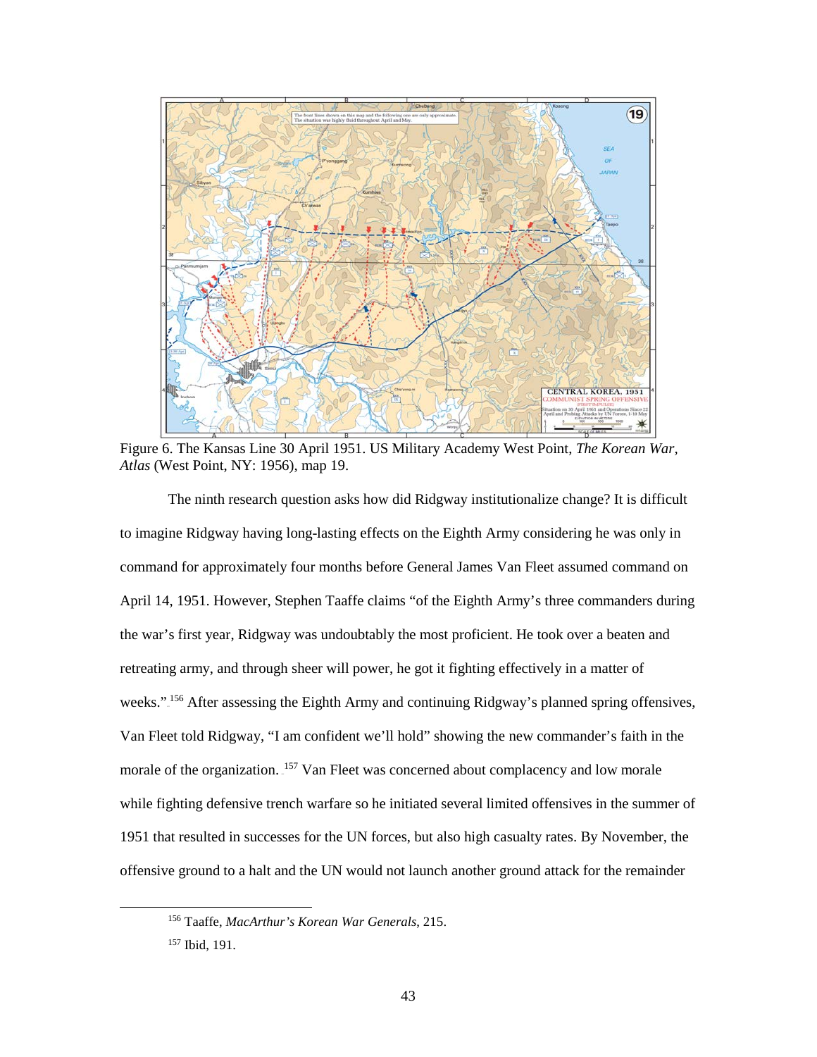Figure 6. The Kansas Line 30 April 1951. US Military Academy West Point, *The Korean War, Atlas* (West Point, NY: 1956), map 19.

The ninth research question asks how did Ridgway institutionalize change? It is difficult to imagine Ridgway having long-lasting effects on the Eighth Army considering he was only in command for approximately four months before General James Van Fleet assumed command on April 14, 1951. However, Stephen Taaffe claims "of the Eighth Army's three commanders during the war's first year, Ridgway was undoubtably the most proficient. He took over a beaten and retreating army, and through sheer will power, he got it fighting effectively in a matter of weeks."[156] After assessing the Eighth Army and continuing Ridgway's planned spring offensives, Van Fleet told Ridgway, "I am confident we'll hold" showing the new commander's faith in the morale of the organization.[157] Van Fleet was concerned about complacency and low morale while fighting defensive trench warfare so he initiated several limited offensives in the summer of 1951 that resulted in successes for the UN forces, but also high casualty rates. By November, the offensive ground to a halt and the UN would not launch another ground attack for the remainder

[156] Taaffe, *MacArthur's Korean War Generals*, 215.

[157] Ibid, 191.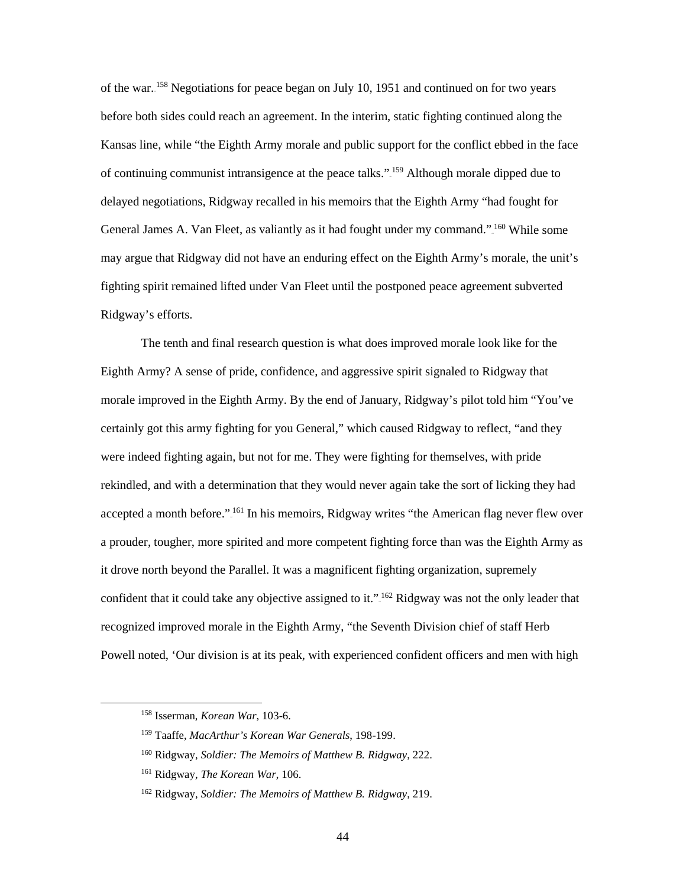of the war.[158] Negotiations for peace began on July 10, 1951 and continued on for two years before both sides could reach an agreement. In the interim, static fighting continued along the Kansas line, while "the Eighth Army morale and public support for the conflict ebbed in the face of continuing communist intransigence at the peace talks."[159] Although morale dipped due to delayed negotiations, Ridgway recalled in his memoirs that the Eighth Army "had fought for General James A. Van Fleet, as valiantly as it had fought under my command."[160] While some may argue that Ridgway did not have an enduring effect on the Eighth Army's morale, the unit's fighting spirit remained lifted under Van Fleet until the postponed peace agreement subverted Ridgway's efforts.

The tenth and final research question is what does improved morale look like for the Eighth Army? A sense of pride, confidence, and aggressive spirit signaled to Ridgway that morale improved in the Eighth Army. By the end of January, Ridgway's pilot told him "You've certainly got this army fighting for you General," which caused Ridgway to reflect, "and they were indeed fighting again, but not for me. They were fighting for themselves, with pride rekindled, and with a determination that they would never again take the sort of licking they had accepted a month before."[161] In his memoirs, Ridgway writes "the American flag never flew over a prouder, tougher, more spirited and more competent fighting force than was the Eighth Army as it drove north beyond the Parallel. It was a magnificent fighting organization, supremely confident that it could take any objective assigned to it."[162] Ridgway was not the only leader that recognized improved morale in the Eighth Army, "the Seventh Division chief of staff Herb Powell noted, 'Our division is at its peak, with experienced confident officers and men with high

---

[158] Isserman, *Korean War*, 103-6.

[159] Taaffe, *MacArthur's Korean War Generals*, 198-199.

[160] Ridgway, *Soldier: The Memoirs of Matthew B. Ridgway*, 222.

[161] Ridgway, *The Korean War*, 106.

[162] Ridgway, *Soldier: The Memoirs of Matthew B. Ridgway*, 219.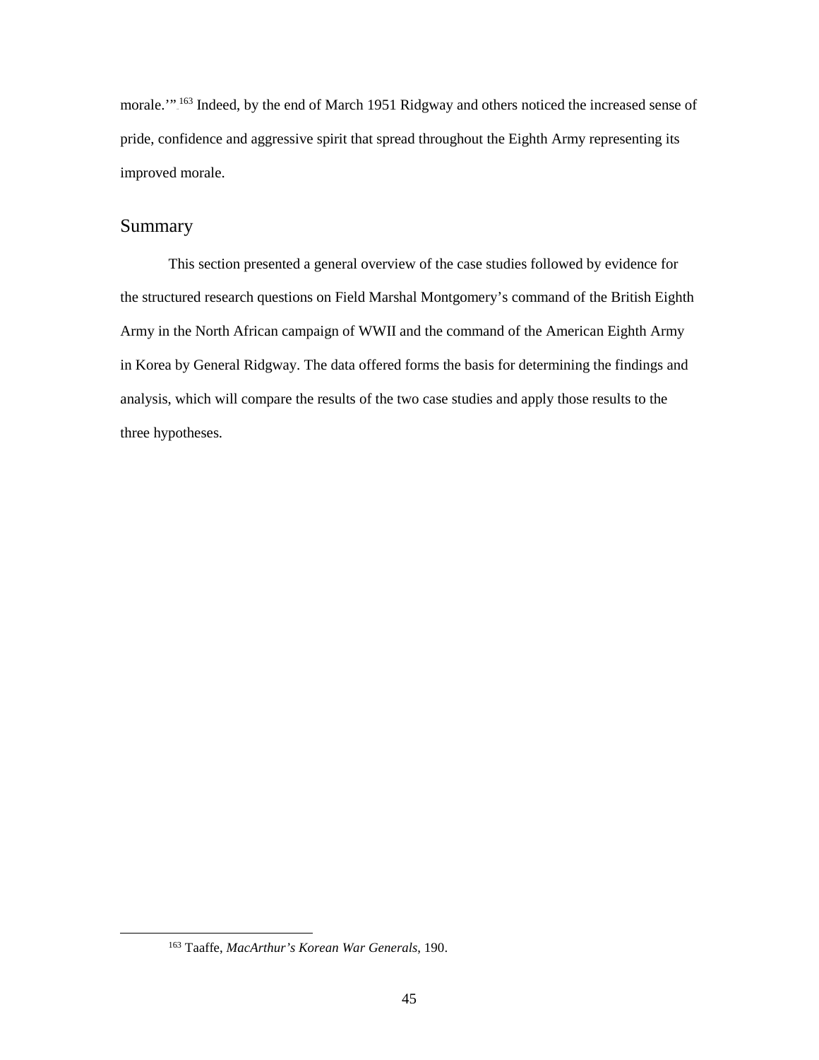morale.'"[163] Indeed, by the end of March 1951 Ridgway and others noticed the increased sense of pride, confidence and aggressive spirit that spread throughout the Eighth Army representing its improved morale.

## Summary

This section presented a general overview of the case studies followed by evidence for the structured research questions on Field Marshal Montgomery's command of the British Eighth Army in the North African campaign of WWII and the command of the American Eighth Army in Korea by General Ridgway. The data offered forms the basis for determining the findings and analysis, which will compare the results of the two case studies and apply those results to the three hypotheses.

---

[163] Taaffe, *MacArthur's Korean War Generals*, 190.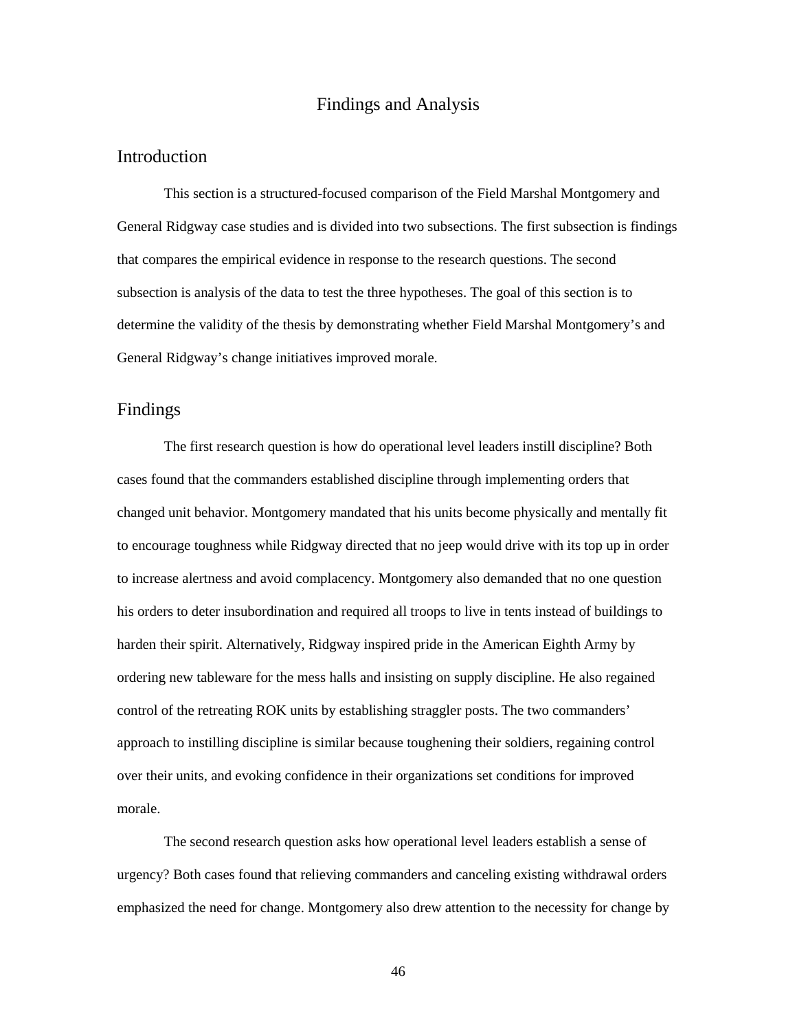# Findings and Analysis

## Introduction

This section is a structured-focused comparison of the Field Marshal Montgomery and General Ridgway case studies and is divided into two subsections. The first subsection is findings that compares the empirical evidence in response to the research questions. The second subsection is analysis of the data to test the three hypotheses. The goal of this section is to determine the validity of the thesis by demonstrating whether Field Marshal Montgomery's and General Ridgway's change initiatives improved morale.

## Findings

The first research question is how do operational level leaders instill discipline? Both cases found that the commanders established discipline through implementing orders that changed unit behavior. Montgomery mandated that his units become physically and mentally fit to encourage toughness while Ridgway directed that no jeep would drive with its top up in order to increase alertness and avoid complacency. Montgomery also demanded that no one question his orders to deter insubordination and required all troops to live in tents instead of buildings to harden their spirit. Alternatively, Ridgway inspired pride in the American Eighth Army by ordering new tableware for the mess halls and insisting on supply discipline. He also regained control of the retreating ROK units by establishing straggler posts. The two commanders' approach to instilling discipline is similar because toughening their soldiers, regaining control over their units, and evoking confidence in their organizations set conditions for improved morale.

The second research question asks how operational level leaders establish a sense of urgency? Both cases found that relieving commanders and canceling existing withdrawal orders emphasized the need for change. Montgomery also drew attention to the necessity for change by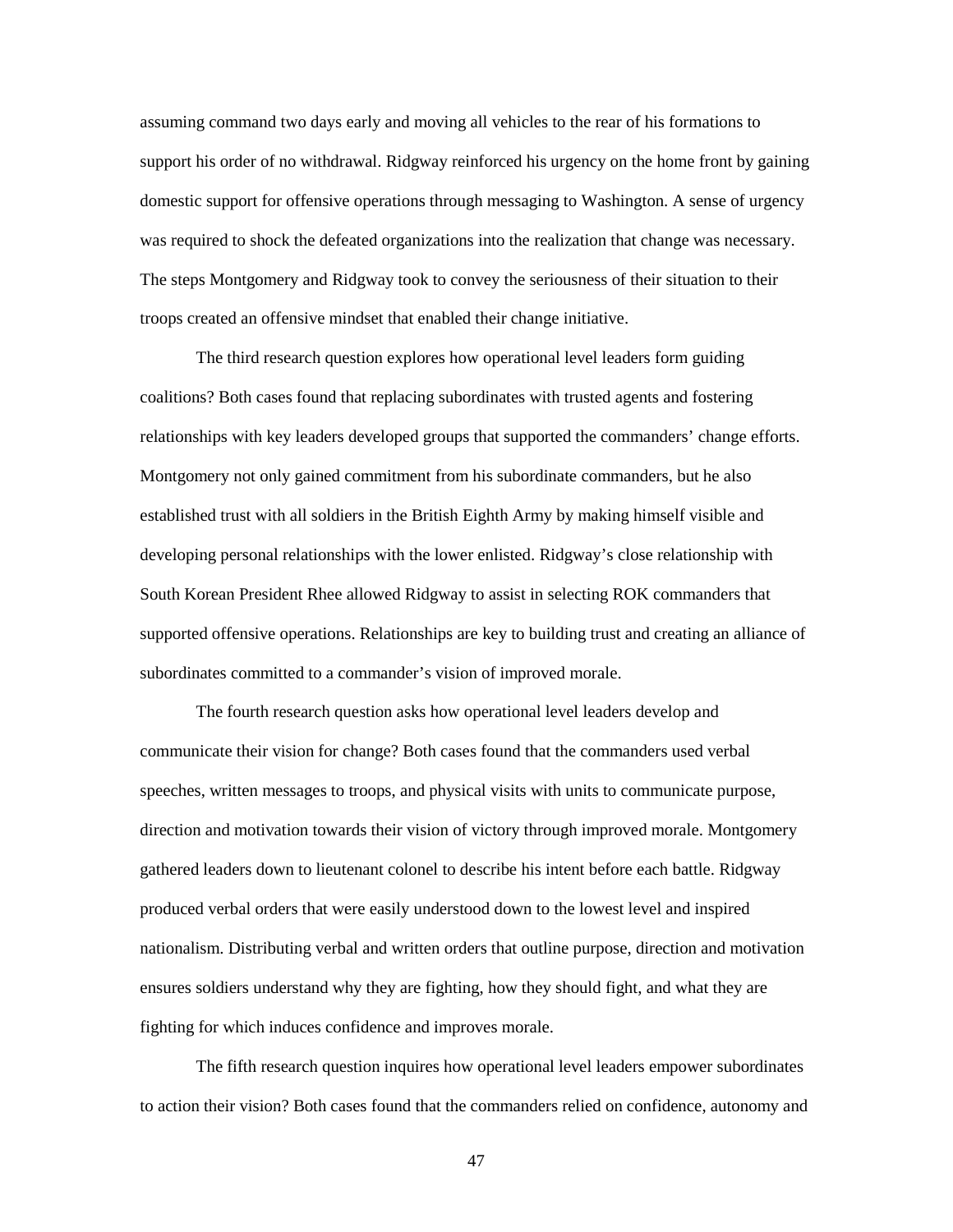assuming command two days early and moving all vehicles to the rear of his formations to support his order of no withdrawal. Ridgway reinforced his urgency on the home front by gaining domestic support for offensive operations through messaging to Washington. A sense of urgency was required to shock the defeated organizations into the realization that change was necessary. The steps Montgomery and Ridgway took to convey the seriousness of their situation to their troops created an offensive mindset that enabled their change initiative.

The third research question explores how operational level leaders form guiding coalitions? Both cases found that replacing subordinates with trusted agents and fostering relationships with key leaders developed groups that supported the commanders' change efforts. Montgomery not only gained commitment from his subordinate commanders, but he also established trust with all soldiers in the British Eighth Army by making himself visible and developing personal relationships with the lower enlisted. Ridgway's close relationship with South Korean President Rhee allowed Ridgway to assist in selecting ROK commanders that supported offensive operations. Relationships are key to building trust and creating an alliance of subordinates committed to a commander's vision of improved morale.

The fourth research question asks how operational level leaders develop and communicate their vision for change? Both cases found that the commanders used verbal speeches, written messages to troops, and physical visits with units to communicate purpose, direction and motivation towards their vision of victory through improved morale. Montgomery gathered leaders down to lieutenant colonel to describe his intent before each battle. Ridgway produced verbal orders that were easily understood down to the lowest level and inspired nationalism. Distributing verbal and written orders that outline purpose, direction and motivation ensures soldiers understand why they are fighting, how they should fight, and what they are fighting for which induces confidence and improves morale.

The fifth research question inquires how operational level leaders empower subordinates to action their vision? Both cases found that the commanders relied on confidence, autonomy and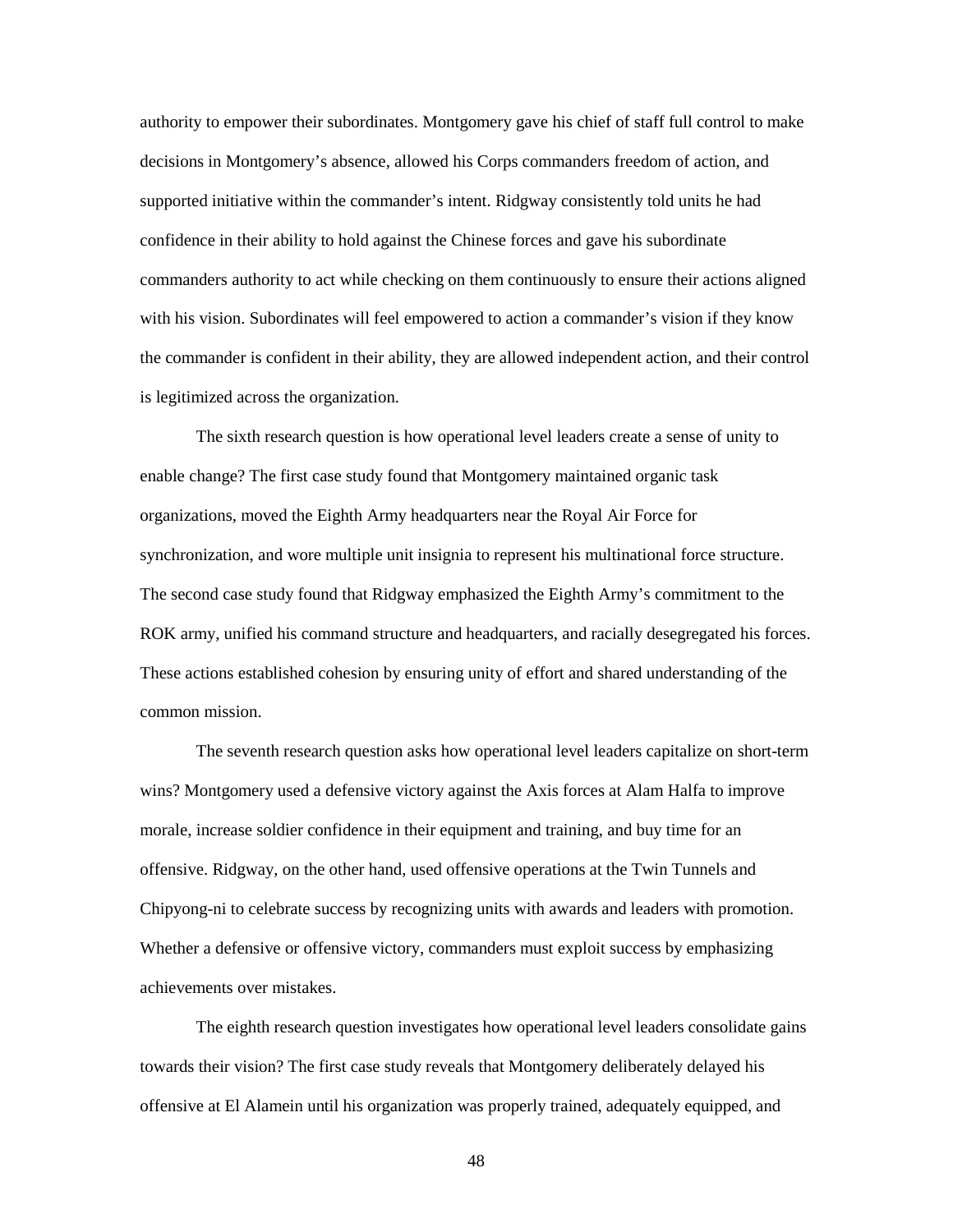authority to empower their subordinates. Montgomery gave his chief of staff full control to make decisions in Montgomery's absence, allowed his Corps commanders freedom of action, and supported initiative within the commander's intent. Ridgway consistently told units he had confidence in their ability to hold against the Chinese forces and gave his subordinate commanders authority to act while checking on them continuously to ensure their actions aligned with his vision. Subordinates will feel empowered to action a commander's vision if they know the commander is confident in their ability, they are allowed independent action, and their control is legitimized across the organization.

The sixth research question is how operational level leaders create a sense of unity to enable change? The first case study found that Montgomery maintained organic task organizations, moved the Eighth Army headquarters near the Royal Air Force for synchronization, and wore multiple unit insignia to represent his multinational force structure. The second case study found that Ridgway emphasized the Eighth Army's commitment to the ROK army, unified his command structure and headquarters, and racially desegregated his forces. These actions established cohesion by ensuring unity of effort and shared understanding of the common mission.

The seventh research question asks how operational level leaders capitalize on short-term wins? Montgomery used a defensive victory against the Axis forces at Alam Halfa to improve morale, increase soldier confidence in their equipment and training, and buy time for an offensive. Ridgway, on the other hand, used offensive operations at the Twin Tunnels and Chipyong-ni to celebrate success by recognizing units with awards and leaders with promotion. Whether a defensive or offensive victory, commanders must exploit success by emphasizing achievements over mistakes.

The eighth research question investigates how operational level leaders consolidate gains towards their vision? The first case study reveals that Montgomery deliberately delayed his offensive at El Alamein until his organization was properly trained, adequately equipped, and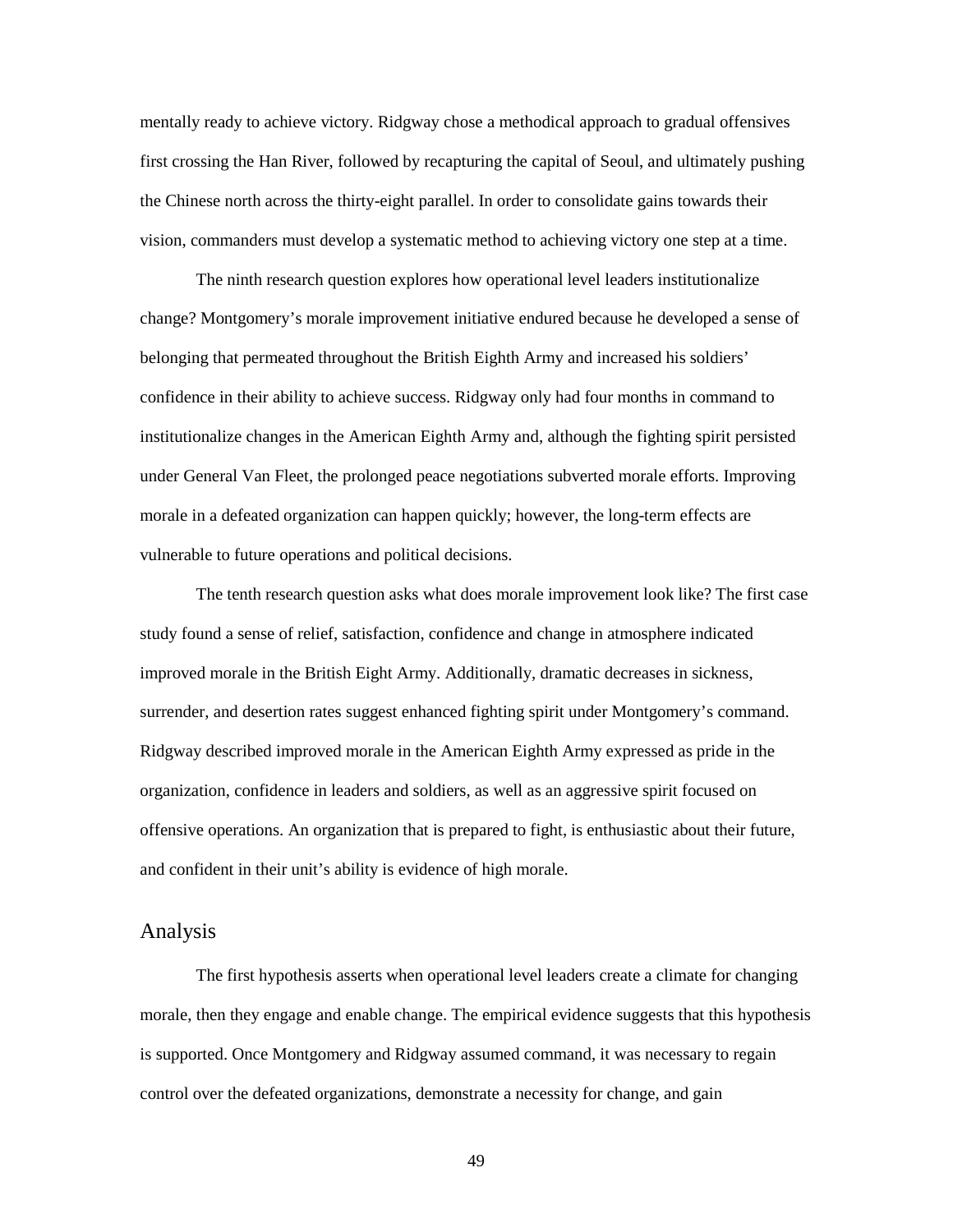mentally ready to achieve victory. Ridgway chose a methodical approach to gradual offensives first crossing the Han River, followed by recapturing the capital of Seoul, and ultimately pushing the Chinese north across the thirty-eight parallel. In order to consolidate gains towards their vision, commanders must develop a systematic method to achieving victory one step at a time.

The ninth research question explores how operational level leaders institutionalize change? Montgomery's morale improvement initiative endured because he developed a sense of belonging that permeated throughout the British Eighth Army and increased his soldiers' confidence in their ability to achieve success. Ridgway only had four months in command to institutionalize changes in the American Eighth Army and, although the fighting spirit persisted under General Van Fleet, the prolonged peace negotiations subverted morale efforts. Improving morale in a defeated organization can happen quickly; however, the long-term effects are vulnerable to future operations and political decisions.

The tenth research question asks what does morale improvement look like? The first case study found a sense of relief, satisfaction, confidence and change in atmosphere indicated improved morale in the British Eight Army. Additionally, dramatic decreases in sickness, surrender, and desertion rates suggest enhanced fighting spirit under Montgomery's command. Ridgway described improved morale in the American Eighth Army expressed as pride in the organization, confidence in leaders and soldiers, as well as an aggressive spirit focused on offensive operations. An organization that is prepared to fight, is enthusiastic about their future, and confident in their unit's ability is evidence of high morale.

## Analysis

The first hypothesis asserts when operational level leaders create a climate for changing morale, then they engage and enable change. The empirical evidence suggests that this hypothesis is supported. Once Montgomery and Ridgway assumed command, it was necessary to regain control over the defeated organizations, demonstrate a necessity for change, and gain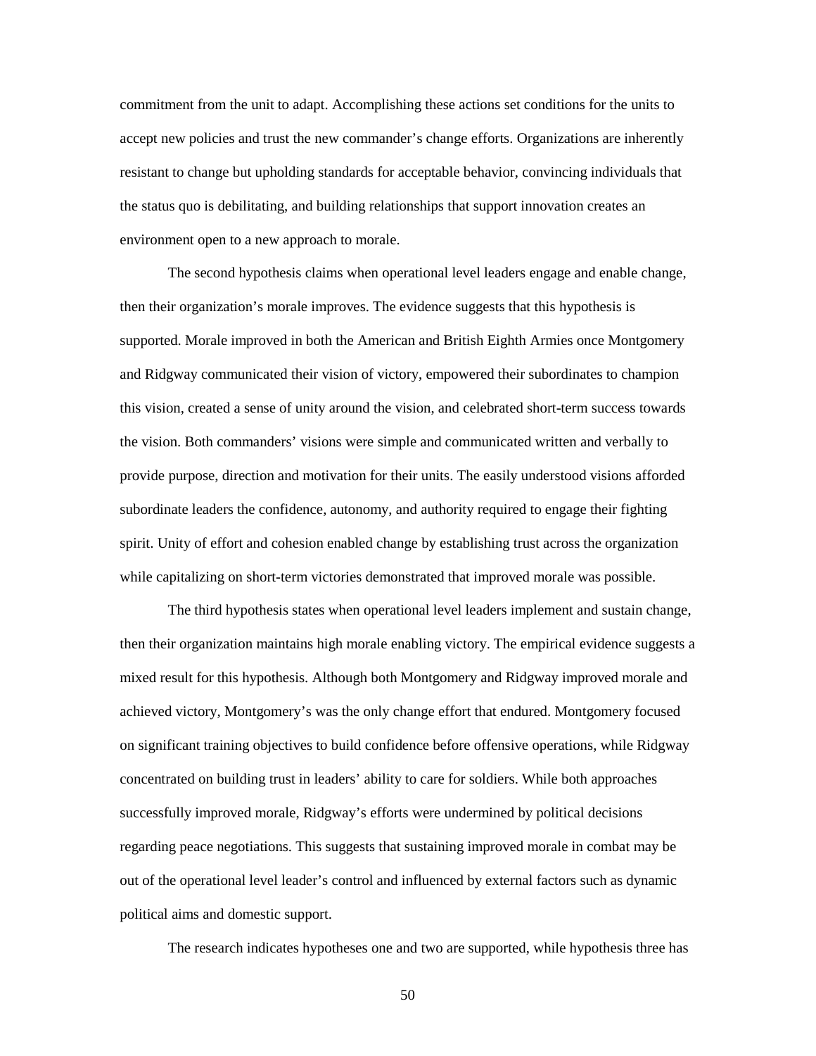commitment from the unit to adapt. Accomplishing these actions set conditions for the units to accept new policies and trust the new commander's change efforts. Organizations are inherently resistant to change but upholding standards for acceptable behavior, convincing individuals that the status quo is debilitating, and building relationships that support innovation creates an environment open to a new approach to morale.

The second hypothesis claims when operational level leaders engage and enable change, then their organization's morale improves. The evidence suggests that this hypothesis is supported. Morale improved in both the American and British Eighth Armies once Montgomery and Ridgway communicated their vision of victory, empowered their subordinates to champion this vision, created a sense of unity around the vision, and celebrated short-term success towards the vision. Both commanders' visions were simple and communicated written and verbally to provide purpose, direction and motivation for their units. The easily understood visions afforded subordinate leaders the confidence, autonomy, and authority required to engage their fighting spirit. Unity of effort and cohesion enabled change by establishing trust across the organization while capitalizing on short-term victories demonstrated that improved morale was possible.

The third hypothesis states when operational level leaders implement and sustain change, then their organization maintains high morale enabling victory. The empirical evidence suggests a mixed result for this hypothesis. Although both Montgomery and Ridgway improved morale and achieved victory, Montgomery's was the only change effort that endured. Montgomery focused on significant training objectives to build confidence before offensive operations, while Ridgway concentrated on building trust in leaders' ability to care for soldiers. While both approaches successfully improved morale, Ridgway's efforts were undermined by political decisions regarding peace negotiations. This suggests that sustaining improved morale in combat may be out of the operational level leader's control and influenced by external factors such as dynamic political aims and domestic support.

The research indicates hypotheses one and two are supported, while hypothesis three has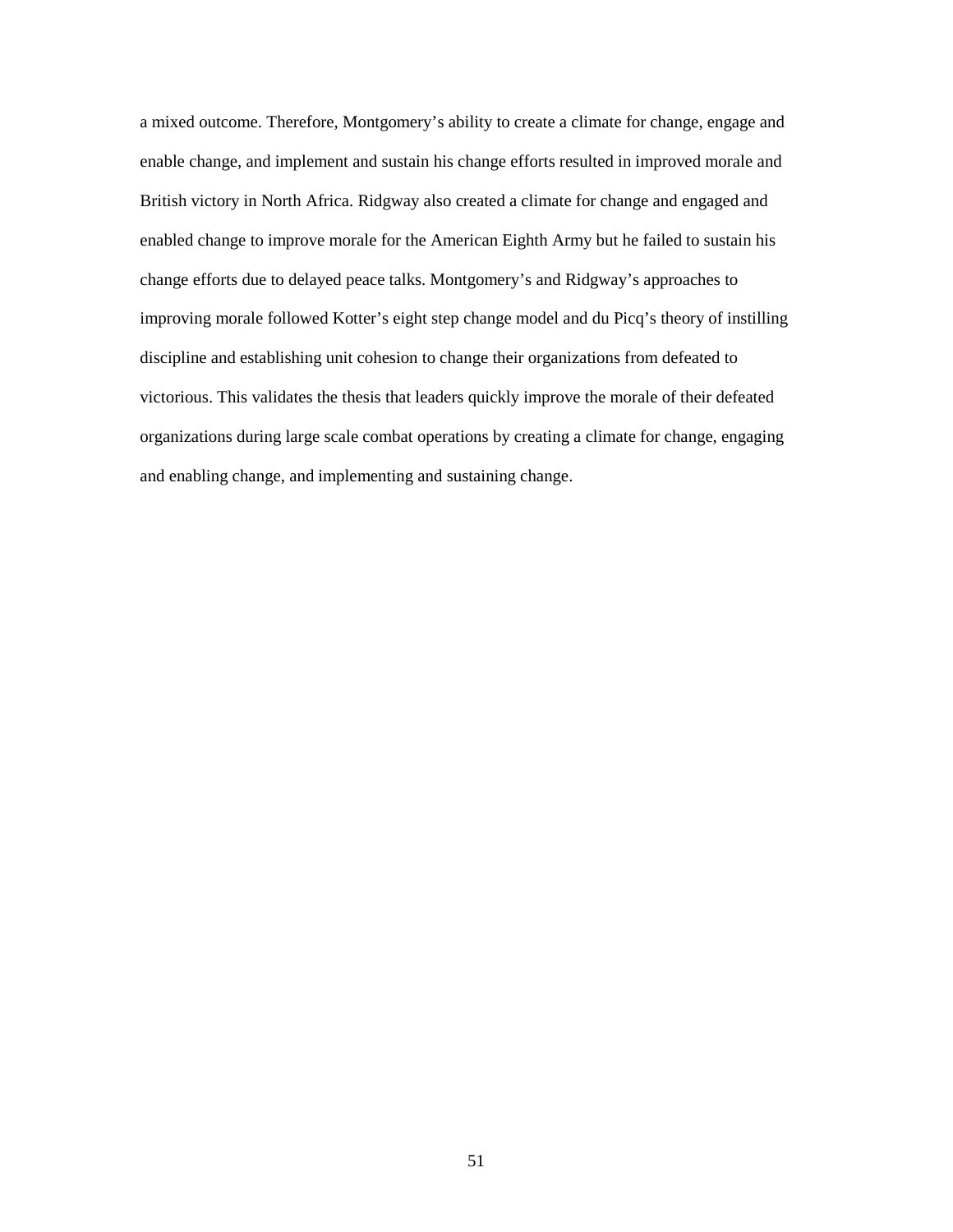a mixed outcome. Therefore, Montgomery's ability to create a climate for change, engage and enable change, and implement and sustain his change efforts resulted in improved morale and British victory in North Africa. Ridgway also created a climate for change and engaged and enabled change to improve morale for the American Eighth Army but he failed to sustain his change efforts due to delayed peace talks. Montgomery's and Ridgway's approaches to improving morale followed Kotter's eight step change model and du Picq's theory of instilling discipline and establishing unit cohesion to change their organizations from defeated to victorious. This validates the thesis that leaders quickly improve the morale of their defeated organizations during large scale combat operations by creating a climate for change, engaging and enabling change, and implementing and sustaining change.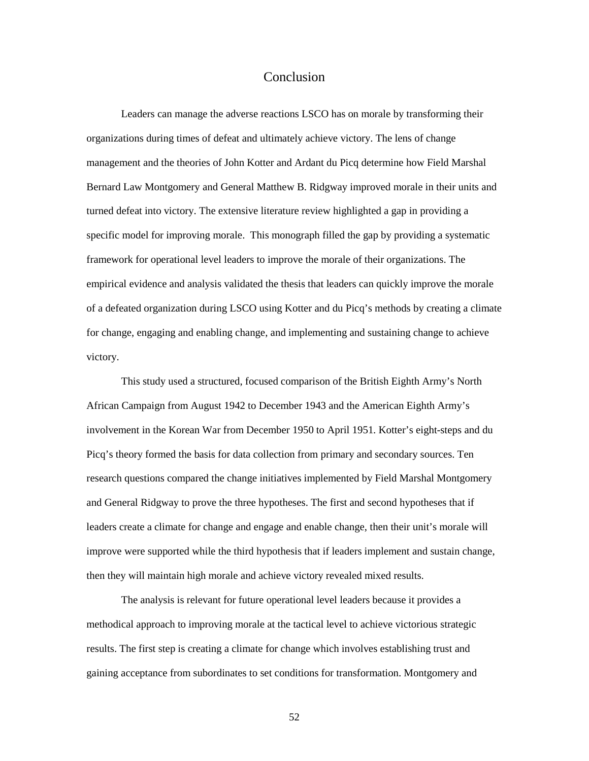# Conclusion

Leaders can manage the adverse reactions LSCO has on morale by transforming their organizations during times of defeat and ultimately achieve victory. The lens of change management and the theories of John Kotter and Ardant du Picq determine how Field Marshal Bernard Law Montgomery and General Matthew B. Ridgway improved morale in their units and turned defeat into victory. The extensive literature review highlighted a gap in providing a specific model for improving morale. This monograph filled the gap by providing a systematic framework for operational level leaders to improve the morale of their organizations. The empirical evidence and analysis validated the thesis that leaders can quickly improve the morale of a defeated organization during LSCO using Kotter and du Picq's methods by creating a climate for change, engaging and enabling change, and implementing and sustaining change to achieve victory.

This study used a structured, focused comparison of the British Eighth Army's North African Campaign from August 1942 to December 1943 and the American Eighth Army's involvement in the Korean War from December 1950 to April 1951. Kotter's eight-steps and du Picq's theory formed the basis for data collection from primary and secondary sources. Ten research questions compared the change initiatives implemented by Field Marshal Montgomery and General Ridgway to prove the three hypotheses. The first and second hypotheses that if leaders create a climate for change and engage and enable change, then their unit's morale will improve were supported while the third hypothesis that if leaders implement and sustain change, then they will maintain high morale and achieve victory revealed mixed results.

The analysis is relevant for future operational level leaders because it provides a methodical approach to improving morale at the tactical level to achieve victorious strategic results. The first step is creating a climate for change which involves establishing trust and gaining acceptance from subordinates to set conditions for transformation. Montgomery and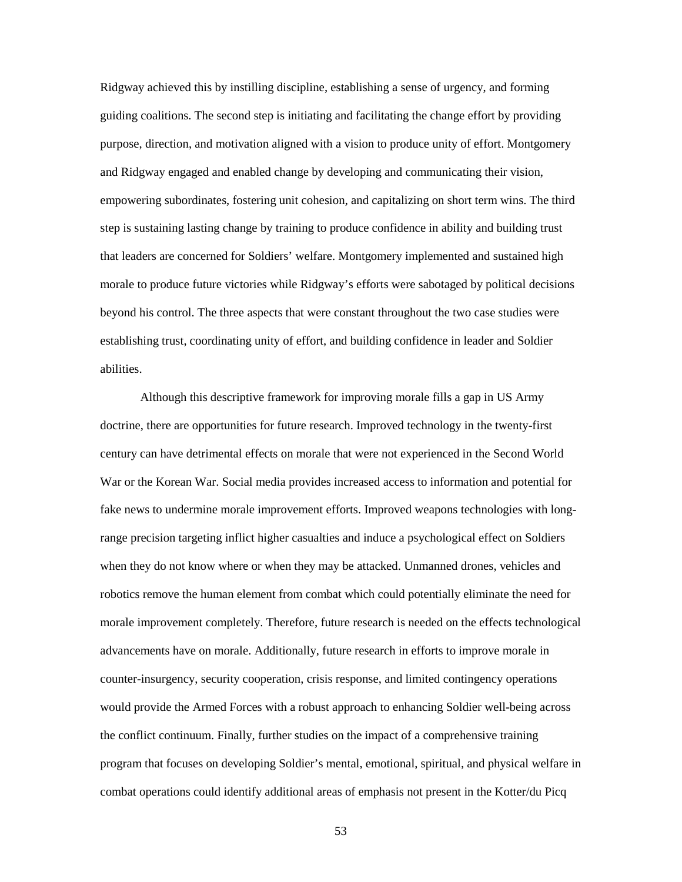Ridgway achieved this by instilling discipline, establishing a sense of urgency, and forming guiding coalitions. The second step is initiating and facilitating the change effort by providing purpose, direction, and motivation aligned with a vision to produce unity of effort. Montgomery and Ridgway engaged and enabled change by developing and communicating their vision, empowering subordinates, fostering unit cohesion, and capitalizing on short term wins. The third step is sustaining lasting change by training to produce confidence in ability and building trust that leaders are concerned for Soldiers' welfare. Montgomery implemented and sustained high morale to produce future victories while Ridgway's efforts were sabotaged by political decisions beyond his control. The three aspects that were constant throughout the two case studies were establishing trust, coordinating unity of effort, and building confidence in leader and Soldier abilities.

Although this descriptive framework for improving morale fills a gap in US Army doctrine, there are opportunities for future research. Improved technology in the twenty-first century can have detrimental effects on morale that were not experienced in the Second World War or the Korean War. Social media provides increased access to information and potential for fake news to undermine morale improvement efforts. Improved weapons technologies with long-range precision targeting inflict higher casualties and induce a psychological effect on Soldiers when they do not know where or when they may be attacked. Unmanned drones, vehicles and robotics remove the human element from combat which could potentially eliminate the need for morale improvement completely. Therefore, future research is needed on the effects technological advancements have on morale. Additionally, future research in efforts to improve morale in counter-insurgency, security cooperation, crisis response, and limited contingency operations would provide the Armed Forces with a robust approach to enhancing Soldier well-being across the conflict continuum. Finally, further studies on the impact of a comprehensive training program that focuses on developing Soldier's mental, emotional, spiritual, and physical welfare in combat operations could identify additional areas of emphasis not present in the Kotter/du Picq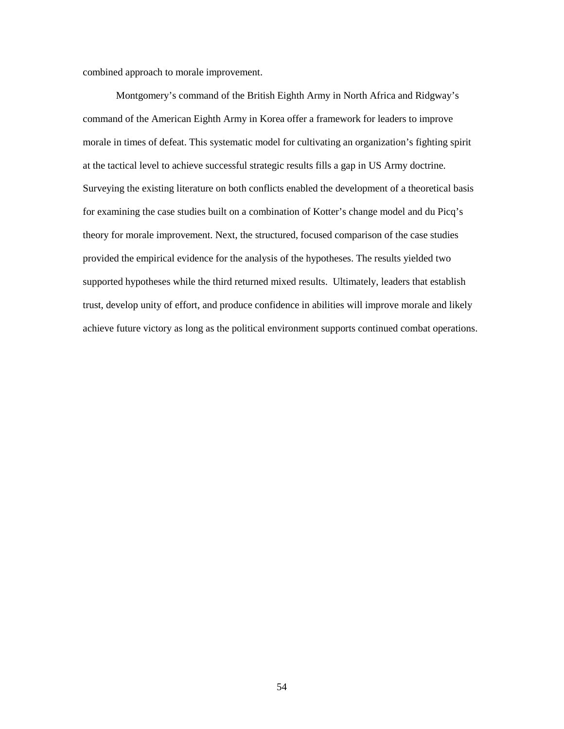combined approach to morale improvement.

Montgomery's command of the British Eighth Army in North Africa and Ridgway's command of the American Eighth Army in Korea offer a framework for leaders to improve morale in times of defeat. This systematic model for cultivating an organization's fighting spirit at the tactical level to achieve successful strategic results fills a gap in US Army doctrine. Surveying the existing literature on both conflicts enabled the development of a theoretical basis for examining the case studies built on a combination of Kotter's change model and du Picq's theory for morale improvement. Next, the structured, focused comparison of the case studies provided the empirical evidence for the analysis of the hypotheses. The results yielded two supported hypotheses while the third returned mixed results. Ultimately, leaders that establish trust, develop unity of effort, and produce confidence in abilities will improve morale and likely achieve future victory as long as the political environment supports continued combat operations.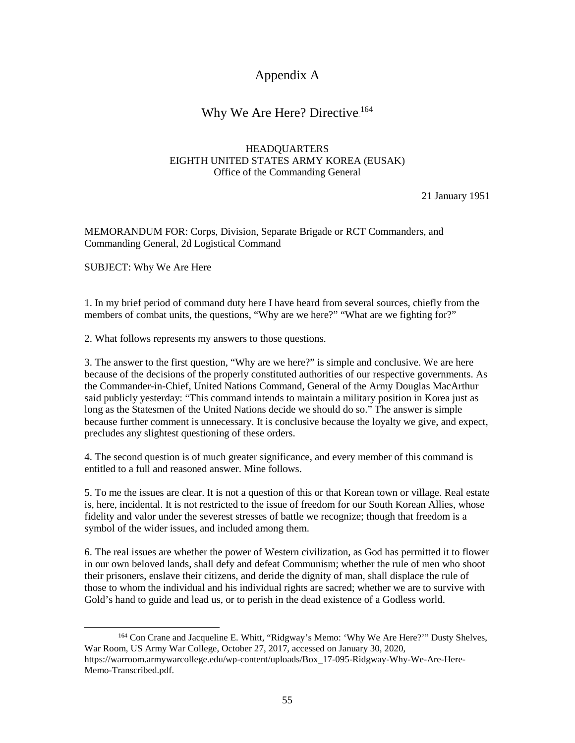# Appendix A

## Why We Are Here? Directive[164]

HEADQUARTERS
EIGHTH UNITED STATES ARMY KOREA (EUSAK)
Office of the Commanding General

21 January 1951

MEMORANDUM FOR: Corps, Division, Separate Brigade or RCT Commanders, and Commanding General, 2d Logistical Command

SUBJECT: Why We Are Here

1. In my brief period of command duty here I have heard from several sources, chiefly from the members of combat units, the questions, "Why are we here?" "What are we fighting for?"

2. What follows represents my answers to those questions.

3. The answer to the first question, "Why are we here?" is simple and conclusive. We are here because of the decisions of the properly constituted authorities of our respective governments. As the Commander-in-Chief, United Nations Command, General of the Army Douglas MacArthur said publicly yesterday: "This command intends to maintain a military position in Korea just as long as the Statesmen of the United Nations decide we should do so." The answer is simple because further comment is unnecessary. It is conclusive because the loyalty we give, and expect, precludes any slightest questioning of these orders.

4. The second question is of much greater significance, and every member of this command is entitled to a full and reasoned answer. Mine follows.

5. To me the issues are clear. It is not a question of this or that Korean town or village. Real estate is, here, incidental. It is not restricted to the issue of freedom for our South Korean Allies, whose fidelity and valor under the severest stresses of battle we recognize; though that freedom is a symbol of the wider issues, and included among them.

6. The real issues are whether the power of Western civilization, as God has permitted it to flower in our own beloved lands, shall defy and defeat Communism; whether the rule of men who shoot their prisoners, enslave their citizens, and deride the dignity of man, shall displace the rule of those to whom the individual and his individual rights are sacred; whether we are to survive with Gold's hand to guide and lead us, or to perish in the dead existence of a Godless world.

---

[164] Con Crane and Jacqueline E. Whitt, "Ridgway's Memo: 'Why We Are Here?'" Dusty Shelves, War Room, US Army War College, October 27, 2017, accessed on January 30, 2020, https://warroom.armywarcollege.edu/wp-content/uploads/Box_17-095-Ridgway-Why-We-Are-Here-Memo-Transcribed.pdf.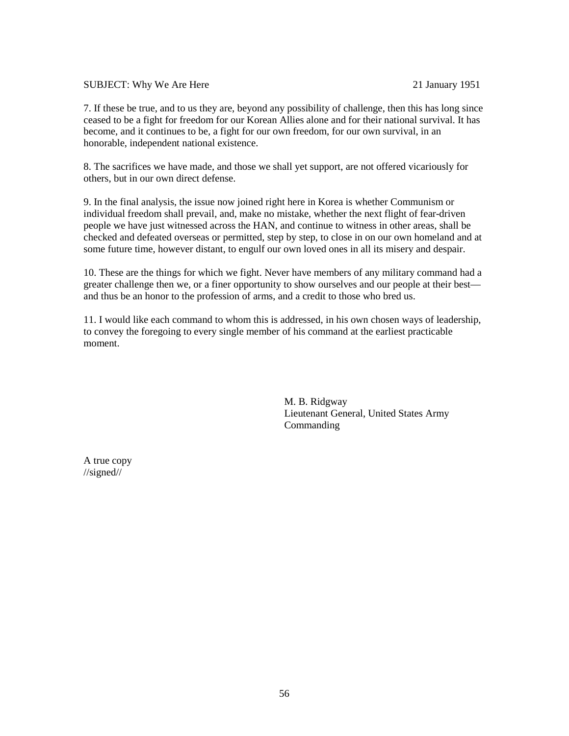SUBJECT: Why We Are Here 21 January 1951

7. If these be true, and to us they are, beyond any possibility of challenge, then this has long since ceased to be a fight for freedom for our Korean Allies alone and for their national survival. It has become, and it continues to be, a fight for our own freedom, for our own survival, in an honorable, independent national existence.

8. The sacrifices we have made, and those we shall yet support, are not offered vicariously for others, but in our own direct defense.

9. In the final analysis, the issue now joined right here in Korea is whether Communism or individual freedom shall prevail, and, make no mistake, whether the next flight of fear-driven people we have just witnessed across the HAN, and continue to witness in other areas, shall be checked and defeated overseas or permitted, step by step, to close in on our own homeland and at some future time, however distant, to engulf our own loved ones in all its misery and despair.

10. These are the things for which we fight. Never have members of any military command had a greater challenge then we, or a finer opportunity to show ourselves and our people at their best—and thus be an honor to the profession of arms, and a credit to those who bred us.

11. I would like each command to whom this is addressed, in his own chosen ways of leadership, to convey the foregoing to every single member of his command at the earliest practicable moment.

M. B. Ridgway
Lieutenant General, United States Army
Commanding

A true copy
//signed//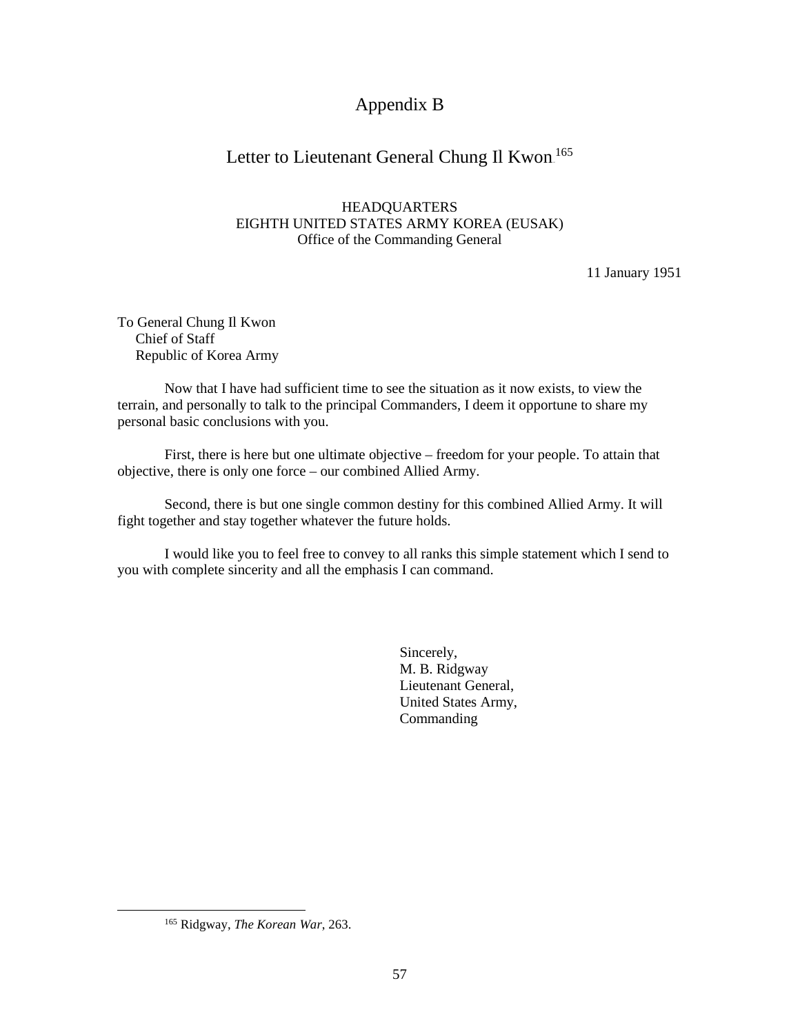# Appendix B

## Letter to Lieutenant General Chung Il Kwon[165]

HEADQUARTERS
EIGHTH UNITED STATES ARMY KOREA (EUSAK)
Office of the Commanding General

11 January 1951

To General Chung Il Kwon
Chief of Staff
Republic of Korea Army

Now that I have had sufficient time to see the situation as it now exists, to view the terrain, and personally to talk to the principal Commanders, I deem it opportune to share my personal basic conclusions with you.

First, there is here but one ultimate objective – freedom for your people. To attain that objective, there is only one force – our combined Allied Army.

Second, there is but one single common destiny for this combined Allied Army. It will fight together and stay together whatever the future holds.

I would like you to feel free to convey to all ranks this simple statement which I send to you with complete sincerity and all the emphasis I can command.

Sincerely,
M. B. Ridgway
Lieutenant General,
United States Army,
Commanding

[165] Ridgway, *The Korean War,* 263.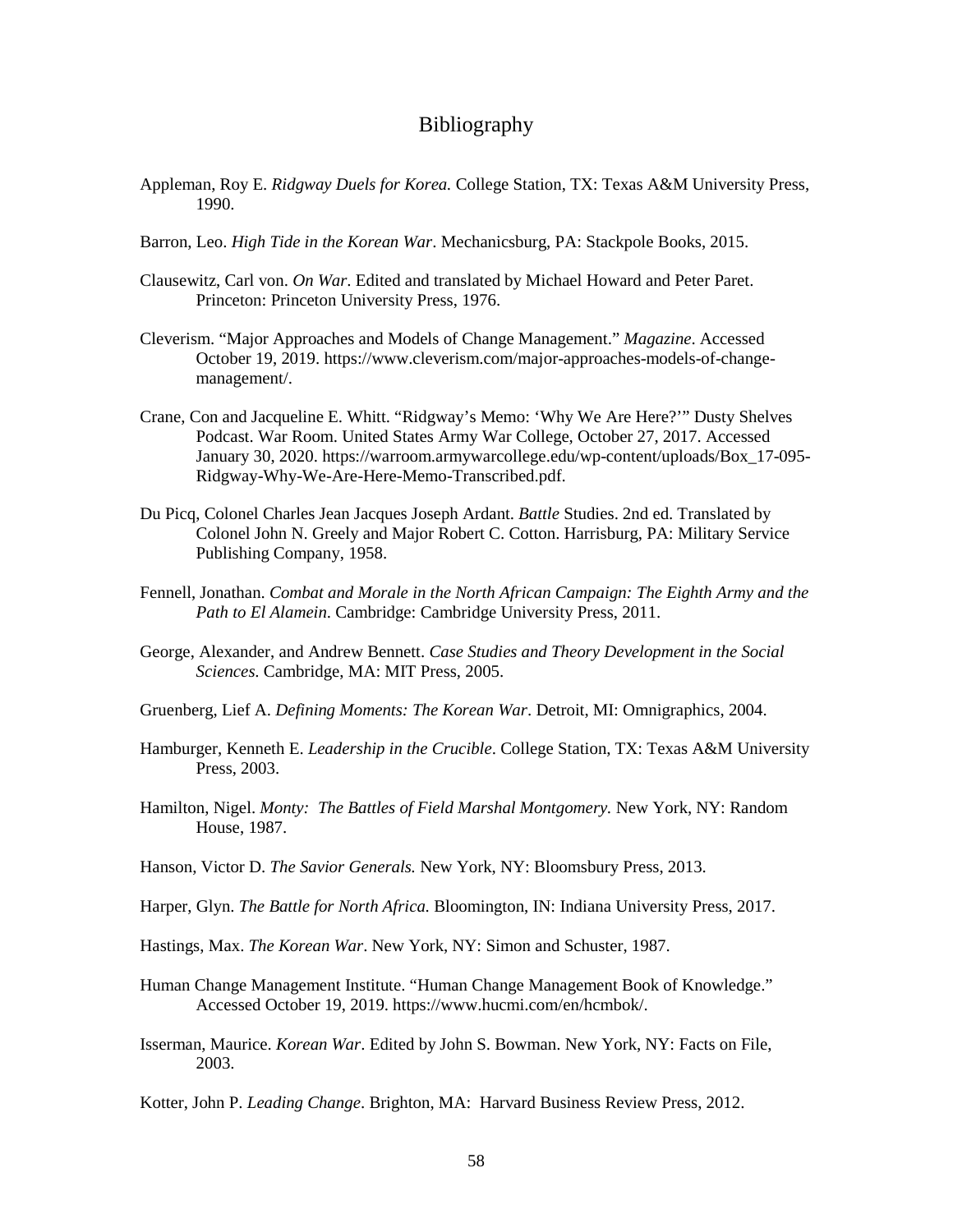# Bibliography

Appleman, Roy E. *Ridgway Duels for Korea.* College Station, TX: Texas A&M University Press, 1990.

Barron, Leo. *High Tide in the Korean War*. Mechanicsburg, PA: Stackpole Books, 2015.

Clausewitz, Carl von. *On War*. Edited and translated by Michael Howard and Peter Paret. Princeton: Princeton University Press, 1976.

Cleverism. "Major Approaches and Models of Change Management." *Magazine*. Accessed October 19, 2019. https://www.cleverism.com/major-approaches-models-of-change-management/.

Crane, Con and Jacqueline E. Whitt. "Ridgway's Memo: 'Why We Are Here?'" Dusty Shelves Podcast. War Room. United States Army War College, October 27, 2017. Accessed January 30, 2020. https://warroom.armywarcollege.edu/wp-content/uploads/Box_17-095-Ridgway-Why-We-Are-Here-Memo-Transcribed.pdf.

Du Picq, Colonel Charles Jean Jacques Joseph Ardant. *Battle* Studies. 2nd ed. Translated by Colonel John N. Greely and Major Robert C. Cotton. Harrisburg, PA: Military Service Publishing Company, 1958.

Fennell, Jonathan. *Combat and Morale in the North African Campaign: The Eighth Army and the Path to El Alamein*. Cambridge: Cambridge University Press, 2011.

George, Alexander, and Andrew Bennett. *Case Studies and Theory Development in the Social Sciences*. Cambridge, MA: MIT Press, 2005.

Gruenberg, Lief A. *Defining Moments: The Korean War*. Detroit, MI: Omnigraphics, 2004.

Hamburger, Kenneth E. *Leadership in the Crucible*. College Station, TX: Texas A&M University Press, 2003.

Hamilton, Nigel. *Monty: The Battles of Field Marshal Montgomery.* New York, NY: Random House, 1987.

Hanson, Victor D. *The Savior Generals.* New York, NY: Bloomsbury Press, 2013.

Harper, Glyn. *The Battle for North Africa.* Bloomington, IN: Indiana University Press, 2017.

Hastings, Max. *The Korean War*. New York, NY: Simon and Schuster, 1987.

Human Change Management Institute. "Human Change Management Book of Knowledge." Accessed October 19, 2019. https://www.hucmi.com/en/hcmbok/.

Isserman, Maurice. *Korean War*. Edited by John S. Bowman. New York, NY: Facts on File, 2003.

Kotter, John P. *Leading Change*. Brighton, MA: Harvard Business Review Press, 2012.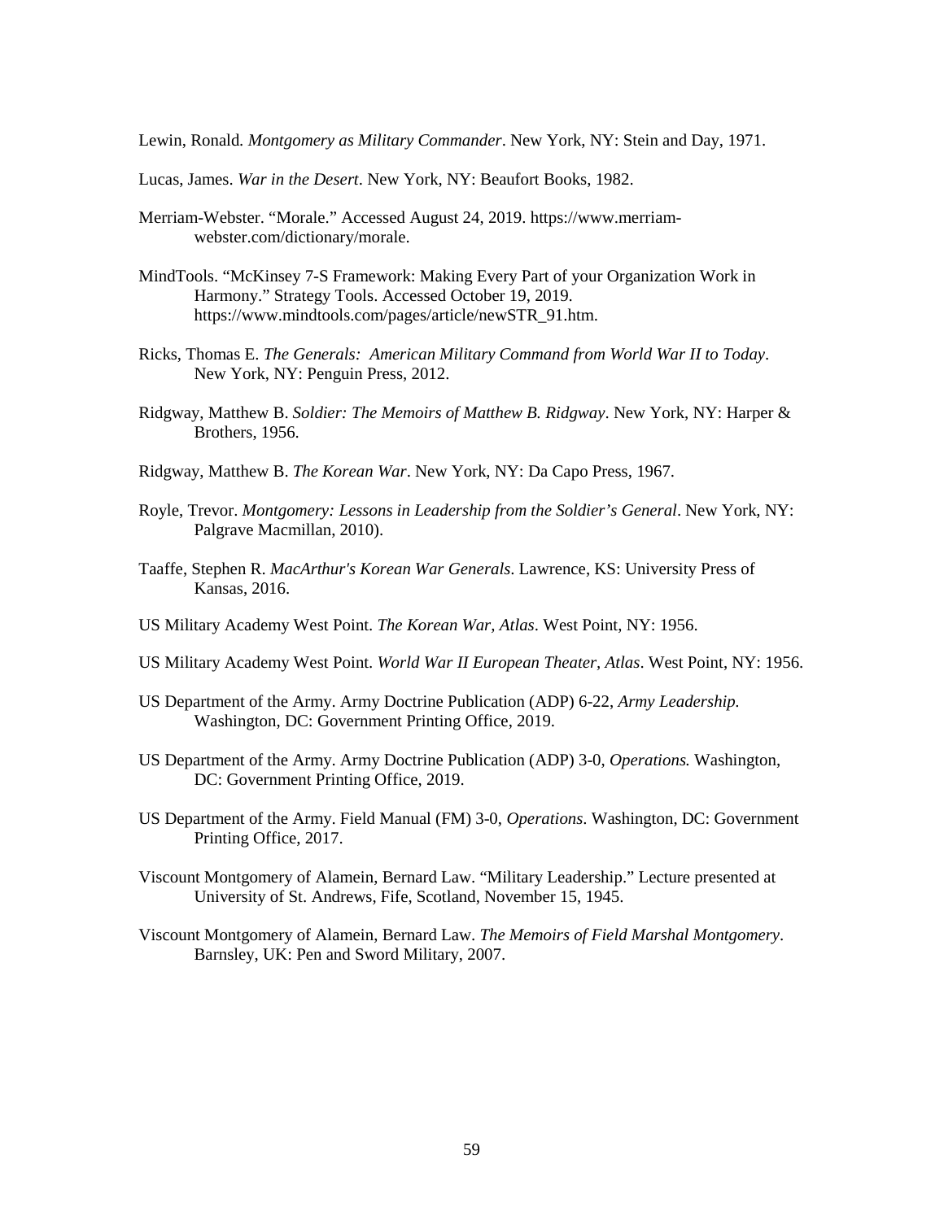Lewin, Ronald. *Montgomery as Military Commander*. New York, NY: Stein and Day, 1971.

Lucas, James. *War in the Desert*. New York, NY: Beaufort Books, 1982.

Merriam-Webster. "Morale." Accessed August 24, 2019. https://www.merriam-webster.com/dictionary/morale.

MindTools. "McKinsey 7-S Framework: Making Every Part of your Organization Work in Harmony." Strategy Tools. Accessed October 19, 2019. https://www.mindtools.com/pages/article/newSTR_91.htm.

Ricks, Thomas E. *The Generals: American Military Command from World War II to Today*. New York, NY: Penguin Press, 2012.

Ridgway, Matthew B. *Soldier: The Memoirs of Matthew B. Ridgway*. New York, NY: Harper & Brothers, 1956.

Ridgway, Matthew B. *The Korean War*. New York, NY: Da Capo Press, 1967.

Royle, Trevor. *Montgomery: Lessons in Leadership from the Soldier's General*. New York, NY: Palgrave Macmillan, 2010).

Taaffe, Stephen R. *MacArthur's Korean War Generals*. Lawrence, KS: University Press of Kansas, 2016.

US Military Academy West Point. *The Korean War, Atlas*. West Point, NY: 1956.

US Military Academy West Point. *World War II European Theater, Atlas*. West Point, NY: 1956.

US Department of the Army. Army Doctrine Publication (ADP) 6-22, *Army Leadership.* Washington, DC: Government Printing Office, 2019.

US Department of the Army. Army Doctrine Publication (ADP) 3-0, *Operations.* Washington, DC: Government Printing Office, 2019.

US Department of the Army. Field Manual (FM) 3-0, *Operations*. Washington, DC: Government Printing Office, 2017.

Viscount Montgomery of Alamein, Bernard Law. "Military Leadership." Lecture presented at University of St. Andrews, Fife, Scotland, November 15, 1945.

Viscount Montgomery of Alamein, Bernard Law. *The Memoirs of Field Marshal Montgomery*. Barnsley, UK: Pen and Sword Military, 2007.